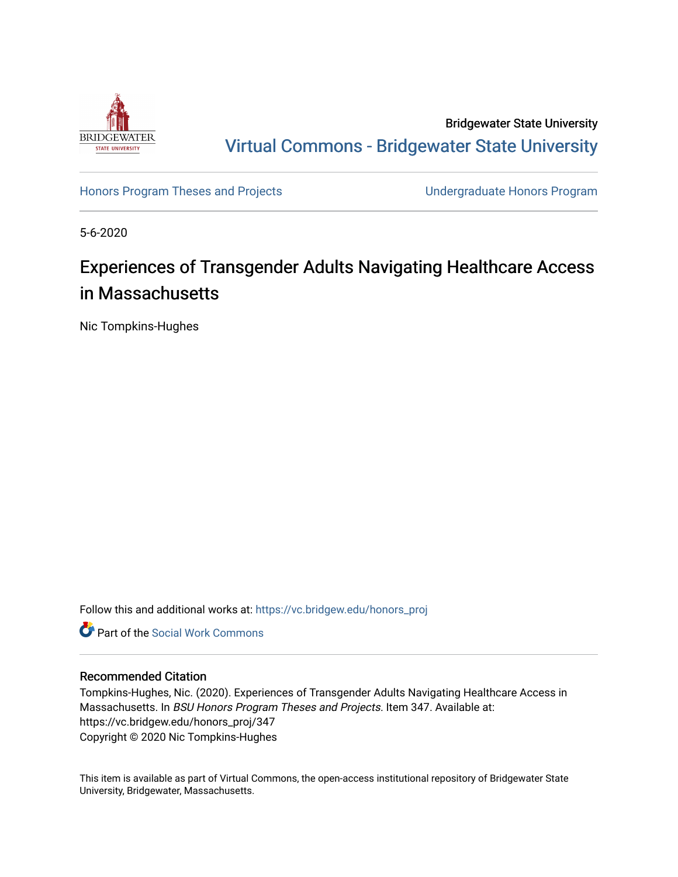Bridgewater State University

Virtual Commons - Bridgewater State University

Honors Program Theses and Projects

Undergraduate Honors Program

5-6-2020

# Experiences of Transgender Adults Navigating Healthcare Access in Massachusetts

Nic Tompkins-Hughes

Follow this and additional works at: https://vc.bridgew.edu/honors_proj

Part of the Social Work Commons

## Recommended Citation

Tompkins-Hughes, Nic. (2020). Experiences of Transgender Adults Navigating Healthcare Access in Massachusetts. In *BSU Honors Program Theses and Projects*. Item 347. Available at: https://vc.bridgew.edu/honors_proj/347

Copyright © 2020 Nic Tompkins-Hughes

This item is available as part of Virtual Commons, the open-access institutional repository of Bridgewater State University, Bridgewater, Massachusetts.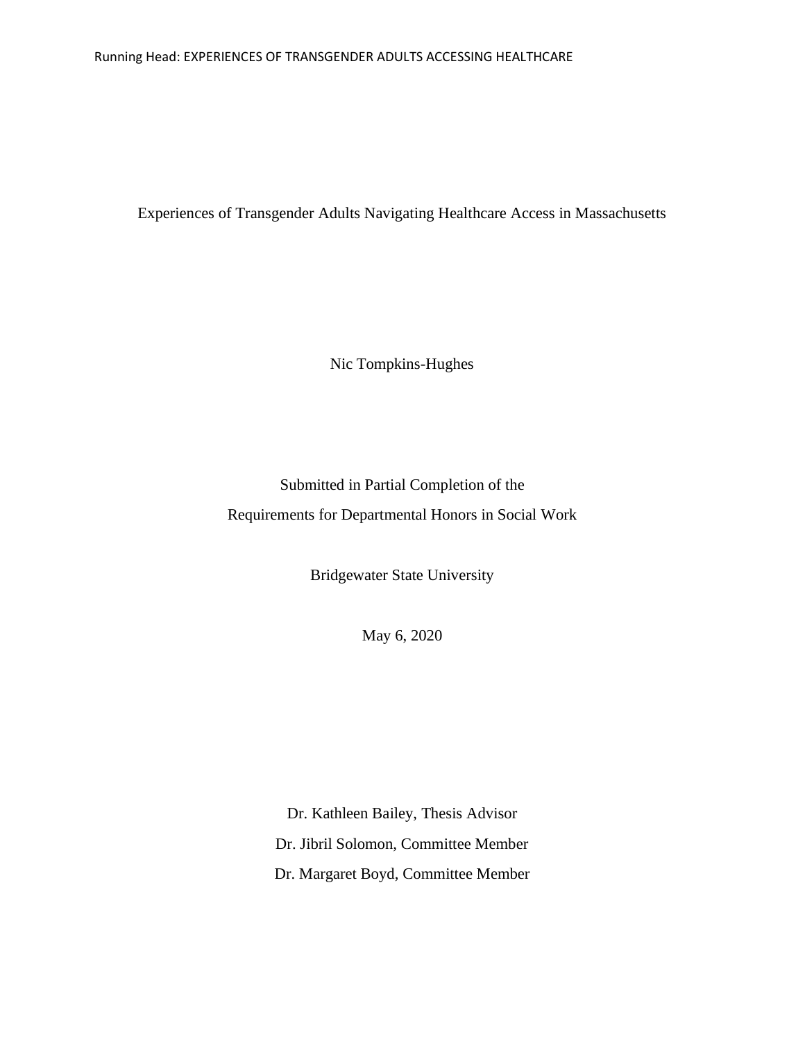Experiences of Transgender Adults Navigating Healthcare Access in Massachusetts

Nic Tompkins-Hughes

Submitted in Partial Completion of the

Requirements for Departmental Honors in Social Work

Bridgewater State University

May 6, 2020

Dr. Kathleen Bailey, Thesis Advisor

Dr. Jibril Solomon, Committee Member

Dr. Margaret Boyd, Committee Member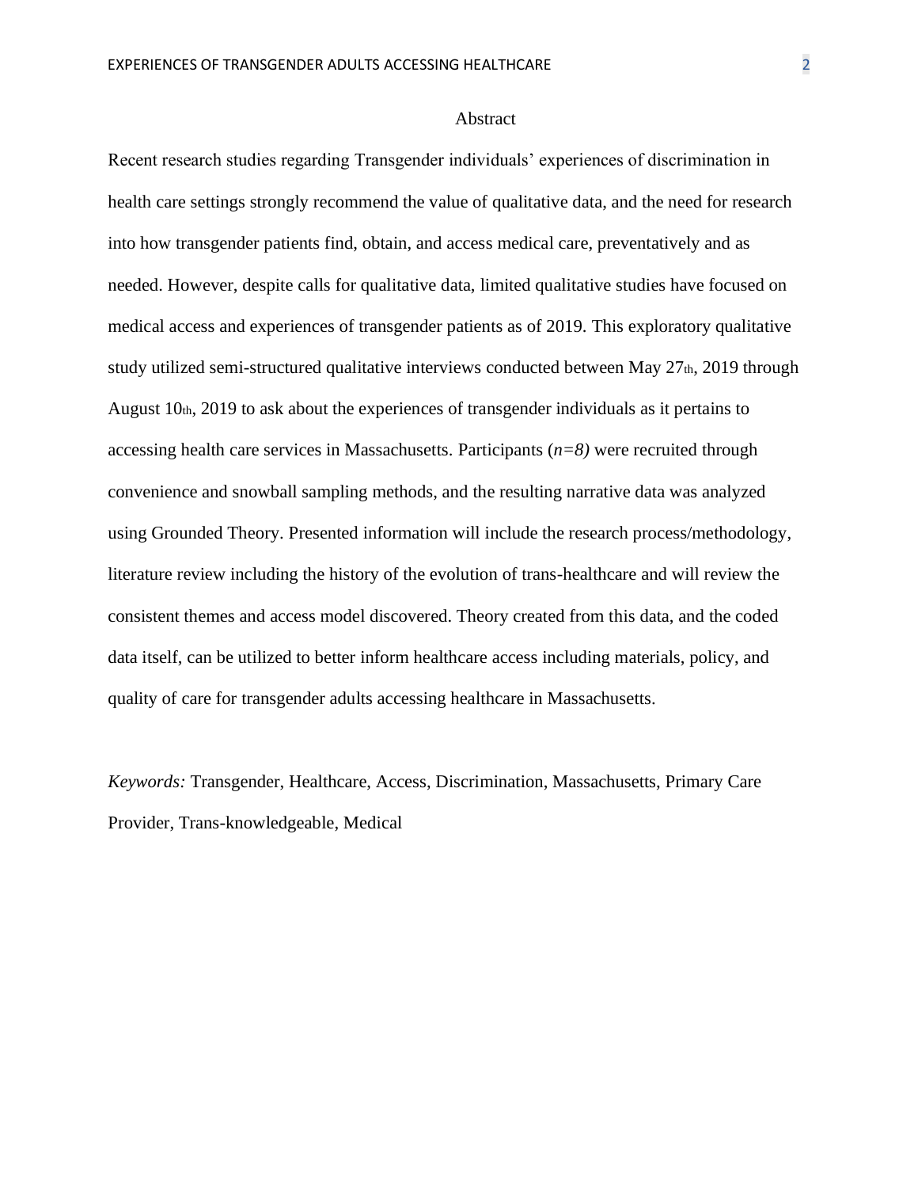# Abstract

Recent research studies regarding Transgender individuals' experiences of discrimination in health care settings strongly recommend the value of qualitative data, and the need for research into how transgender patients find, obtain, and access medical care, preventatively and as needed. However, despite calls for qualitative data, limited qualitative studies have focused on medical access and experiences of transgender patients as of 2019. This exploratory qualitative study utilized semi-structured qualitative interviews conducted between May 27th, 2019 through August 10th, 2019 to ask about the experiences of transgender individuals as it pertains to accessing health care services in Massachusetts. Participants (*n=8)* were recruited through convenience and snowball sampling methods, and the resulting narrative data was analyzed using Grounded Theory. Presented information will include the research process/methodology, literature review including the history of the evolution of trans-healthcare and will review the consistent themes and access model discovered. Theory created from this data, and the coded data itself, can be utilized to better inform healthcare access including materials, policy, and quality of care for transgender adults accessing healthcare in Massachusetts.

*Keywords:* Transgender, Healthcare, Access, Discrimination, Massachusetts, Primary Care Provider, Trans-knowledgeable, Medical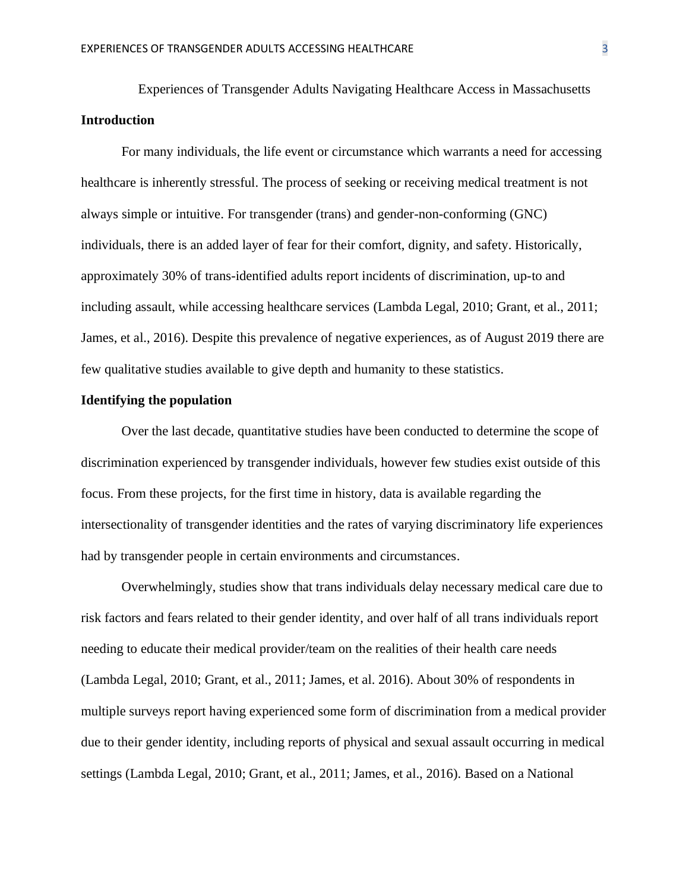Experiences of Transgender Adults Navigating Healthcare Access in Massachusetts

## Introduction

For many individuals, the life event or circumstance which warrants a need for accessing healthcare is inherently stressful. The process of seeking or receiving medical treatment is not always simple or intuitive. For transgender (trans) and gender-non-conforming (GNC) individuals, there is an added layer of fear for their comfort, dignity, and safety. Historically, approximately 30% of trans-identified adults report incidents of discrimination, up-to and including assault, while accessing healthcare services (Lambda Legal, 2010; Grant, et al., 2011; James, et al., 2016). Despite this prevalence of negative experiences, as of August 2019 there are few qualitative studies available to give depth and humanity to these statistics.

## Identifying the population

Over the last decade, quantitative studies have been conducted to determine the scope of discrimination experienced by transgender individuals, however few studies exist outside of this focus. From these projects, for the first time in history, data is available regarding the intersectionality of transgender identities and the rates of varying discriminatory life experiences had by transgender people in certain environments and circumstances.

Overwhelmingly, studies show that trans individuals delay necessary medical care due to risk factors and fears related to their gender identity, and over half of all trans individuals report needing to educate their medical provider/team on the realities of their health care needs (Lambda Legal, 2010; Grant, et al., 2011; James, et al. 2016). About 30% of respondents in multiple surveys report having experienced some form of discrimination from a medical provider due to their gender identity, including reports of physical and sexual assault occurring in medical settings (Lambda Legal, 2010; Grant, et al., 2011; James, et al., 2016). Based on a National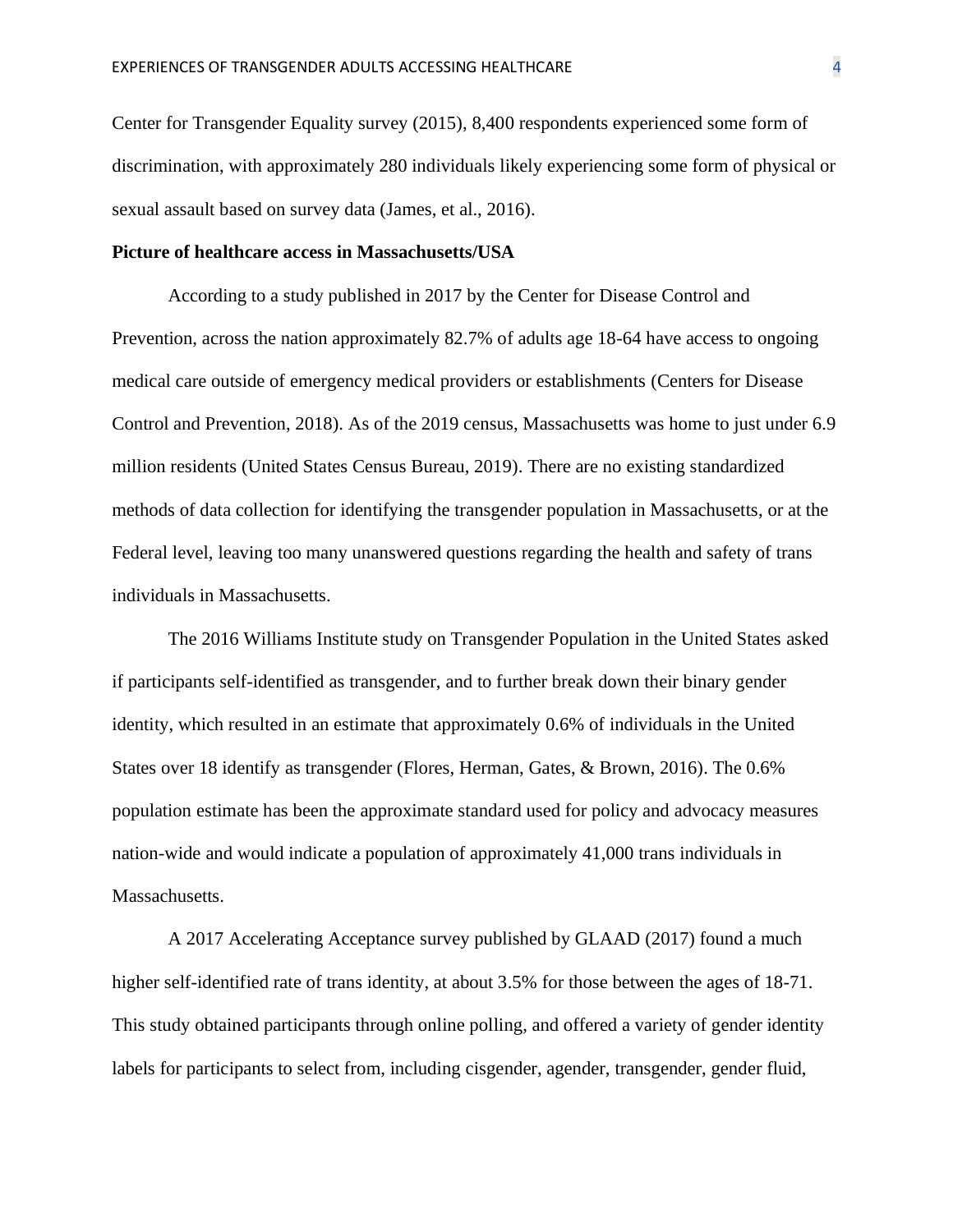Center for Transgender Equality survey (2015), 8,400 respondents experienced some form of discrimination, with approximately 280 individuals likely experiencing some form of physical or sexual assault based on survey data (James, et al., 2016).

**Picture of healthcare access in Massachusetts/USA**

According to a study published in 2017 by the Center for Disease Control and Prevention, across the nation approximately 82.7% of adults age 18-64 have access to ongoing medical care outside of emergency medical providers or establishments (Centers for Disease Control and Prevention, 2018). As of the 2019 census, Massachusetts was home to just under 6.9 million residents (United States Census Bureau, 2019). There are no existing standardized methods of data collection for identifying the transgender population in Massachusetts, or at the Federal level, leaving too many unanswered questions regarding the health and safety of trans individuals in Massachusetts.

The 2016 Williams Institute study on Transgender Population in the United States asked if participants self-identified as transgender, and to further break down their binary gender identity, which resulted in an estimate that approximately 0.6% of individuals in the United States over 18 identify as transgender (Flores, Herman, Gates, & Brown, 2016). The 0.6% population estimate has been the approximate standard used for policy and advocacy measures nation-wide and would indicate a population of approximately 41,000 trans individuals in Massachusetts.

A 2017 Accelerating Acceptance survey published by GLAAD (2017) found a much higher self-identified rate of trans identity, at about 3.5% for those between the ages of 18-71. This study obtained participants through online polling, and offered a variety of gender identity labels for participants to select from, including cisgender, agender, transgender, gender fluid,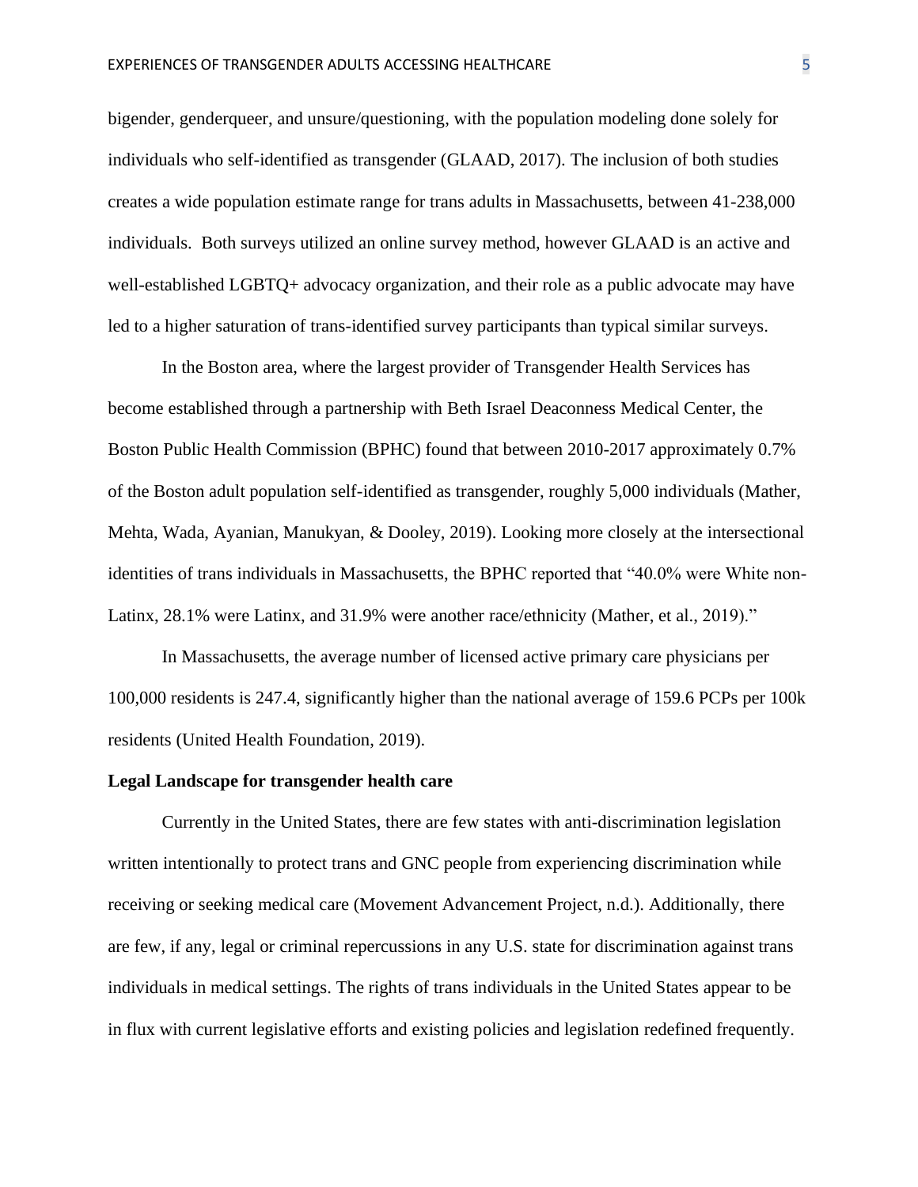bigender, genderqueer, and unsure/questioning, with the population modeling done solely for individuals who self-identified as transgender (GLAAD, 2017). The inclusion of both studies creates a wide population estimate range for trans adults in Massachusetts, between 41-238,000 individuals. Both surveys utilized an online survey method, however GLAAD is an active and well-established LGBTQ+ advocacy organization, and their role as a public advocate may have led to a higher saturation of trans-identified survey participants than typical similar surveys.

In the Boston area, where the largest provider of Transgender Health Services has become established through a partnership with Beth Israel Deaconness Medical Center, the Boston Public Health Commission (BPHC) found that between 2010-2017 approximately 0.7% of the Boston adult population self-identified as transgender, roughly 5,000 individuals (Mather, Mehta, Wada, Ayanian, Manukyan, & Dooley, 2019). Looking more closely at the intersectional identities of trans individuals in Massachusetts, the BPHC reported that "40.0% were White non-Latinx, 28.1% were Latinx, and 31.9% were another race/ethnicity (Mather, et al., 2019)."

In Massachusetts, the average number of licensed active primary care physicians per 100,000 residents is 247.4, significantly higher than the national average of 159.6 PCPs per 100k residents (United Health Foundation, 2019).

**Legal Landscape for transgender health care**

Currently in the United States, there are few states with anti-discrimination legislation written intentionally to protect trans and GNC people from experiencing discrimination while receiving or seeking medical care (Movement Advancement Project, n.d.). Additionally, there are few, if any, legal or criminal repercussions in any U.S. state for discrimination against trans individuals in medical settings. The rights of trans individuals in the United States appear to be in flux with current legislative efforts and existing policies and legislation redefined frequently.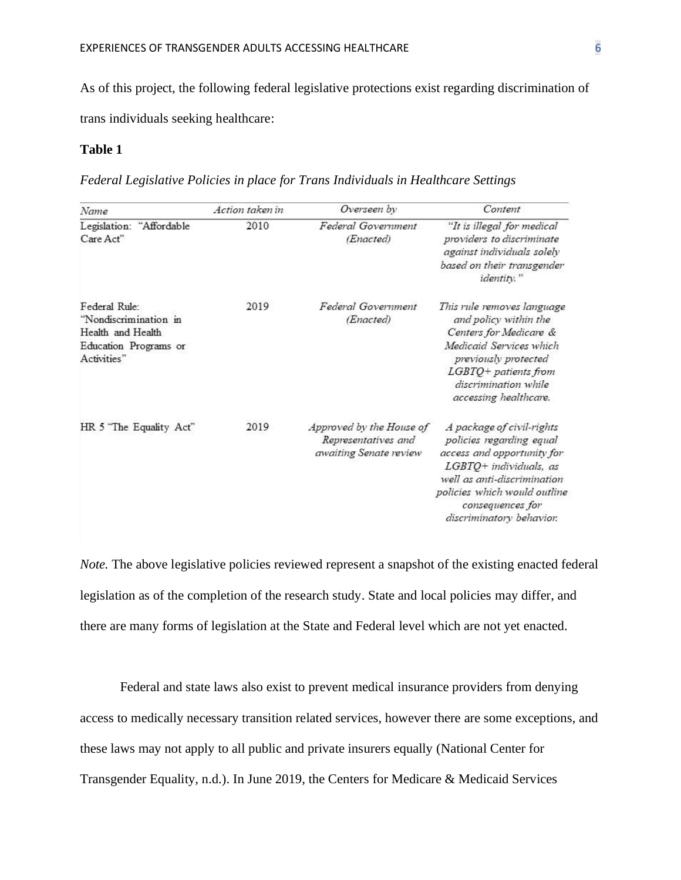As of this project, the following federal legislative protections exist regarding discrimination of trans individuals seeking healthcare:

**Table 1**

*Federal Legislative Policies in place for Trans Individuals in Healthcare Settings*

| *Name* | *Action taken in* | *Overseen by* | *Content* |
|---|---|---|---|
| Legislation: "Affordable Care Act" | 2010 | *Federal Government (Enacted)* | *"It is illegal for medical providers to discriminate against individuals solely based on their transgender identity."* |
| Federal Rule: "Nondiscrimination in Health and Health Education Programs or Activities" | 2019 | *Federal Government (Enacted)* | *This rule removes language and policy within the Centers for Medicare & Medicaid Services which previously protected LGBTQ+ patients from discrimination while accessing healthcare.* |
| HR 5 "The Equality Act" | 2019 | *Approved by the House of Representatives and awaiting Senate review* | *A package of civil-rights policies regarding equal access and opportunity for LGBTQ+ individuals, as well as anti-discrimination policies which would outline consequences for discriminatory behavior.* |

*Note.* The above legislative policies reviewed represent a snapshot of the existing enacted federal legislation as of the completion of the research study. State and local policies may differ, and there are many forms of legislation at the State and Federal level which are not yet enacted.

Federal and state laws also exist to prevent medical insurance providers from denying access to medically necessary transition related services, however there are some exceptions, and these laws may not apply to all public and private insurers equally (National Center for Transgender Equality, n.d.). In June 2019, the Centers for Medicare & Medicaid Services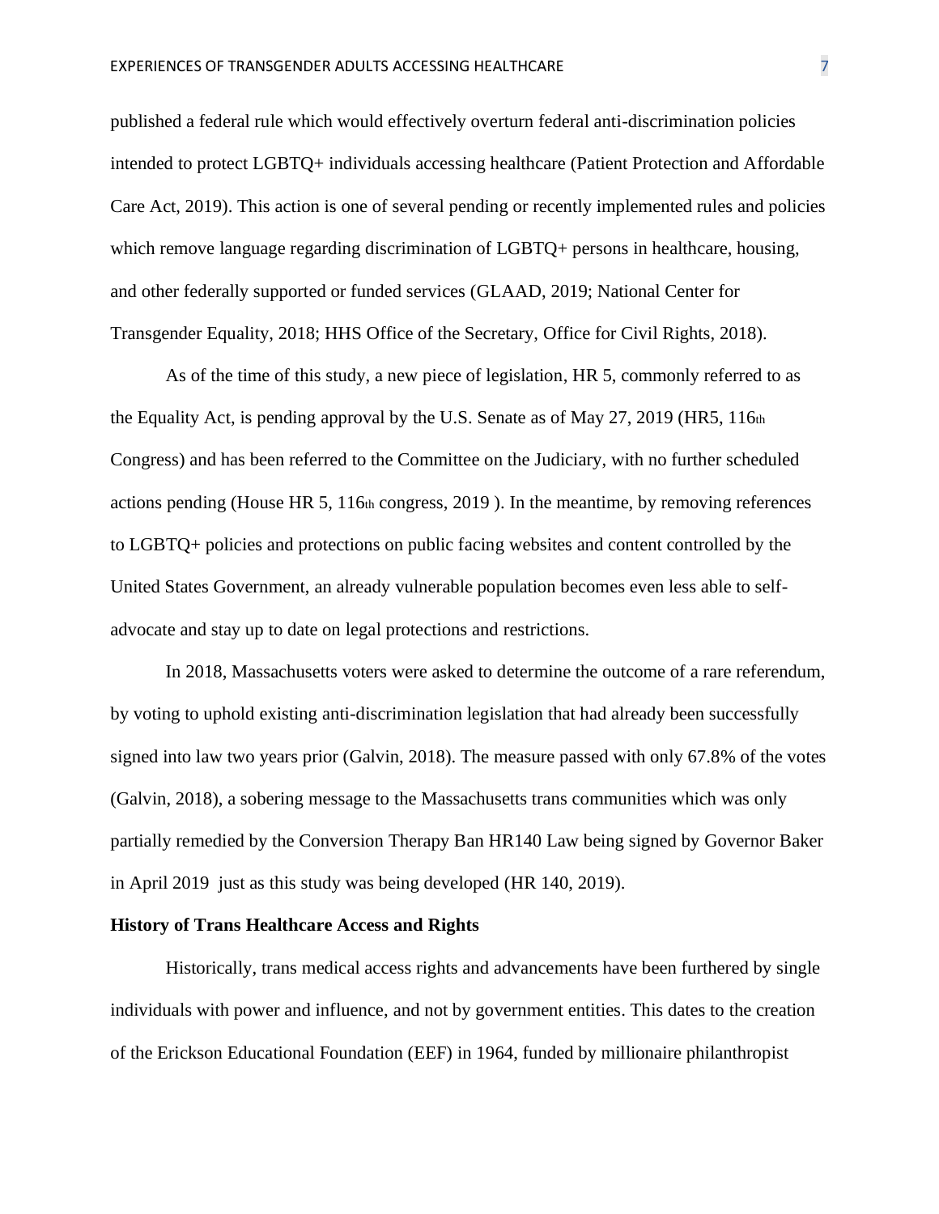published a federal rule which would effectively overturn federal anti-discrimination policies intended to protect LGBTQ+ individuals accessing healthcare (Patient Protection and Affordable Care Act, 2019). This action is one of several pending or recently implemented rules and policies which remove language regarding discrimination of LGBTQ+ persons in healthcare, housing, and other federally supported or funded services (GLAAD, 2019; National Center for Transgender Equality, 2018; HHS Office of the Secretary, Office for Civil Rights, 2018).

As of the time of this study, a new piece of legislation, HR 5, commonly referred to as the Equality Act, is pending approval by the U.S. Senate as of May 27, 2019 (HR5, 116th Congress) and has been referred to the Committee on the Judiciary, with no further scheduled actions pending (House HR 5, 116th congress, 2019 ). In the meantime, by removing references to LGBTQ+ policies and protections on public facing websites and content controlled by the United States Government, an already vulnerable population becomes even less able to self-advocate and stay up to date on legal protections and restrictions.

In 2018, Massachusetts voters were asked to determine the outcome of a rare referendum, by voting to uphold existing anti-discrimination legislation that had already been successfully signed into law two years prior (Galvin, 2018). The measure passed with only 67.8% of the votes (Galvin, 2018), a sobering message to the Massachusetts trans communities which was only partially remedied by the Conversion Therapy Ban HR140 Law being signed by Governor Baker in April 2019 just as this study was being developed (HR 140, 2019).

**History of Trans Healthcare Access and Rights**

Historically, trans medical access rights and advancements have been furthered by single individuals with power and influence, and not by government entities. This dates to the creation of the Erickson Educational Foundation (EEF) in 1964, funded by millionaire philanthropist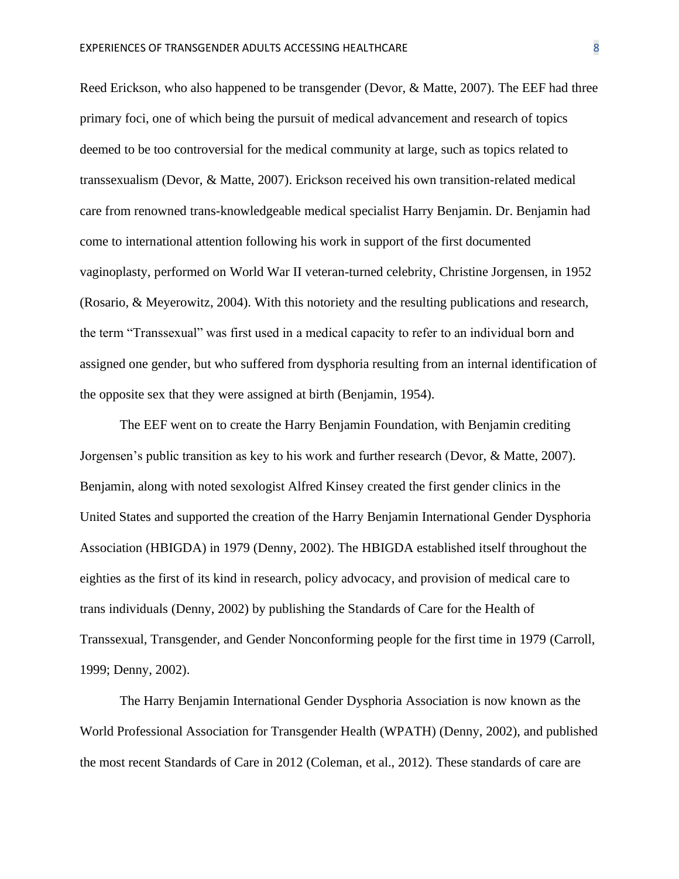Reed Erickson, who also happened to be transgender (Devor, & Matte, 2007). The EEF had three primary foci, one of which being the pursuit of medical advancement and research of topics deemed to be too controversial for the medical community at large, such as topics related to transsexualism (Devor, & Matte, 2007). Erickson received his own transition-related medical care from renowned trans-knowledgeable medical specialist Harry Benjamin. Dr. Benjamin had come to international attention following his work in support of the first documented vaginoplasty, performed on World War II veteran-turned celebrity, Christine Jorgensen, in 1952 (Rosario, & Meyerowitz, 2004). With this notoriety and the resulting publications and research, the term "Transsexual" was first used in a medical capacity to refer to an individual born and assigned one gender, but who suffered from dysphoria resulting from an internal identification of the opposite sex that they were assigned at birth (Benjamin, 1954).

The EEF went on to create the Harry Benjamin Foundation, with Benjamin crediting Jorgensen's public transition as key to his work and further research (Devor, & Matte, 2007). Benjamin, along with noted sexologist Alfred Kinsey created the first gender clinics in the United States and supported the creation of the Harry Benjamin International Gender Dysphoria Association (HBIGDA) in 1979 (Denny, 2002). The HBIGDA established itself throughout the eighties as the first of its kind in research, policy advocacy, and provision of medical care to trans individuals (Denny, 2002) by publishing the Standards of Care for the Health of Transsexual, Transgender, and Gender Nonconforming people for the first time in 1979 (Carroll, 1999; Denny, 2002).

The Harry Benjamin International Gender Dysphoria Association is now known as the World Professional Association for Transgender Health (WPATH) (Denny, 2002), and published the most recent Standards of Care in 2012 (Coleman, et al., 2012). These standards of care are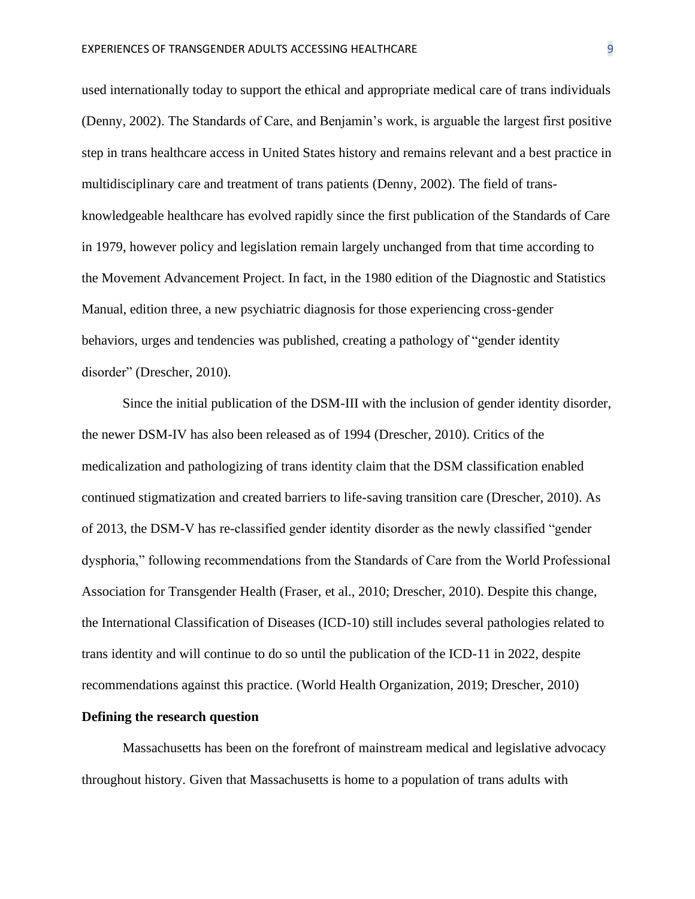used internationally today to support the ethical and appropriate medical care of trans individuals (Denny, 2002). The Standards of Care, and Benjamin's work, is arguable the largest first positive step in trans healthcare access in United States history and remains relevant and a best practice in multidisciplinary care and treatment of trans patients (Denny, 2002). The field of trans-knowledgeable healthcare has evolved rapidly since the first publication of the Standards of Care in 1979, however policy and legislation remain largely unchanged from that time according to the Movement Advancement Project. In fact, in the 1980 edition of the Diagnostic and Statistics Manual, edition three, a new psychiatric diagnosis for those experiencing cross-gender behaviors, urges and tendencies was published, creating a pathology of "gender identity disorder" (Drescher, 2010).

Since the initial publication of the DSM-III with the inclusion of gender identity disorder, the newer DSM-IV has also been released as of 1994 (Drescher, 2010). Critics of the medicalization and pathologizing of trans identity claim that the DSM classification enabled continued stigmatization and created barriers to life-saving transition care (Drescher, 2010). As of 2013, the DSM-V has re-classified gender identity disorder as the newly classified "gender dysphoria," following recommendations from the Standards of Care from the World Professional Association for Transgender Health (Fraser, et al., 2010; Drescher, 2010). Despite this change, the International Classification of Diseases (ICD-10) still includes several pathologies related to trans identity and will continue to do so until the publication of the ICD-11 in 2022, despite recommendations against this practice. (World Health Organization, 2019; Drescher, 2010)

**Defining the research question**

Massachusetts has been on the forefront of mainstream medical and legislative advocacy throughout history. Given that Massachusetts is home to a population of trans adults with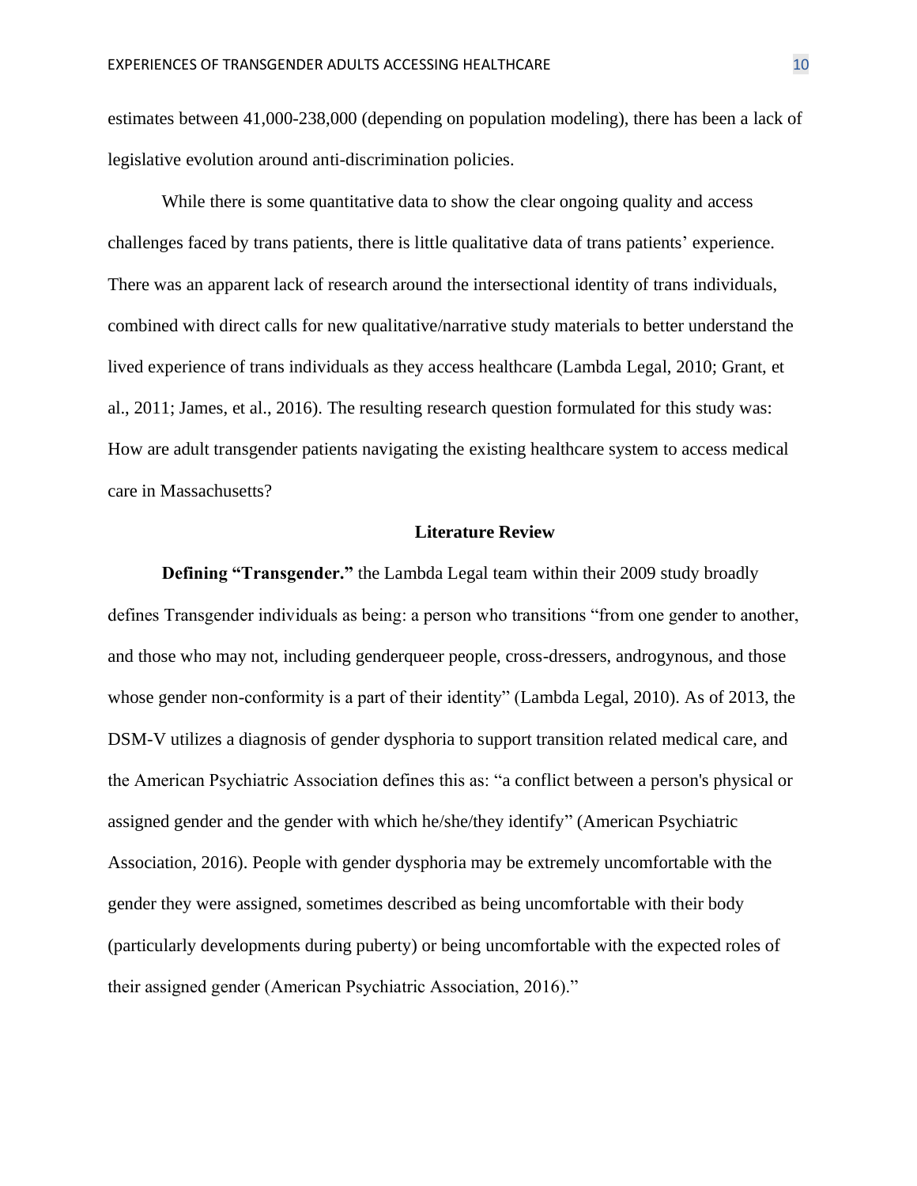estimates between 41,000-238,000 (depending on population modeling), there has been a lack of legislative evolution around anti-discrimination policies.

While there is some quantitative data to show the clear ongoing quality and access challenges faced by trans patients, there is little qualitative data of trans patients' experience. There was an apparent lack of research around the intersectional identity of trans individuals, combined with direct calls for new qualitative/narrative study materials to better understand the lived experience of trans individuals as they access healthcare (Lambda Legal, 2010; Grant, et al., 2011; James, et al., 2016). The resulting research question formulated for this study was: How are adult transgender patients navigating the existing healthcare system to access medical care in Massachusetts?

## Literature Review

**Defining "Transgender."** the Lambda Legal team within their 2009 study broadly defines Transgender individuals as being: a person who transitions "from one gender to another, and those who may not, including genderqueer people, cross-dressers, androgynous, and those whose gender non-conformity is a part of their identity" (Lambda Legal, 2010). As of 2013, the DSM-V utilizes a diagnosis of gender dysphoria to support transition related medical care, and the American Psychiatric Association defines this as: "a conflict between a person's physical or assigned gender and the gender with which he/she/they identify" (American Psychiatric Association, 2016). People with gender dysphoria may be extremely uncomfortable with the gender they were assigned, sometimes described as being uncomfortable with their body (particularly developments during puberty) or being uncomfortable with the expected roles of their assigned gender (American Psychiatric Association, 2016)."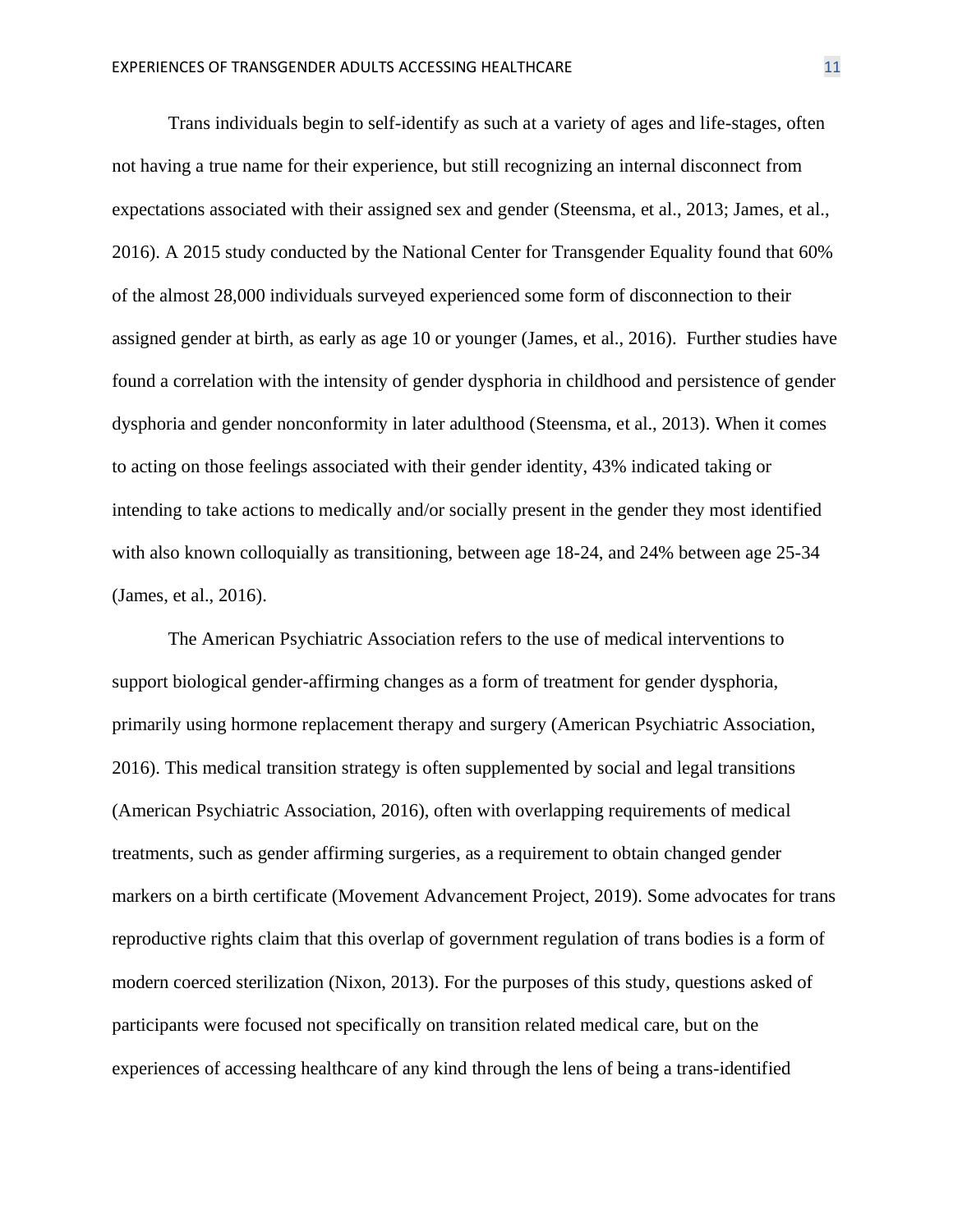Trans individuals begin to self-identify as such at a variety of ages and life-stages, often not having a true name for their experience, but still recognizing an internal disconnect from expectations associated with their assigned sex and gender (Steensma, et al., 2013; James, et al., 2016). A 2015 study conducted by the National Center for Transgender Equality found that 60% of the almost 28,000 individuals surveyed experienced some form of disconnection to their assigned gender at birth, as early as age 10 or younger (James, et al., 2016). Further studies have found a correlation with the intensity of gender dysphoria in childhood and persistence of gender dysphoria and gender nonconformity in later adulthood (Steensma, et al., 2013). When it comes to acting on those feelings associated with their gender identity, 43% indicated taking or intending to take actions to medically and/or socially present in the gender they most identified with also known colloquially as transitioning, between age 18-24, and 24% between age 25-34 (James, et al., 2016).

The American Psychiatric Association refers to the use of medical interventions to support biological gender-affirming changes as a form of treatment for gender dysphoria, primarily using hormone replacement therapy and surgery (American Psychiatric Association, 2016). This medical transition strategy is often supplemented by social and legal transitions (American Psychiatric Association, 2016), often with overlapping requirements of medical treatments, such as gender affirming surgeries, as a requirement to obtain changed gender markers on a birth certificate (Movement Advancement Project, 2019). Some advocates for trans reproductive rights claim that this overlap of government regulation of trans bodies is a form of modern coerced sterilization (Nixon, 2013). For the purposes of this study, questions asked of participants were focused not specifically on transition related medical care, but on the experiences of accessing healthcare of any kind through the lens of being a trans-identified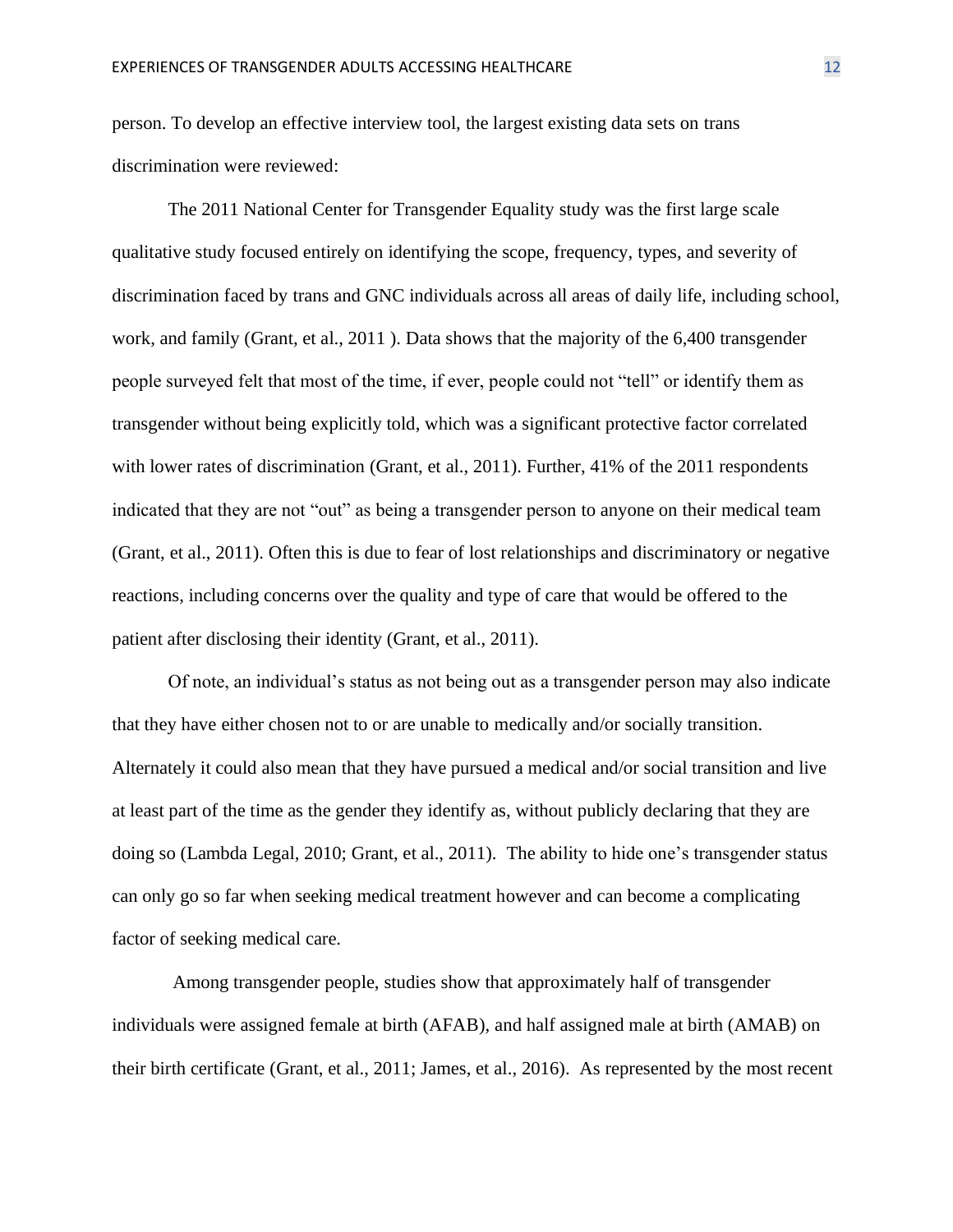person. To develop an effective interview tool, the largest existing data sets on trans discrimination were reviewed:

The 2011 National Center for Transgender Equality study was the first large scale qualitative study focused entirely on identifying the scope, frequency, types, and severity of discrimination faced by trans and GNC individuals across all areas of daily life, including school, work, and family (Grant, et al., 2011 ). Data shows that the majority of the 6,400 transgender people surveyed felt that most of the time, if ever, people could not "tell" or identify them as transgender without being explicitly told, which was a significant protective factor correlated with lower rates of discrimination (Grant, et al., 2011). Further, 41% of the 2011 respondents indicated that they are not "out" as being a transgender person to anyone on their medical team (Grant, et al., 2011). Often this is due to fear of lost relationships and discriminatory or negative reactions, including concerns over the quality and type of care that would be offered to the patient after disclosing their identity (Grant, et al., 2011).

Of note, an individual's status as not being out as a transgender person may also indicate that they have either chosen not to or are unable to medically and/or socially transition. Alternately it could also mean that they have pursued a medical and/or social transition and live at least part of the time as the gender they identify as, without publicly declaring that they are doing so (Lambda Legal, 2010; Grant, et al., 2011). The ability to hide one's transgender status can only go so far when seeking medical treatment however and can become a complicating factor of seeking medical care.

Among transgender people, studies show that approximately half of transgender individuals were assigned female at birth (AFAB), and half assigned male at birth (AMAB) on their birth certificate (Grant, et al., 2011; James, et al., 2016). As represented by the most recent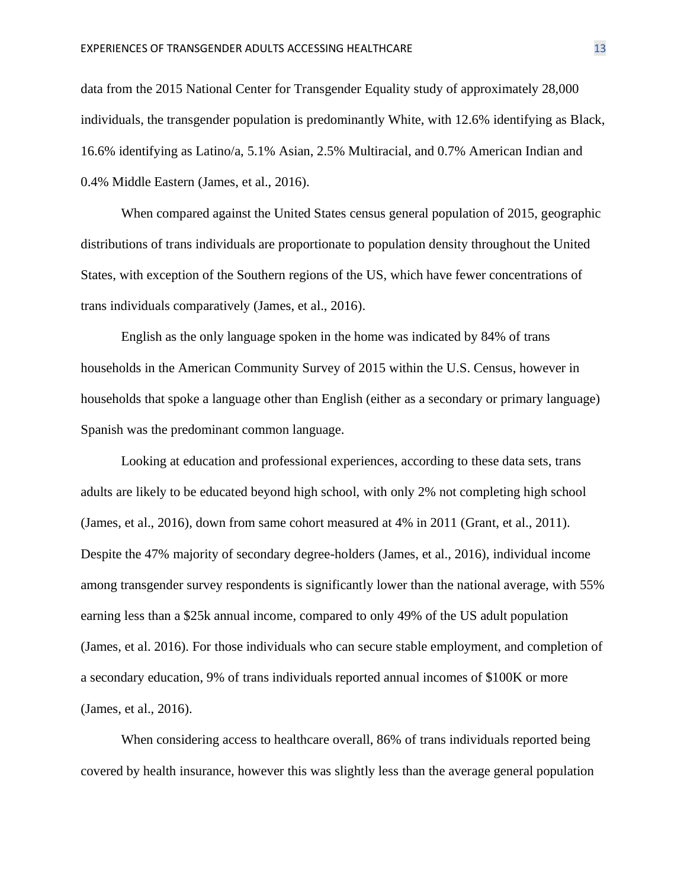data from the 2015 National Center for Transgender Equality study of approximately 28,000 individuals, the transgender population is predominantly White, with 12.6% identifying as Black, 16.6% identifying as Latino/a, 5.1% Asian, 2.5% Multiracial, and 0.7% American Indian and 0.4% Middle Eastern (James, et al., 2016).

When compared against the United States census general population of 2015, geographic distributions of trans individuals are proportionate to population density throughout the United States, with exception of the Southern regions of the US, which have fewer concentrations of trans individuals comparatively (James, et al., 2016).

English as the only language spoken in the home was indicated by 84% of trans households in the American Community Survey of 2015 within the U.S. Census, however in households that spoke a language other than English (either as a secondary or primary language) Spanish was the predominant common language.

Looking at education and professional experiences, according to these data sets, trans adults are likely to be educated beyond high school, with only 2% not completing high school (James, et al., 2016), down from same cohort measured at 4% in 2011 (Grant, et al., 2011). Despite the 47% majority of secondary degree-holders (James, et al., 2016), individual income among transgender survey respondents is significantly lower than the national average, with 55% earning less than a $25k annual income, compared to only 49% of the US adult population (James, et al. 2016). For those individuals who can secure stable employment, and completion of a secondary education, 9% of trans individuals reported annual incomes of $100K or more (James, et al., 2016).

When considering access to healthcare overall, 86% of trans individuals reported being covered by health insurance, however this was slightly less than the average general population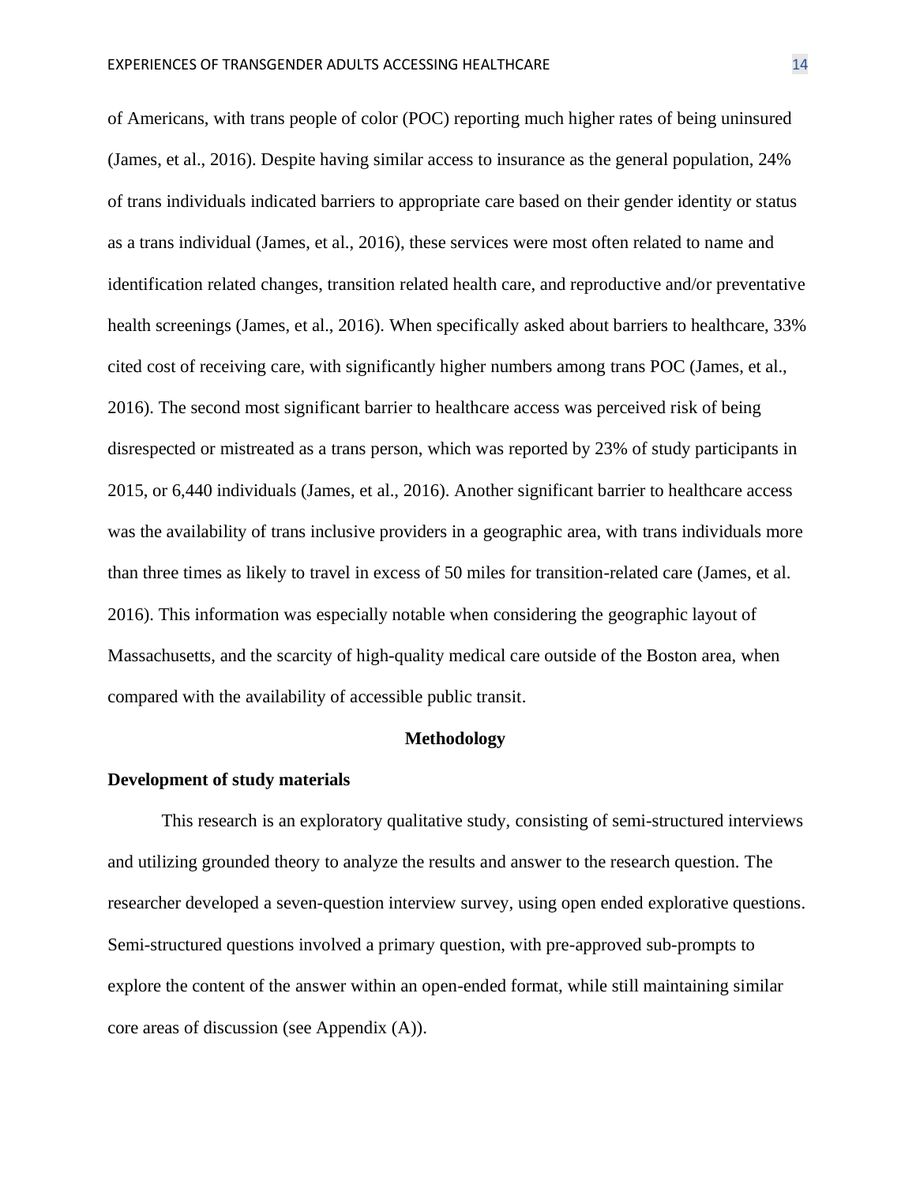of Americans, with trans people of color (POC) reporting much higher rates of being uninsured (James, et al., 2016). Despite having similar access to insurance as the general population, 24% of trans individuals indicated barriers to appropriate care based on their gender identity or status as a trans individual (James, et al., 2016), these services were most often related to name and identification related changes, transition related health care, and reproductive and/or preventative health screenings (James, et al., 2016). When specifically asked about barriers to healthcare, 33% cited cost of receiving care, with significantly higher numbers among trans POC (James, et al., 2016). The second most significant barrier to healthcare access was perceived risk of being disrespected or mistreated as a trans person, which was reported by 23% of study participants in 2015, or 6,440 individuals (James, et al., 2016). Another significant barrier to healthcare access was the availability of trans inclusive providers in a geographic area, with trans individuals more than three times as likely to travel in excess of 50 miles for transition-related care (James, et al. 2016). This information was especially notable when considering the geographic layout of Massachusetts, and the scarcity of high-quality medical care outside of the Boston area, when compared with the availability of accessible public transit.

## Methodology

### Development of study materials

This research is an exploratory qualitative study, consisting of semi-structured interviews and utilizing grounded theory to analyze the results and answer to the research question. The researcher developed a seven-question interview survey, using open ended explorative questions. Semi-structured questions involved a primary question, with pre-approved sub-prompts to explore the content of the answer within an open-ended format, while still maintaining similar core areas of discussion (see Appendix (A)).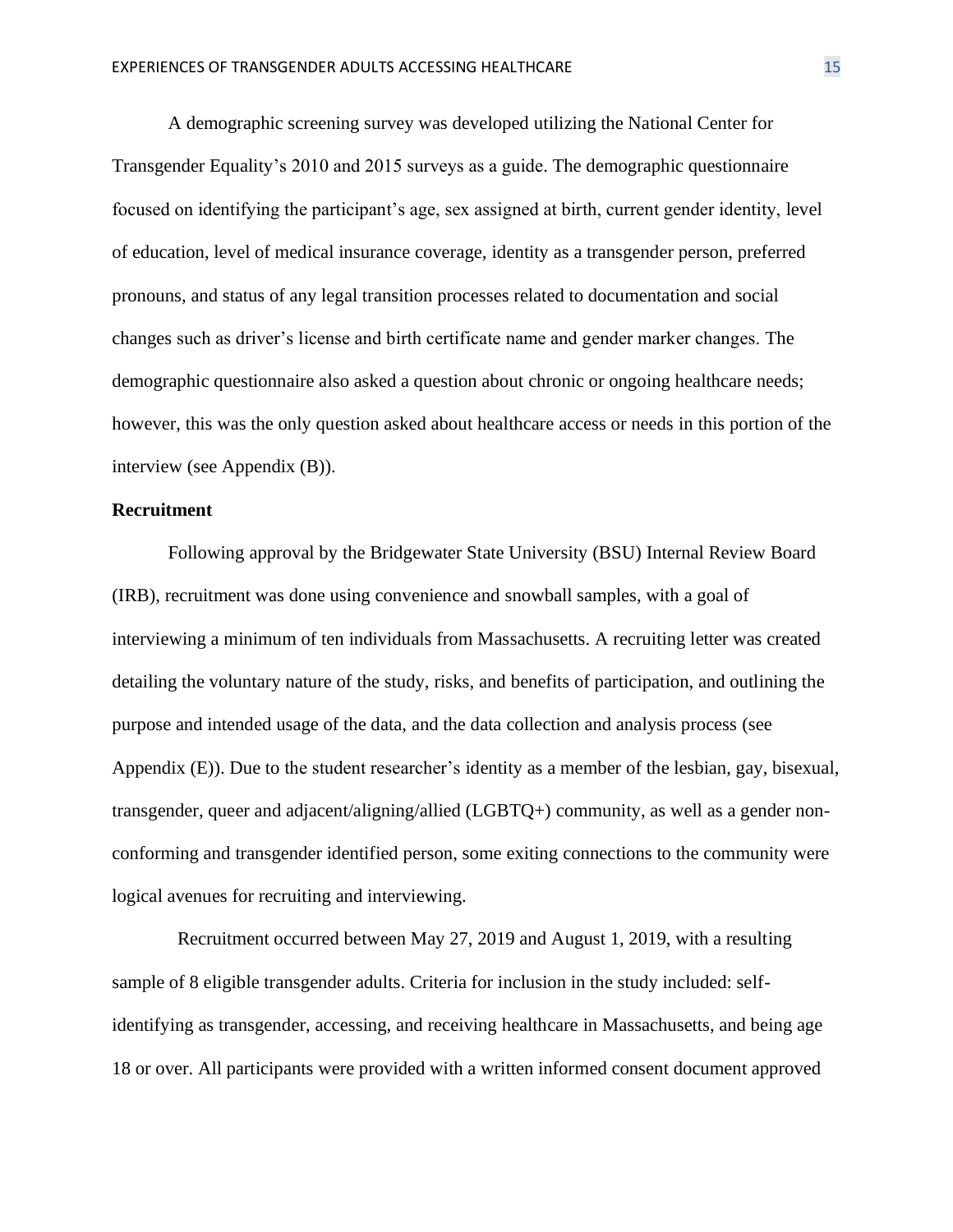A demographic screening survey was developed utilizing the National Center for Transgender Equality's 2010 and 2015 surveys as a guide. The demographic questionnaire focused on identifying the participant's age, sex assigned at birth, current gender identity, level of education, level of medical insurance coverage, identity as a transgender person, preferred pronouns, and status of any legal transition processes related to documentation and social changes such as driver's license and birth certificate name and gender marker changes. The demographic questionnaire also asked a question about chronic or ongoing healthcare needs; however, this was the only question asked about healthcare access or needs in this portion of the interview (see Appendix (B)).

**Recruitment**

Following approval by the Bridgewater State University (BSU) Internal Review Board (IRB), recruitment was done using convenience and snowball samples, with a goal of interviewing a minimum of ten individuals from Massachusetts. A recruiting letter was created detailing the voluntary nature of the study, risks, and benefits of participation, and outlining the purpose and intended usage of the data, and the data collection and analysis process (see Appendix (E)). Due to the student researcher's identity as a member of the lesbian, gay, bisexual, transgender, queer and adjacent/aligning/allied (LGBTQ+) community, as well as a gender non-conforming and transgender identified person, some exiting connections to the community were logical avenues for recruiting and interviewing.

Recruitment occurred between May 27, 2019 and August 1, 2019, with a resulting sample of 8 eligible transgender adults. Criteria for inclusion in the study included: self-identifying as transgender, accessing, and receiving healthcare in Massachusetts, and being age 18 or over. All participants were provided with a written informed consent document approved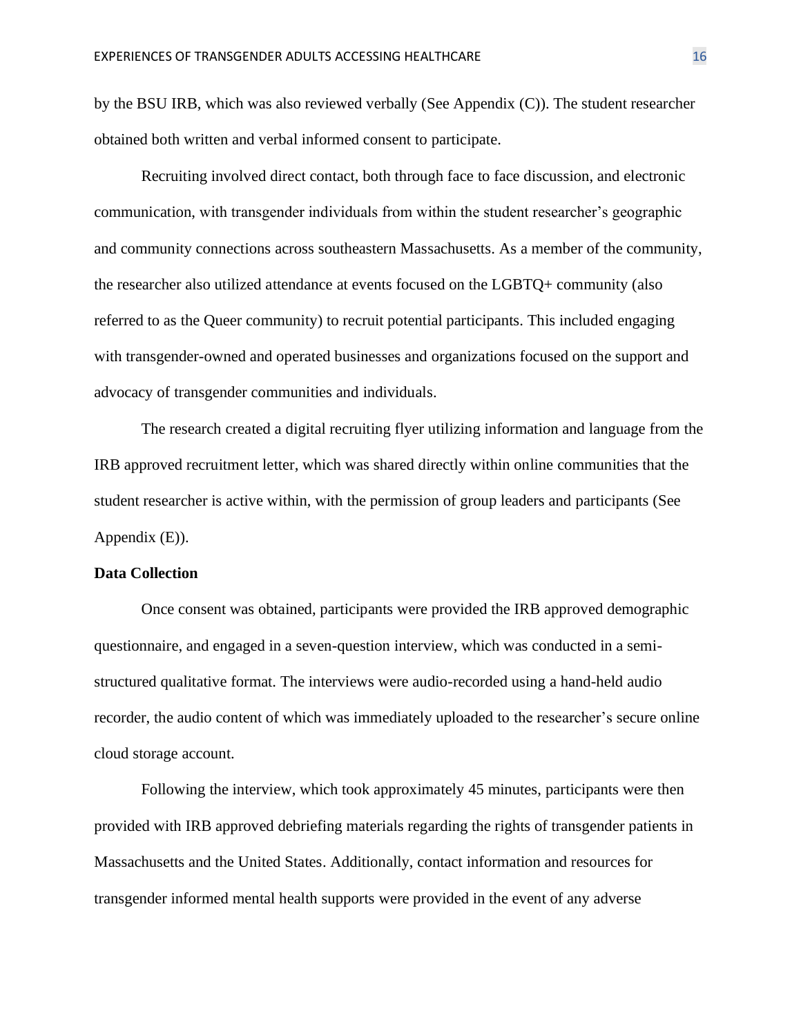by the BSU IRB, which was also reviewed verbally (See Appendix (C)). The student researcher obtained both written and verbal informed consent to participate.

Recruiting involved direct contact, both through face to face discussion, and electronic communication, with transgender individuals from within the student researcher's geographic and community connections across southeastern Massachusetts. As a member of the community, the researcher also utilized attendance at events focused on the LGBTQ+ community (also referred to as the Queer community) to recruit potential participants. This included engaging with transgender-owned and operated businesses and organizations focused on the support and advocacy of transgender communities and individuals.

The research created a digital recruiting flyer utilizing information and language from the IRB approved recruitment letter, which was shared directly within online communities that the student researcher is active within, with the permission of group leaders and participants (See Appendix (E)).

**Data Collection**

Once consent was obtained, participants were provided the IRB approved demographic questionnaire, and engaged in a seven-question interview, which was conducted in a semi-structured qualitative format. The interviews were audio-recorded using a hand-held audio recorder, the audio content of which was immediately uploaded to the researcher's secure online cloud storage account.

Following the interview, which took approximately 45 minutes, participants were then provided with IRB approved debriefing materials regarding the rights of transgender patients in Massachusetts and the United States. Additionally, contact information and resources for transgender informed mental health supports were provided in the event of any adverse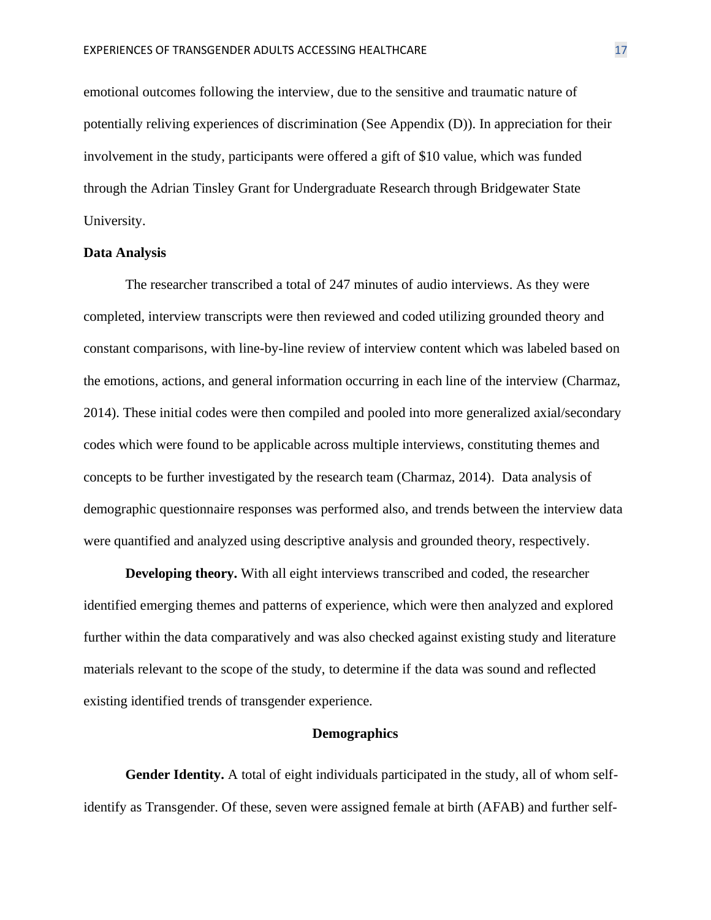emotional outcomes following the interview, due to the sensitive and traumatic nature of potentially reliving experiences of discrimination (See Appendix (D)). In appreciation for their involvement in the study, participants were offered a gift of $10 value, which was funded through the Adrian Tinsley Grant for Undergraduate Research through Bridgewater State University.

**Data Analysis**

The researcher transcribed a total of 247 minutes of audio interviews. As they were completed, interview transcripts were then reviewed and coded utilizing grounded theory and constant comparisons, with line-by-line review of interview content which was labeled based on the emotions, actions, and general information occurring in each line of the interview (Charmaz, 2014). These initial codes were then compiled and pooled into more generalized axial/secondary codes which were found to be applicable across multiple interviews, constituting themes and concepts to be further investigated by the research team (Charmaz, 2014). Data analysis of demographic questionnaire responses was performed also, and trends between the interview data were quantified and analyzed using descriptive analysis and grounded theory, respectively.

**Developing theory.** With all eight interviews transcribed and coded, the researcher identified emerging themes and patterns of experience, which were then analyzed and explored further within the data comparatively and was also checked against existing study and literature materials relevant to the scope of the study, to determine if the data was sound and reflected existing identified trends of transgender experience.

## Demographics

**Gender Identity.** A total of eight individuals participated in the study, all of whom self-identify as Transgender. Of these, seven were assigned female at birth (AFAB) and further self-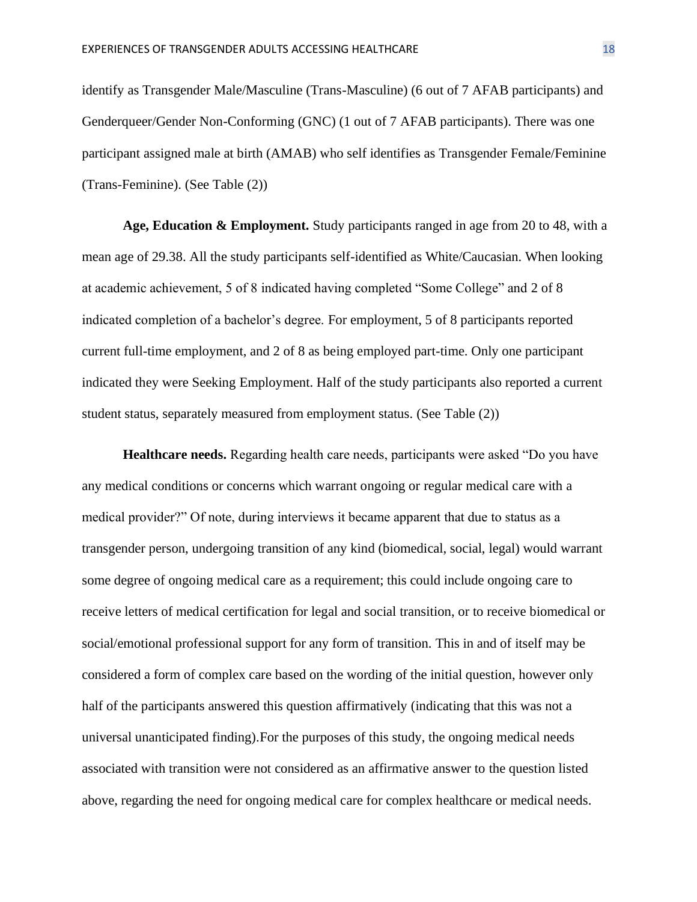identify as Transgender Male/Masculine (Trans-Masculine) (6 out of 7 AFAB participants) and Genderqueer/Gender Non-Conforming (GNC) (1 out of 7 AFAB participants). There was one participant assigned male at birth (AMAB) who self identifies as Transgender Female/Feminine (Trans-Feminine). (See Table (2))

**Age, Education & Employment.** Study participants ranged in age from 20 to 48, with a mean age of 29.38. All the study participants self-identified as White/Caucasian. When looking at academic achievement, 5 of 8 indicated having completed "Some College" and 2 of 8 indicated completion of a bachelor's degree. For employment, 5 of 8 participants reported current full-time employment, and 2 of 8 as being employed part-time. Only one participant indicated they were Seeking Employment. Half of the study participants also reported a current student status, separately measured from employment status. (See Table (2))

**Healthcare needs.** Regarding health care needs, participants were asked "Do you have any medical conditions or concerns which warrant ongoing or regular medical care with a medical provider?" Of note, during interviews it became apparent that due to status as a transgender person, undergoing transition of any kind (biomedical, social, legal) would warrant some degree of ongoing medical care as a requirement; this could include ongoing care to receive letters of medical certification for legal and social transition, or to receive biomedical or social/emotional professional support for any form of transition. This in and of itself may be considered a form of complex care based on the wording of the initial question, however only half of the participants answered this question affirmatively (indicating that this was not a universal unanticipated finding).For the purposes of this study, the ongoing medical needs associated with transition were not considered as an affirmative answer to the question listed above, regarding the need for ongoing medical care for complex healthcare or medical needs.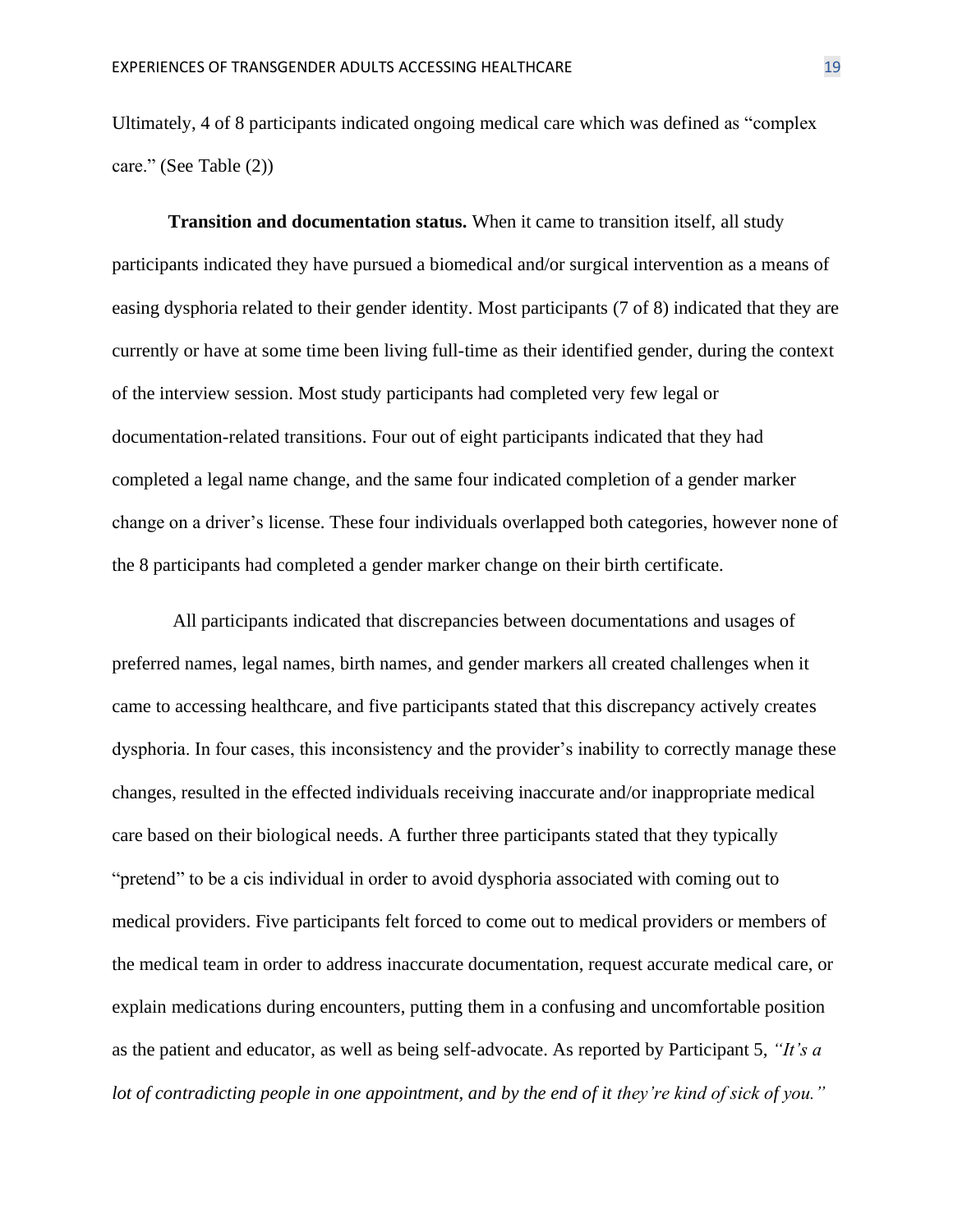Ultimately, 4 of 8 participants indicated ongoing medical care which was defined as "complex care." (See Table (2))

**Transition and documentation status.** When it came to transition itself, all study participants indicated they have pursued a biomedical and/or surgical intervention as a means of easing dysphoria related to their gender identity. Most participants (7 of 8) indicated that they are currently or have at some time been living full-time as their identified gender, during the context of the interview session. Most study participants had completed very few legal or documentation-related transitions. Four out of eight participants indicated that they had completed a legal name change, and the same four indicated completion of a gender marker change on a driver's license. These four individuals overlapped both categories, however none of the 8 participants had completed a gender marker change on their birth certificate.

All participants indicated that discrepancies between documentations and usages of preferred names, legal names, birth names, and gender markers all created challenges when it came to accessing healthcare, and five participants stated that this discrepancy actively creates dysphoria. In four cases, this inconsistency and the provider's inability to correctly manage these changes, resulted in the effected individuals receiving inaccurate and/or inappropriate medical care based on their biological needs. A further three participants stated that they typically "pretend" to be a cis individual in order to avoid dysphoria associated with coming out to medical providers. Five participants felt forced to come out to medical providers or members of the medical team in order to address inaccurate documentation, request accurate medical care, or explain medications during encounters, putting them in a confusing and uncomfortable position as the patient and educator, as well as being self-advocate. As reported by Participant 5, *"It's a lot of contradicting people in one appointment, and by the end of it they're kind of sick of you."*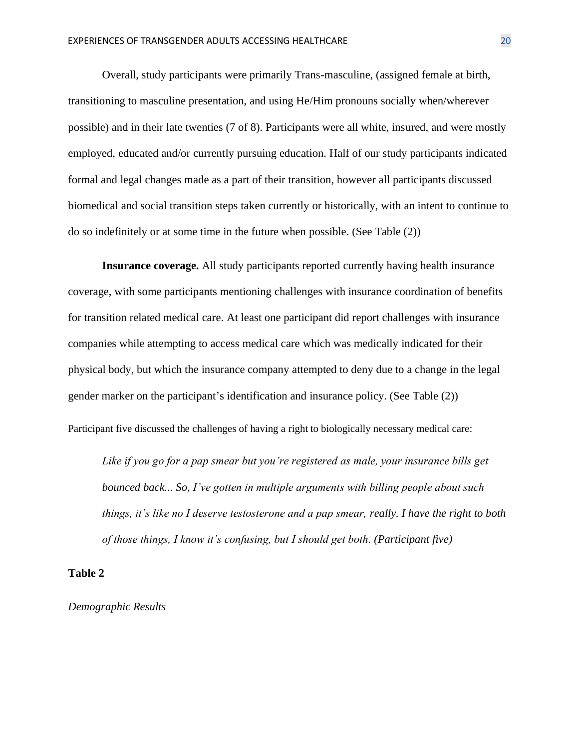Overall, study participants were primarily Trans-masculine, (assigned female at birth, transitioning to masculine presentation, and using He/Him pronouns socially when/wherever possible) and in their late twenties (7 of 8). Participants were all white, insured, and were mostly employed, educated and/or currently pursuing education. Half of our study participants indicated formal and legal changes made as a part of their transition, however all participants discussed biomedical and social transition steps taken currently or historically, with an intent to continue to do so indefinitely or at some time in the future when possible. (See Table (2))

**Insurance coverage.** All study participants reported currently having health insurance coverage, with some participants mentioning challenges with insurance coordination of benefits for transition related medical care. At least one participant did report challenges with insurance companies while attempting to access medical care which was medically indicated for their physical body, but which the insurance company attempted to deny due to a change in the legal gender marker on the participant's identification and insurance policy. (See Table (2))

Participant five discussed the challenges of having a right to biologically necessary medical care:

> *Like if you go for a pap smear but you're registered as male, your insurance bills get bounced back... So, I've gotten in multiple arguments with billing people about such things, it's like no I deserve testosterone and a pap smear, really. I have the right to both of those things, I know it's confusing, but I should get both. (Participant five)*

**Table 2**

*Demographic Results*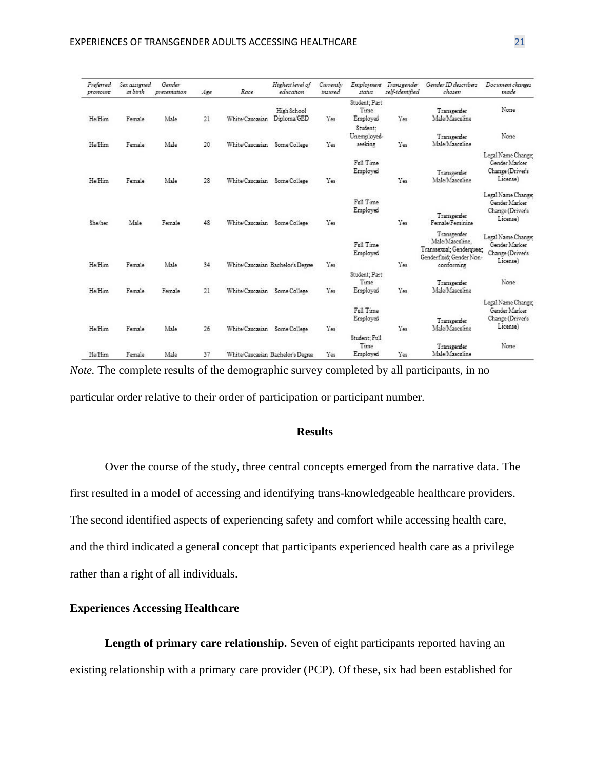| Preferred pronouns | Sex assigned at birth | Gender presentation | Age | Race | Highest level of education | Currently insured | Employment status | Transgender self-identified | Gender ID describers chosen | Document changes made |
|---|---|---|---|---|---|---|---|---|---|---|
| He/Him | Female | Male | 21 | White/Caucasian | High School Diploma/GED | Yes | Student; Part Time Employed | Yes | Transgender Male/Masculine | None |
| He/Him | Female | Male | 20 | White/Caucasian | Some College | Yes | Student; Unemployed-seeking | Yes | Transgender Male/Masculine | None |
| He/Him | Female | Male | 28 | White/Caucasian | Some College | Yes | Full Time Employed | Yes | Transgender Male/Masculine | Legal Name Change; Gender Marker Change (Driver's License) |
| She/her | Male | Female | 48 | White/Caucasian | Some College | Yes | Full Time Employed | Yes | Transgender Female/Feminine | Legal Name Change; Gender Marker Change (Driver's License) |
| He/Him | Female | Male | 34 | White/Caucasian | Bachelor's Degree | Yes | Full Time Employed | Yes | Transgender Male/Masculine, Transsexual; Genderqueer; Genderfluid; Gender Non-conforming | Legal Name Change; Gender Marker Change (Driver's License) |
| He/Him | Female | Female | 21 | White/Caucasian | Some College | Yes | Student; Part Time Employed | Yes | Transgender Male/Masculine | None |
| He/Him | Female | Male | 26 | White/Caucasian | Some College | Yes | Full Time Employed | Yes | Transgender Male/Masculine | Legal Name Change; Gender Marker Change (Driver's License) |
| He/Him | Female | Male | 37 | White/Caucasian | Bachelor's Degree | Yes | Student; Full Time Employed | Yes | Transgender Male/Masculine | None |

*Note.* The complete results of the demographic survey completed by all participants, in no particular order relative to their order of participation or participant number.

## Results

Over the course of the study, three central concepts emerged from the narrative data. The first resulted in a model of accessing and identifying trans-knowledgeable healthcare providers. The second identified aspects of experiencing safety and comfort while accessing health care, and the third indicated a general concept that participants experienced health care as a privilege rather than a right of all individuals.

### Experiences Accessing Healthcare

**Length of primary care relationship.** Seven of eight participants reported having an existing relationship with a primary care provider (PCP). Of these, six had been established for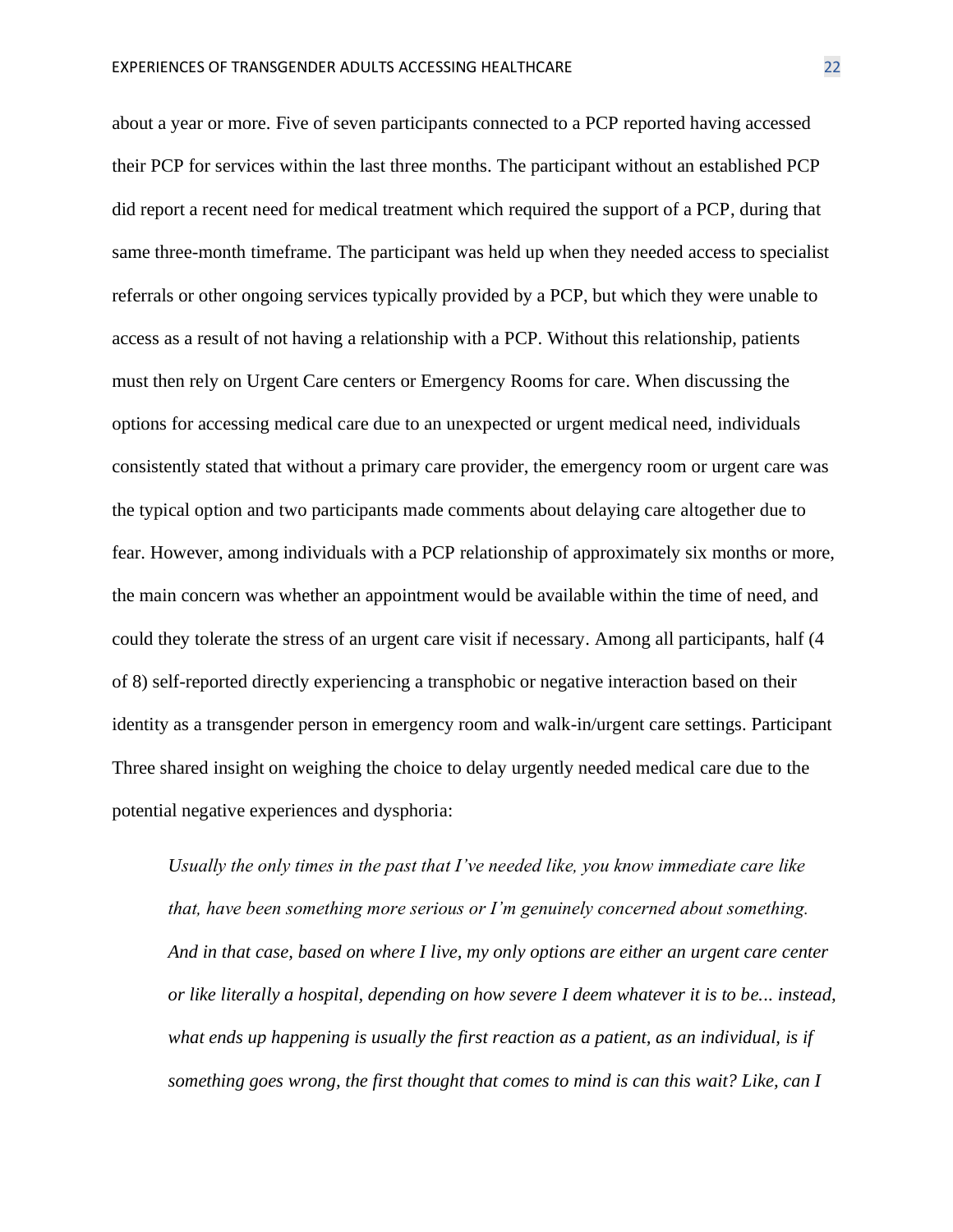about a year or more. Five of seven participants connected to a PCP reported having accessed their PCP for services within the last three months. The participant without an established PCP did report a recent need for medical treatment which required the support of a PCP, during that same three-month timeframe. The participant was held up when they needed access to specialist referrals or other ongoing services typically provided by a PCP, but which they were unable to access as a result of not having a relationship with a PCP. Without this relationship, patients must then rely on Urgent Care centers or Emergency Rooms for care. When discussing the options for accessing medical care due to an unexpected or urgent medical need, individuals consistently stated that without a primary care provider, the emergency room or urgent care was the typical option and two participants made comments about delaying care altogether due to fear. However, among individuals with a PCP relationship of approximately six months or more, the main concern was whether an appointment would be available within the time of need, and could they tolerate the stress of an urgent care visit if necessary. Among all participants, half (4 of 8) self-reported directly experiencing a transphobic or negative interaction based on their identity as a transgender person in emergency room and walk-in/urgent care settings. Participant Three shared insight on weighing the choice to delay urgently needed medical care due to the potential negative experiences and dysphoria:

> *Usually the only times in the past that I've needed like, you know immediate care like that, have been something more serious or I'm genuinely concerned about something. And in that case, based on where I live, my only options are either an urgent care center or like literally a hospital, depending on how severe I deem whatever it is to be... instead, what ends up happening is usually the first reaction as a patient, as an individual, is if something goes wrong, the first thought that comes to mind is can this wait? Like, can I*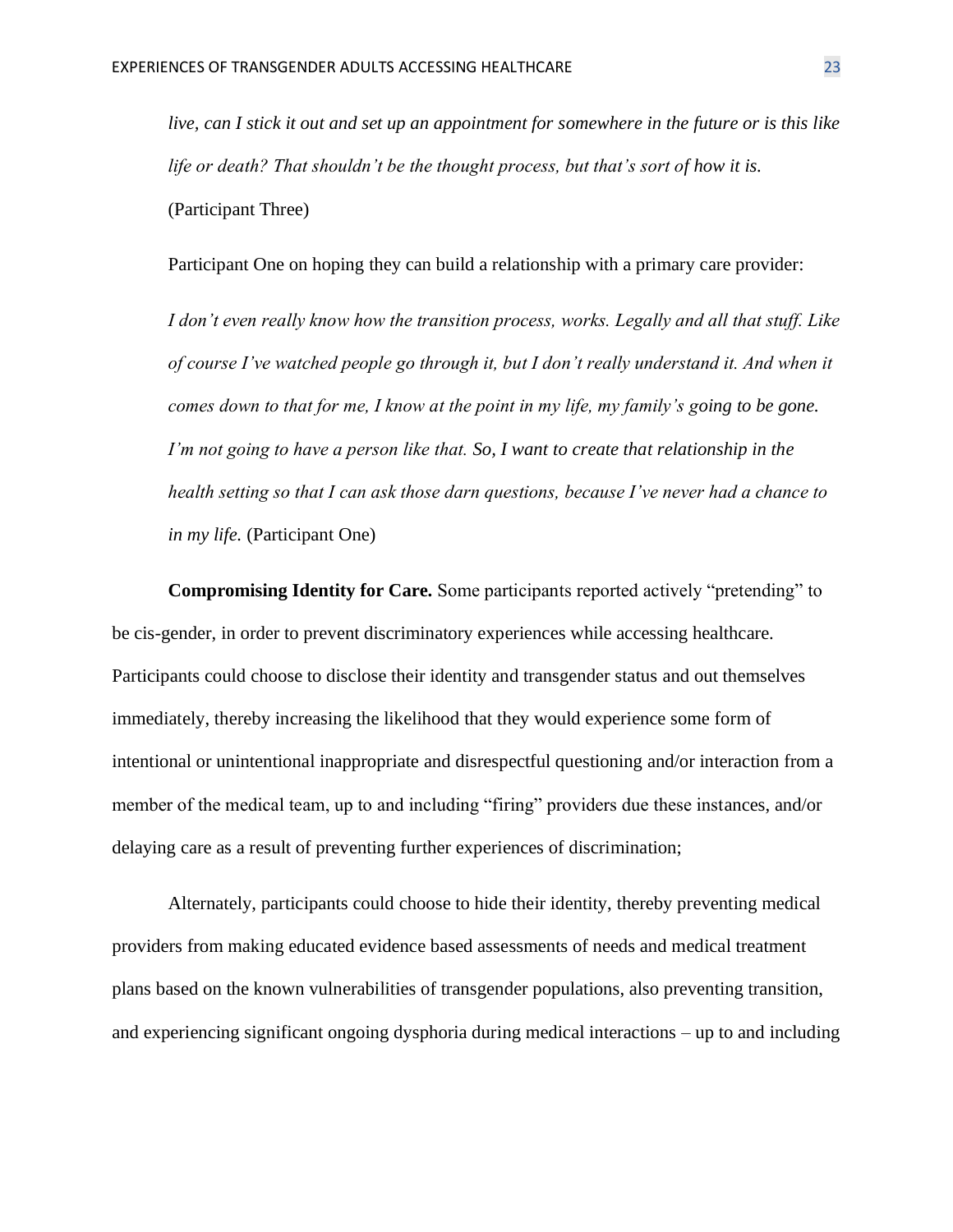*live, can I stick it out and set up an appointment for somewhere in the future or is this like life or death? That shouldn't be the thought process, but that's sort of how it is.* (Participant Three)

Participant One on hoping they can build a relationship with a primary care provider:

*I don't even really know how the transition process, works. Legally and all that stuff. Like of course I've watched people go through it, but I don't really understand it. And when it comes down to that for me, I know at the point in my life, my family's going to be gone. I'm not going to have a person like that. So, I want to create that relationship in the health setting so that I can ask those darn questions, because I've never had a chance to in my life.* (Participant One)

**Compromising Identity for Care.** Some participants reported actively "pretending" to be cis-gender, in order to prevent discriminatory experiences while accessing healthcare. Participants could choose to disclose their identity and transgender status and out themselves immediately, thereby increasing the likelihood that they would experience some form of intentional or unintentional inappropriate and disrespectful questioning and/or interaction from a member of the medical team, up to and including "firing" providers due these instances, and/or delaying care as a result of preventing further experiences of discrimination;

Alternately, participants could choose to hide their identity, thereby preventing medical providers from making educated evidence based assessments of needs and medical treatment plans based on the known vulnerabilities of transgender populations, also preventing transition, and experiencing significant ongoing dysphoria during medical interactions – up to and including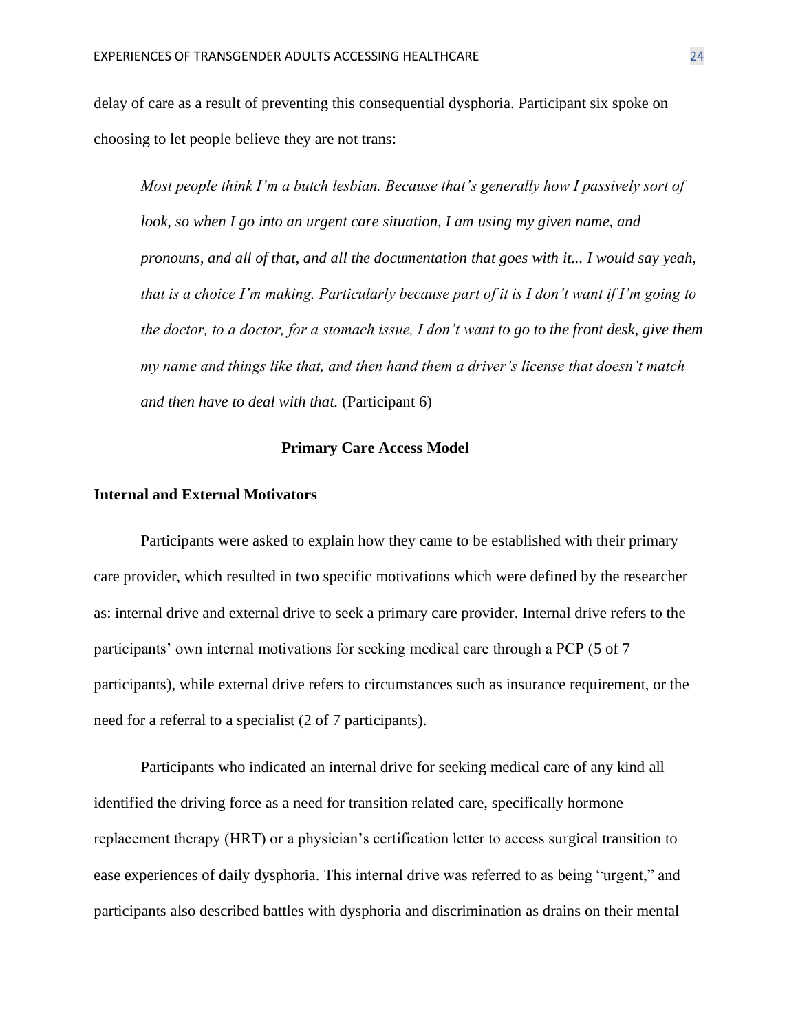delay of care as a result of preventing this consequential dysphoria. Participant six spoke on choosing to let people believe they are not trans:

> *Most people think I'm a butch lesbian. Because that's generally how I passively sort of look, so when I go into an urgent care situation, I am using my given name, and pronouns, and all of that, and all the documentation that goes with it... I would say yeah, that is a choice I'm making. Particularly because part of it is I don't want if I'm going to the doctor, to a doctor, for a stomach issue, I don't want to go to the front desk, give them my name and things like that, and then hand them a driver's license that doesn't match and then have to deal with that.* (Participant 6)

## Primary Care Access Model

### Internal and External Motivators

Participants were asked to explain how they came to be established with their primary care provider, which resulted in two specific motivations which were defined by the researcher as: internal drive and external drive to seek a primary care provider. Internal drive refers to the participants' own internal motivations for seeking medical care through a PCP (5 of 7 participants), while external drive refers to circumstances such as insurance requirement, or the need for a referral to a specialist (2 of 7 participants).

Participants who indicated an internal drive for seeking medical care of any kind all identified the driving force as a need for transition related care, specifically hormone replacement therapy (HRT) or a physician's certification letter to access surgical transition to ease experiences of daily dysphoria. This internal drive was referred to as being "urgent," and participants also described battles with dysphoria and discrimination as drains on their mental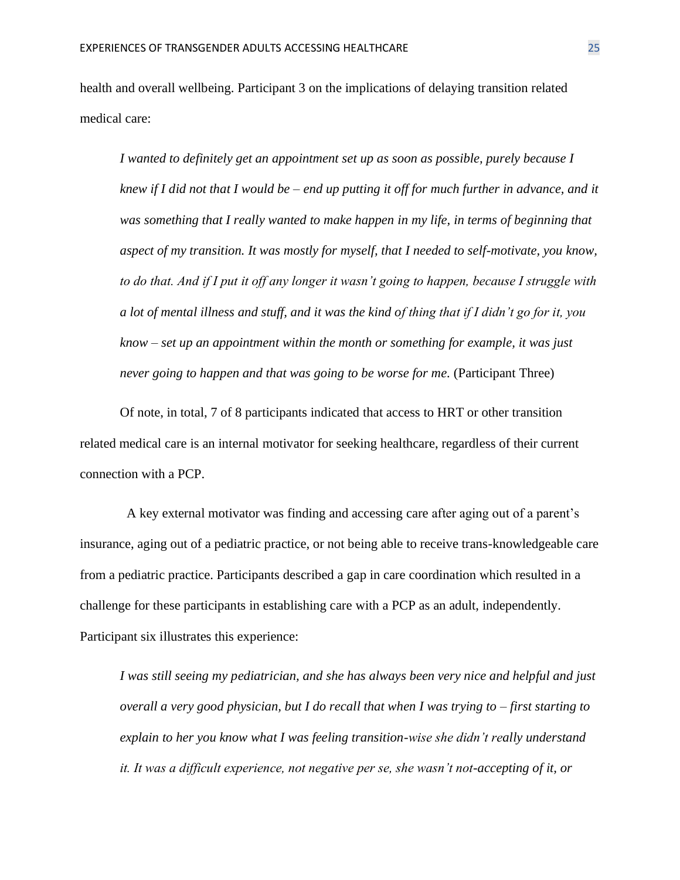health and overall wellbeing. Participant 3 on the implications of delaying transition related medical care:

> *I wanted to definitely get an appointment set up as soon as possible, purely because I knew if I did not that I would be – end up putting it off for much further in advance, and it was something that I really wanted to make happen in my life, in terms of beginning that aspect of my transition. It was mostly for myself, that I needed to self-motivate, you know, to do that. And if I put it off any longer it wasn't going to happen, because I struggle with a lot of mental illness and stuff, and it was the kind of thing that if I didn't go for it, you know – set up an appointment within the month or something for example, it was just never going to happen and that was going to be worse for me.* (Participant Three)

Of note, in total, 7 of 8 participants indicated that access to HRT or other transition related medical care is an internal motivator for seeking healthcare, regardless of their current connection with a PCP.

A key external motivator was finding and accessing care after aging out of a parent's insurance, aging out of a pediatric practice, or not being able to receive trans-knowledgeable care from a pediatric practice. Participants described a gap in care coordination which resulted in a challenge for these participants in establishing care with a PCP as an adult, independently. Participant six illustrates this experience:

> *I was still seeing my pediatrician, and she has always been very nice and helpful and just overall a very good physician, but I do recall that when I was trying to – first starting to explain to her you know what I was feeling transition-wise she didn't really understand it. It was a difficult experience, not negative per se, she wasn't not-accepting of it, or*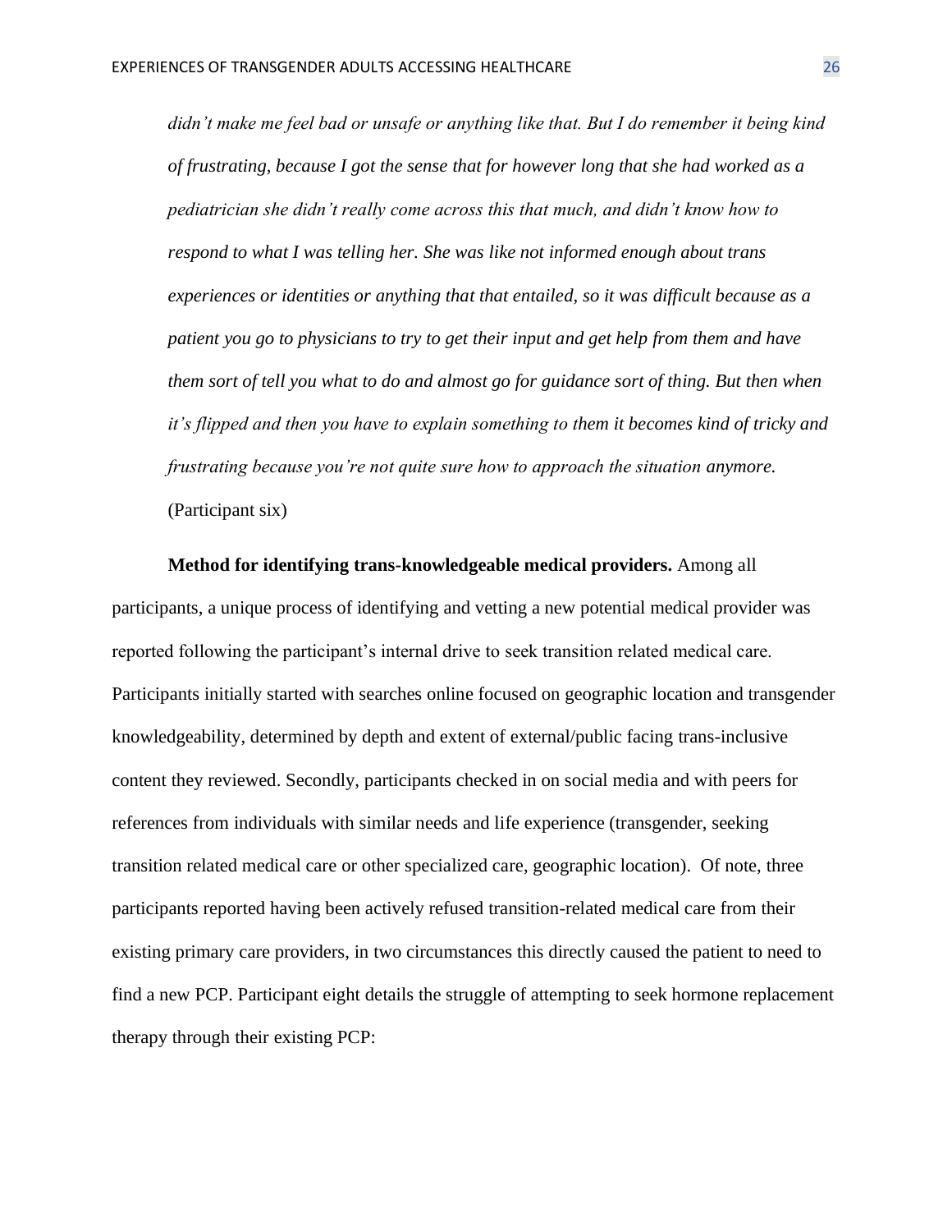*didn't make me feel bad or unsafe or anything like that. But I do remember it being kind of frustrating, because I got the sense that for however long that she had worked as a pediatrician she didn't really come across this that much, and didn't know how to respond to what I was telling her. She was like not informed enough about trans experiences or identities or anything that that entailed, so it was difficult because as a patient you go to physicians to try to get their input and get help from them and have them sort of tell you what to do and almost go for guidance sort of thing. But then when it's flipped and then you have to explain something to them it becomes kind of tricky and frustrating because you're not quite sure how to approach the situation anymore.* (Participant six)

**Method for identifying trans-knowledgeable medical providers.** Among all participants, a unique process of identifying and vetting a new potential medical provider was reported following the participant's internal drive to seek transition related medical care. Participants initially started with searches online focused on geographic location and transgender knowledgeability, determined by depth and extent of external/public facing trans-inclusive content they reviewed. Secondly, participants checked in on social media and with peers for references from individuals with similar needs and life experience (transgender, seeking transition related medical care or other specialized care, geographic location). Of note, three participants reported having been actively refused transition-related medical care from their existing primary care providers, in two circumstances this directly caused the patient to need to find a new PCP. Participant eight details the struggle of attempting to seek hormone replacement therapy through their existing PCP: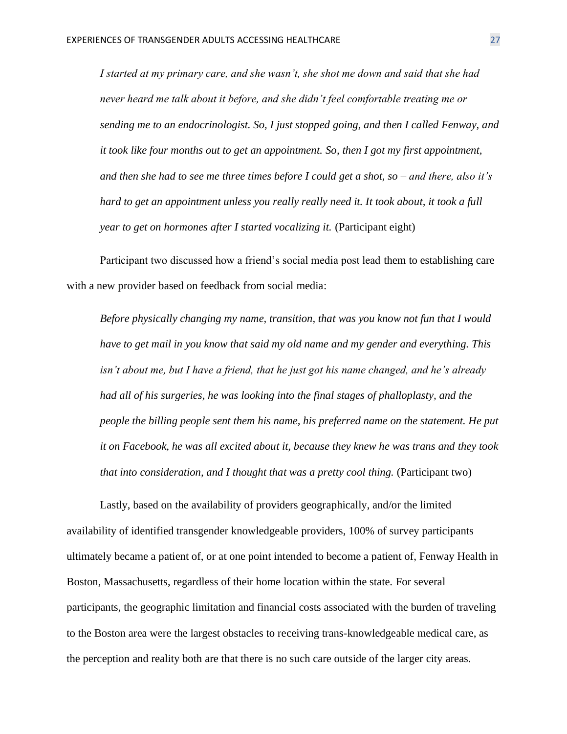*I started at my primary care, and she wasn't, she shot me down and said that she had never heard me talk about it before, and she didn't feel comfortable treating me or sending me to an endocrinologist. So, I just stopped going, and then I called Fenway, and it took like four months out to get an appointment. So, then I got my first appointment, and then she had to see me three times before I could get a shot, so – and there, also it's hard to get an appointment unless you really really need it. It took about, it took a full year to get on hormones after I started vocalizing it.* (Participant eight)

Participant two discussed how a friend's social media post lead them to establishing care with a new provider based on feedback from social media:

*Before physically changing my name, transition, that was you know not fun that I would have to get mail in you know that said my old name and my gender and everything. This isn't about me, but I have a friend, that he just got his name changed, and he's already had all of his surgeries, he was looking into the final stages of phalloplasty, and the people the billing people sent them his name, his preferred name on the statement. He put it on Facebook, he was all excited about it, because they knew he was trans and they took that into consideration, and I thought that was a pretty cool thing.* (Participant two)

Lastly, based on the availability of providers geographically, and/or the limited availability of identified transgender knowledgeable providers, 100% of survey participants ultimately became a patient of, or at one point intended to become a patient of, Fenway Health in Boston, Massachusetts, regardless of their home location within the state. For several participants, the geographic limitation and financial costs associated with the burden of traveling to the Boston area were the largest obstacles to receiving trans-knowledgeable medical care, as the perception and reality both are that there is no such care outside of the larger city areas.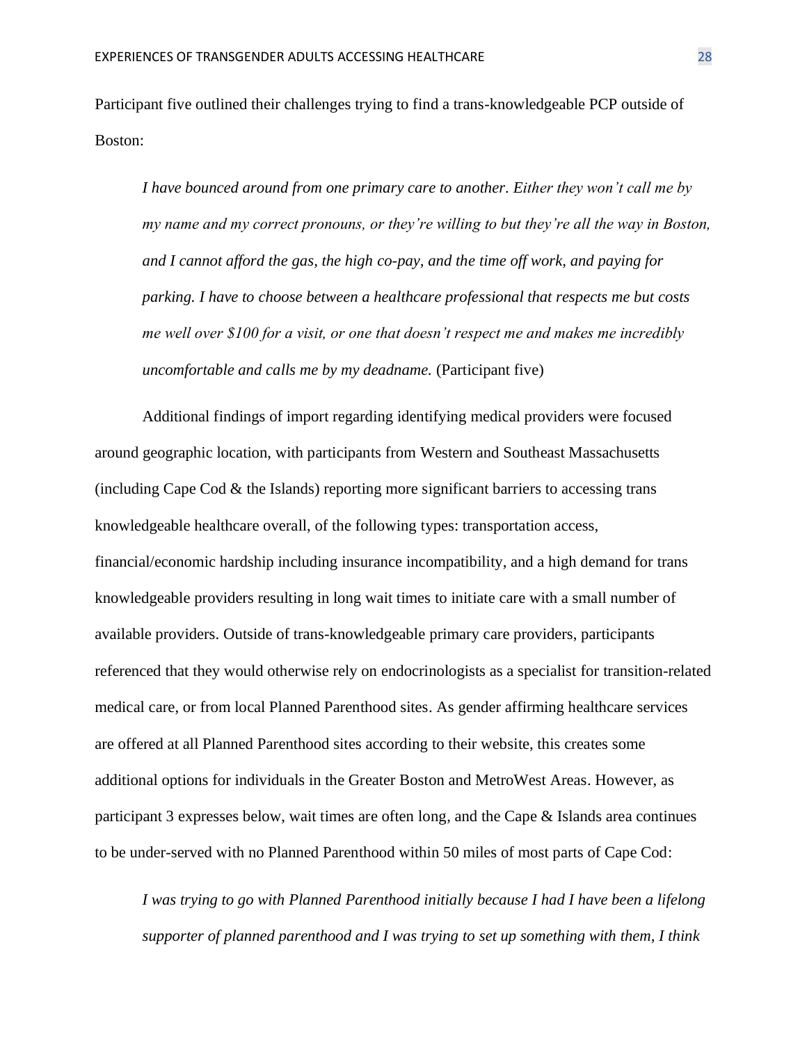Participant five outlined their challenges trying to find a trans-knowledgeable PCP outside of Boston:

> *I have bounced around from one primary care to another. Either they won't call me by my name and my correct pronouns, or they're willing to but they're all the way in Boston, and I cannot afford the gas, the high co-pay, and the time off work, and paying for parking. I have to choose between a healthcare professional that respects me but costs me well over $100 for a visit, or one that doesn't respect me and makes me incredibly uncomfortable and calls me by my deadname.* (Participant five)

Additional findings of import regarding identifying medical providers were focused around geographic location, with participants from Western and Southeast Massachusetts (including Cape Cod & the Islands) reporting more significant barriers to accessing trans knowledgeable healthcare overall, of the following types: transportation access, financial/economic hardship including insurance incompatibility, and a high demand for trans knowledgeable providers resulting in long wait times to initiate care with a small number of available providers. Outside of trans-knowledgeable primary care providers, participants referenced that they would otherwise rely on endocrinologists as a specialist for transition-related medical care, or from local Planned Parenthood sites. As gender affirming healthcare services are offered at all Planned Parenthood sites according to their website, this creates some additional options for individuals in the Greater Boston and MetroWest Areas. However, as participant 3 expresses below, wait times are often long, and the Cape & Islands area continues to be under-served with no Planned Parenthood within 50 miles of most parts of Cape Cod:

> *I was trying to go with Planned Parenthood initially because I had I have been a lifelong supporter of planned parenthood and I was trying to set up something with them, I think*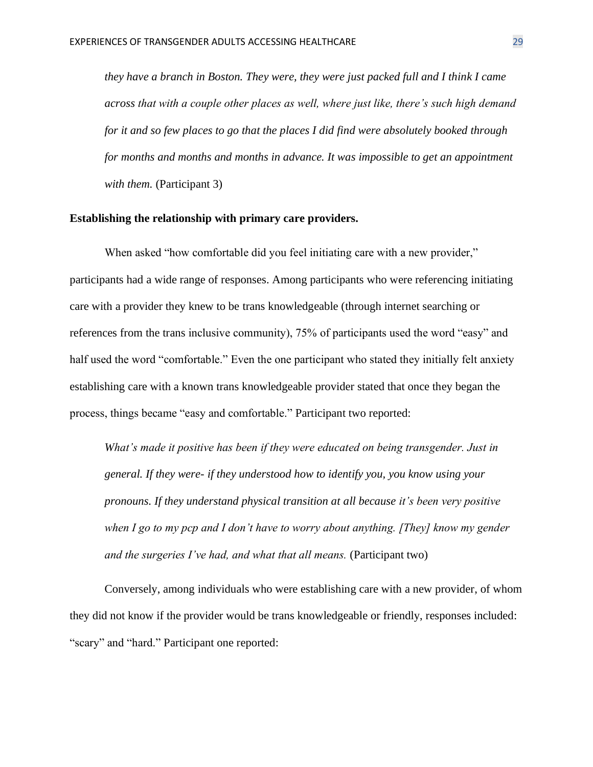*they have a branch in Boston. They were, they were just packed full and I think I came across that with a couple other places as well, where just like, there's such high demand for it and so few places to go that the places I did find were absolutely booked through for months and months and months in advance. It was impossible to get an appointment with them.* (Participant 3)

**Establishing the relationship with primary care providers.**

When asked "how comfortable did you feel initiating care with a new provider," participants had a wide range of responses. Among participants who were referencing initiating care with a provider they knew to be trans knowledgeable (through internet searching or references from the trans inclusive community), 75% of participants used the word "easy" and half used the word "comfortable." Even the one participant who stated they initially felt anxiety establishing care with a known trans knowledgeable provider stated that once they began the process, things became "easy and comfortable." Participant two reported:

*What's made it positive has been if they were educated on being transgender. Just in general. If they were- if they understood how to identify you, you know using your pronouns. If they understand physical transition at all because it's been very positive when I go to my pcp and I don't have to worry about anything. [They] know my gender and the surgeries I've had, and what that all means.* (Participant two)

Conversely, among individuals who were establishing care with a new provider, of whom they did not know if the provider would be trans knowledgeable or friendly, responses included: "scary" and "hard." Participant one reported: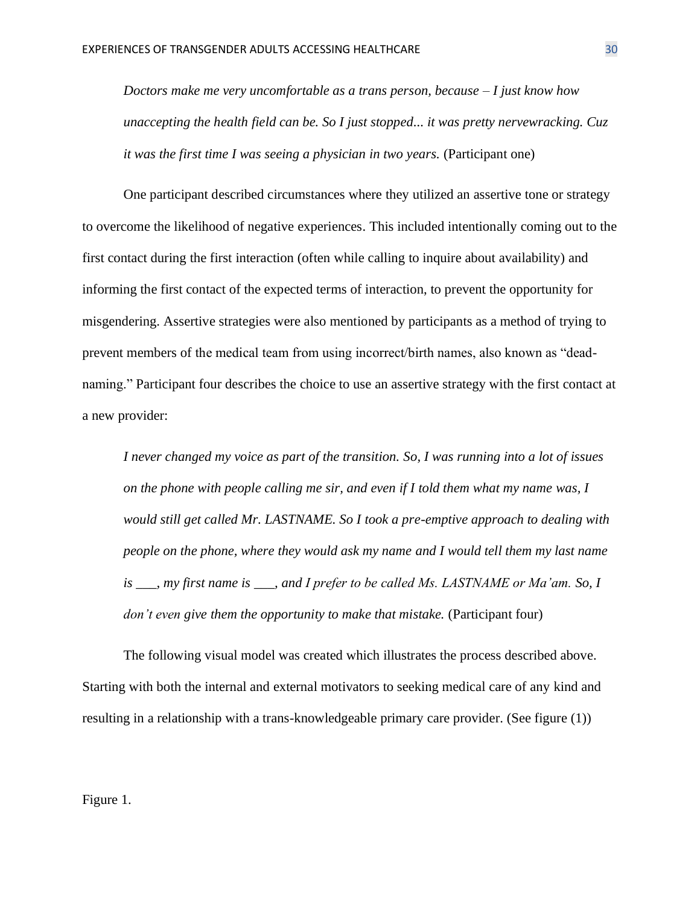> *Doctors make me very uncomfortable as a trans person, because – I just know how unaccepting the health field can be. So I just stopped... it was pretty nervewracking. Cuz it was the first time I was seeing a physician in two years.* (Participant one)

One participant described circumstances where they utilized an assertive tone or strategy to overcome the likelihood of negative experiences. This included intentionally coming out to the first contact during the first interaction (often while calling to inquire about availability) and informing the first contact of the expected terms of interaction, to prevent the opportunity for misgendering. Assertive strategies were also mentioned by participants as a method of trying to prevent members of the medical team from using incorrect/birth names, also known as "dead-naming." Participant four describes the choice to use an assertive strategy with the first contact at a new provider:

> *I never changed my voice as part of the transition. So, I was running into a lot of issues on the phone with people calling me sir, and even if I told them what my name was, I would still get called Mr. LASTNAME. So I took a pre-emptive approach to dealing with people on the phone, where they would ask my name and I would tell them my last name is ___, my first name is ___, and I prefer to be called Ms. LASTNAME or Ma'am. So, I don't even give them the opportunity to make that mistake.* (Participant four)

The following visual model was created which illustrates the process described above. Starting with both the internal and external motivators to seeking medical care of any kind and resulting in a relationship with a trans-knowledgeable primary care provider. (See figure (1))

Figure 1.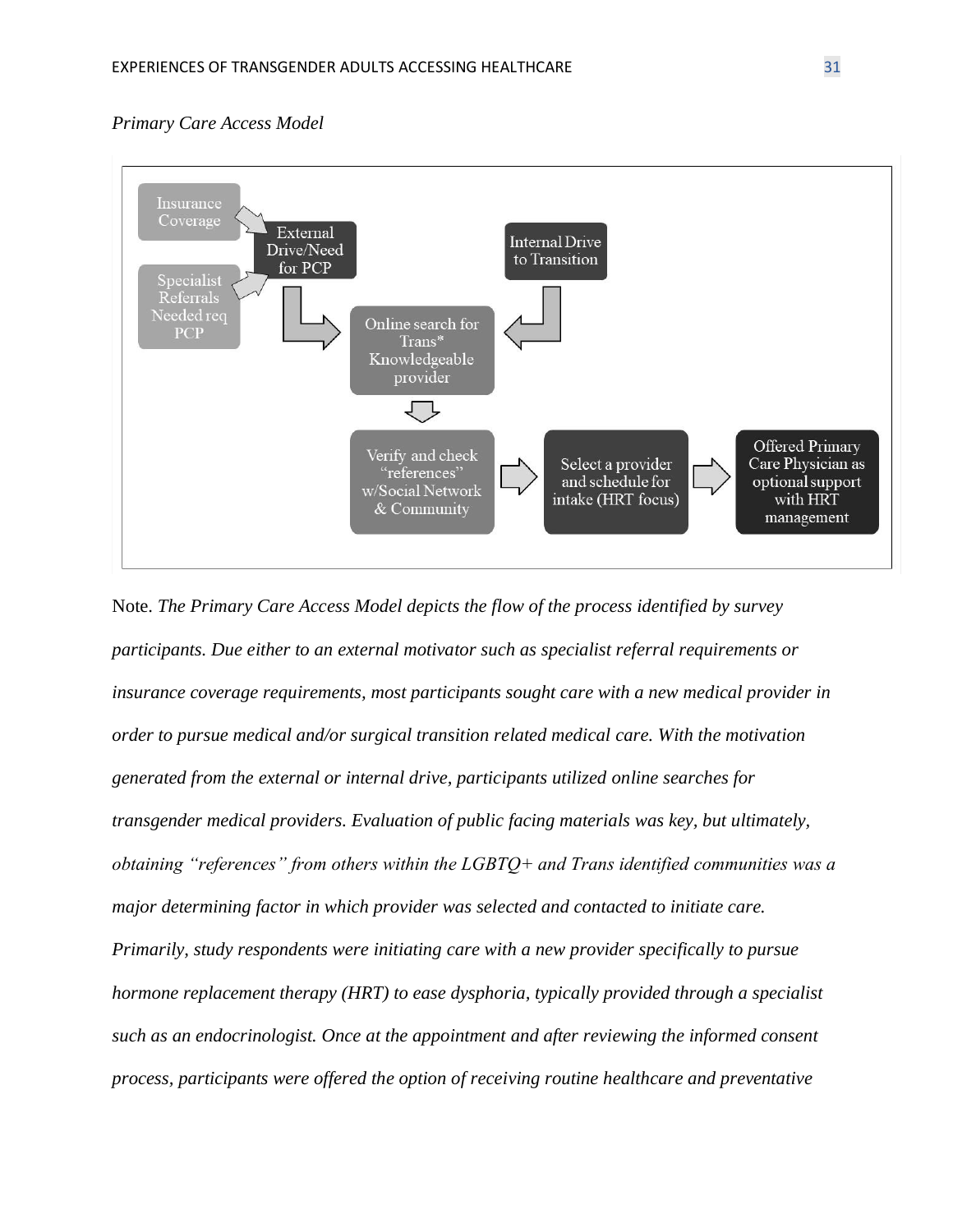*Primary Care Access Model*

- Insurance Coverage
- Specialist Referrals Needed req PCP
- External Drive/Need for PCP
- Internal Drive to Transition
- Online search for Trans* Knowledgeable provider
- Verify and check "references" w/Social Network & Community
- Select a provider and schedule for intake (HRT focus)
- Offered Primary Care Physician as optional support with HRT management

Note. *The Primary Care Access Model depicts the flow of the process identified by survey participants. Due either to an external motivator such as specialist referral requirements or insurance coverage requirements, most participants sought care with a new medical provider in order to pursue medical and/or surgical transition related medical care. With the motivation generated from the external or internal drive, participants utilized online searches for transgender medical providers. Evaluation of public facing materials was key, but ultimately, obtaining "references" from others within the LGBTQ+ and Trans identified communities was a major determining factor in which provider was selected and contacted to initiate care. Primarily, study respondents were initiating care with a new provider specifically to pursue hormone replacement therapy (HRT) to ease dysphoria, typically provided through a specialist such as an endocrinologist. Once at the appointment and after reviewing the informed consent process, participants were offered the option of receiving routine healthcare and preventative*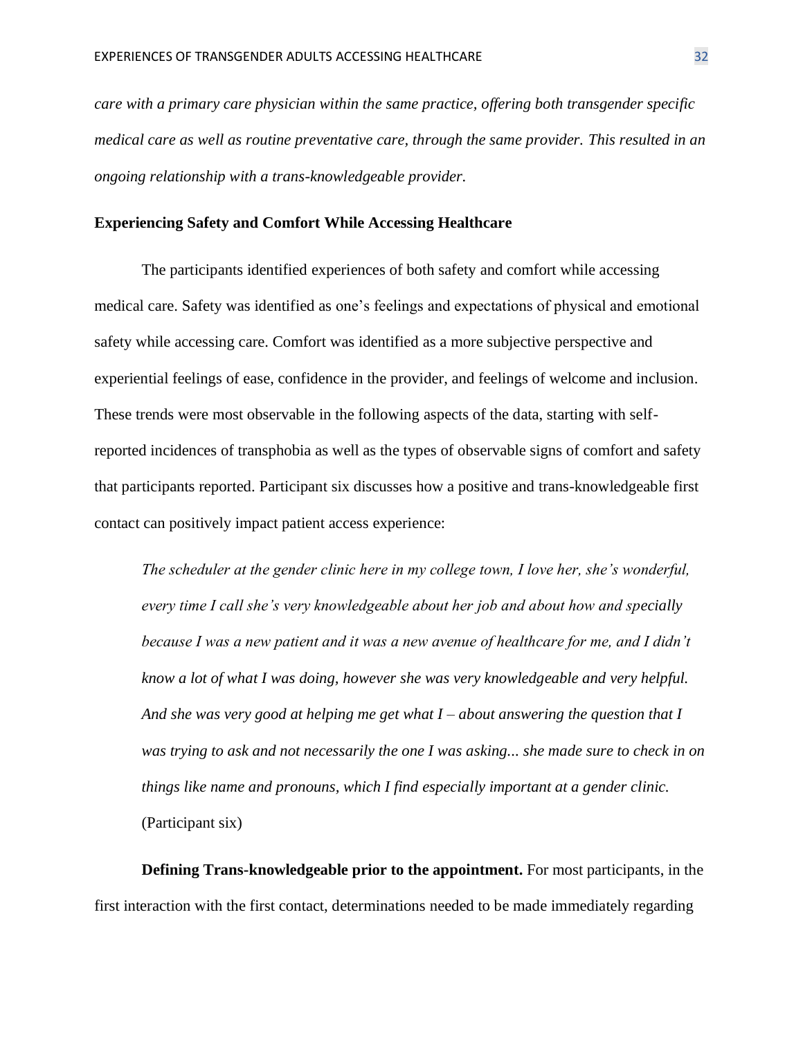*care with a primary care physician within the same practice, offering both transgender specific medical care as well as routine preventative care, through the same provider. This resulted in an ongoing relationship with a trans-knowledgeable provider.*

### Experiencing Safety and Comfort While Accessing Healthcare

The participants identified experiences of both safety and comfort while accessing medical care. Safety was identified as one's feelings and expectations of physical and emotional safety while accessing care. Comfort was identified as a more subjective perspective and experiential feelings of ease, confidence in the provider, and feelings of welcome and inclusion. These trends were most observable in the following aspects of the data, starting with self-reported incidences of transphobia as well as the types of observable signs of comfort and safety that participants reported. Participant six discusses how a positive and trans-knowledgeable first contact can positively impact patient access experience:

> *The scheduler at the gender clinic here in my college town, I love her, she's wonderful, every time I call she's very knowledgeable about her job and about how and specially because I was a new patient and it was a new avenue of healthcare for me, and I didn't know a lot of what I was doing, however she was very knowledgeable and very helpful. And she was very good at helping me get what I – about answering the question that I was trying to ask and not necessarily the one I was asking... she made sure to check in on things like name and pronouns, which I find especially important at a gender clinic.* (Participant six)

**Defining Trans-knowledgeable prior to the appointment.** For most participants, in the first interaction with the first contact, determinations needed to be made immediately regarding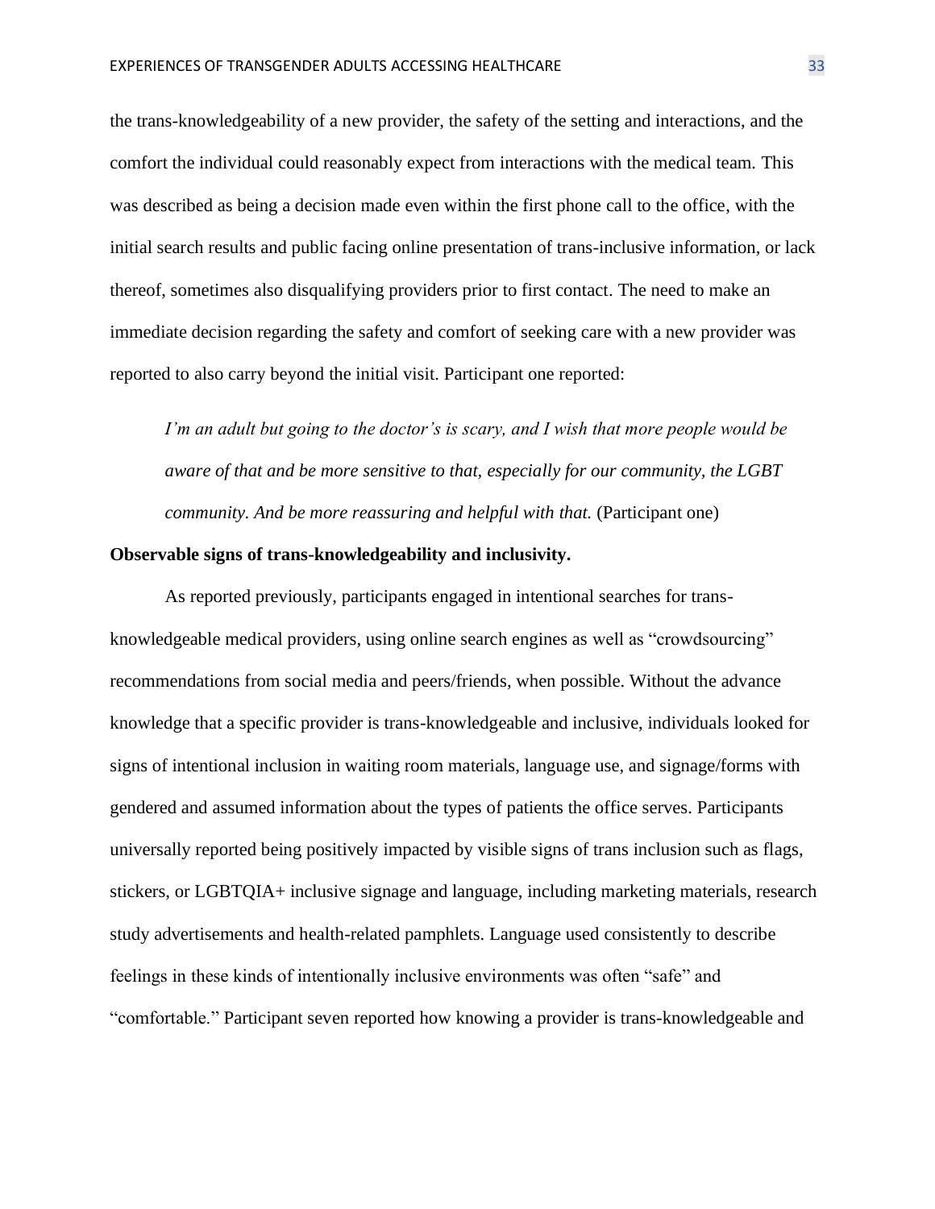the trans-knowledgeability of a new provider, the safety of the setting and interactions, and the comfort the individual could reasonably expect from interactions with the medical team. This was described as being a decision made even within the first phone call to the office, with the initial search results and public facing online presentation of trans-inclusive information, or lack thereof, sometimes also disqualifying providers prior to first contact. The need to make an immediate decision regarding the safety and comfort of seeking care with a new provider was reported to also carry beyond the initial visit. Participant one reported:

> *I'm an adult but going to the doctor's is scary, and I wish that more people would be aware of that and be more sensitive to that, especially for our community, the LGBT community. And be more reassuring and helpful with that.* (Participant one)

**Observable signs of trans-knowledgeability and inclusivity.**

As reported previously, participants engaged in intentional searches for trans-knowledgeable medical providers, using online search engines as well as "crowdsourcing" recommendations from social media and peers/friends, when possible. Without the advance knowledge that a specific provider is trans-knowledgeable and inclusive, individuals looked for signs of intentional inclusion in waiting room materials, language use, and signage/forms with gendered and assumed information about the types of patients the office serves. Participants universally reported being positively impacted by visible signs of trans inclusion such as flags, stickers, or LGBTQIA+ inclusive signage and language, including marketing materials, research study advertisements and health-related pamphlets. Language used consistently to describe feelings in these kinds of intentionally inclusive environments was often "safe" and "comfortable." Participant seven reported how knowing a provider is trans-knowledgeable and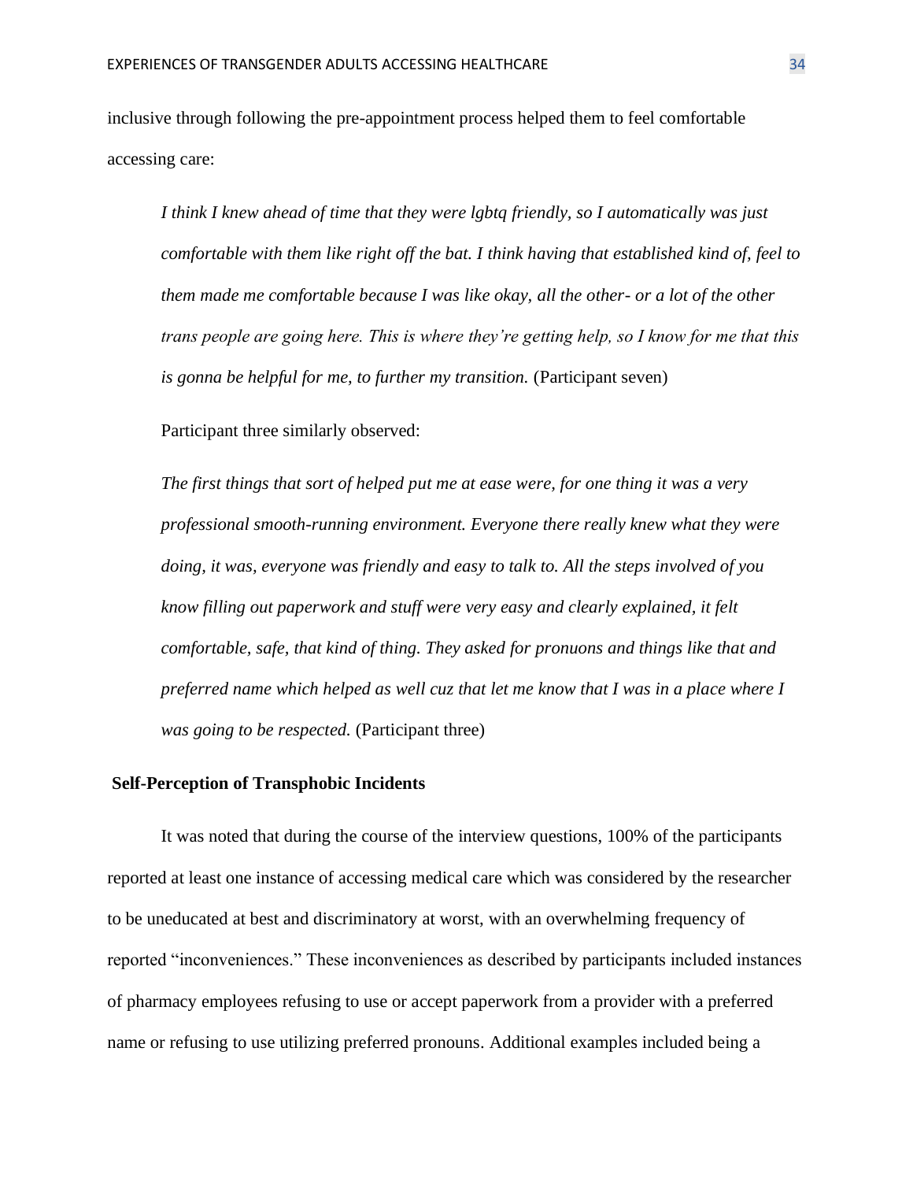inclusive through following the pre-appointment process helped them to feel comfortable accessing care:

> *I think I knew ahead of time that they were lgbtq friendly, so I automatically was just comfortable with them like right off the bat. I think having that established kind of, feel to them made me comfortable because I was like okay, all the other- or a lot of the other trans people are going here. This is where they're getting help, so I know for me that this is gonna be helpful for me, to further my transition.* (Participant seven)

Participant three similarly observed:

> *The first things that sort of helped put me at ease were, for one thing it was a very professional smooth-running environment. Everyone there really knew what they were doing, it was, everyone was friendly and easy to talk to. All the steps involved of you know filling out paperwork and stuff were very easy and clearly explained, it felt comfortable, safe, that kind of thing. They asked for pronuons and things like that and preferred name which helped as well cuz that let me know that I was in a place where I was going to be respected.* (Participant three)

### Self-Perception of Transphobic Incidents

It was noted that during the course of the interview questions, 100% of the participants reported at least one instance of accessing medical care which was considered by the researcher to be uneducated at best and discriminatory at worst, with an overwhelming frequency of reported "inconveniences." These inconveniences as described by participants included instances of pharmacy employees refusing to use or accept paperwork from a provider with a preferred name or refusing to use utilizing preferred pronouns. Additional examples included being a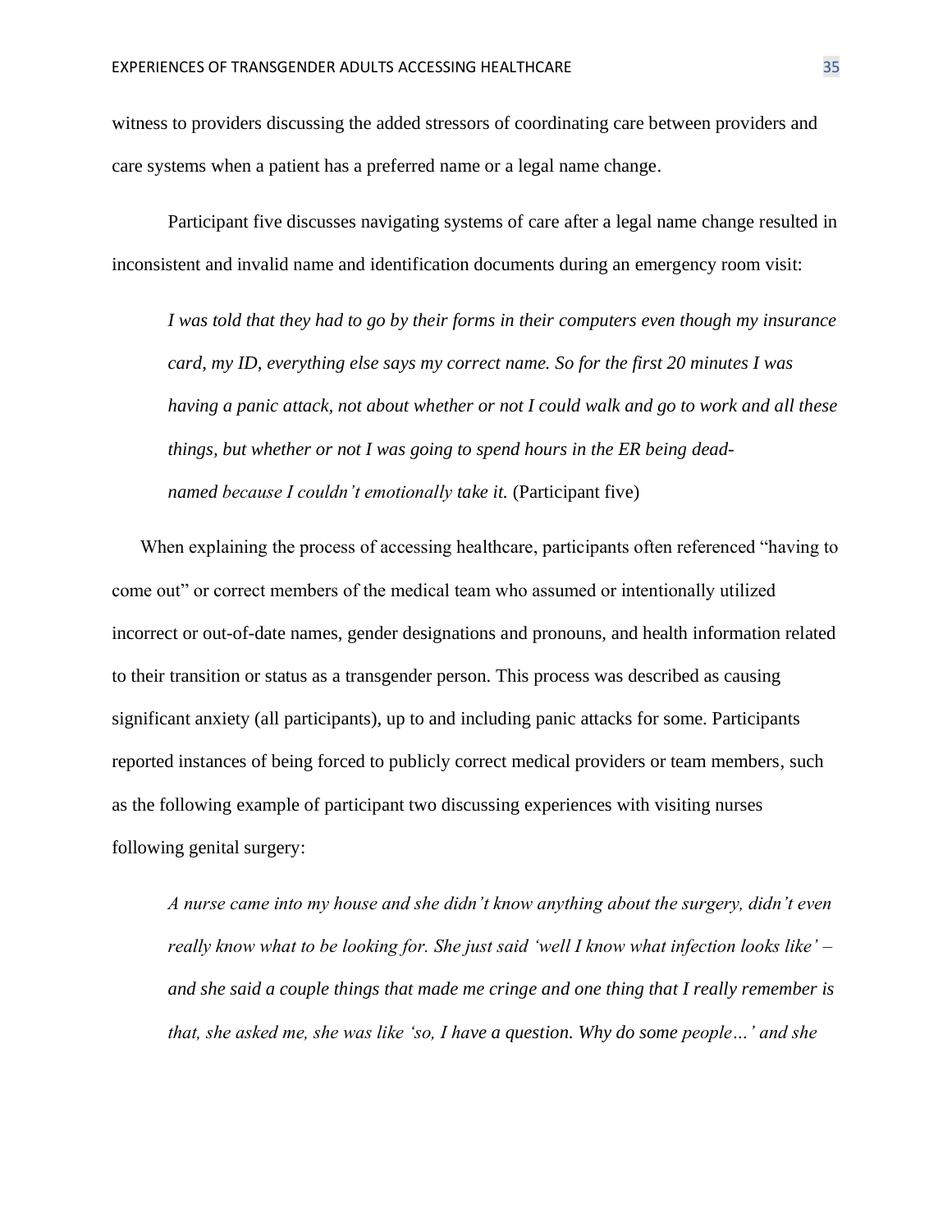witness to providers discussing the added stressors of coordinating care between providers and care systems when a patient has a preferred name or a legal name change.

Participant five discusses navigating systems of care after a legal name change resulted in inconsistent and invalid name and identification documents during an emergency room visit:

> *I was told that they had to go by their forms in their computers even though my insurance card, my ID, everything else says my correct name. So for the first 20 minutes I was having a panic attack, not about whether or not I could walk and go to work and all these things, but whether or not I was going to spend hours in the ER being dead-named because I couldn't emotionally take it.* (Participant five)

When explaining the process of accessing healthcare, participants often referenced "having to come out" or correct members of the medical team who assumed or intentionally utilized incorrect or out-of-date names, gender designations and pronouns, and health information related to their transition or status as a transgender person. This process was described as causing significant anxiety (all participants), up to and including panic attacks for some. Participants reported instances of being forced to publicly correct medical providers or team members, such as the following example of participant two discussing experiences with visiting nurses following genital surgery:

> *A nurse came into my house and she didn't know anything about the surgery, didn't even really know what to be looking for. She just said 'well I know what infection looks like' – and she said a couple things that made me cringe and one thing that I really remember is that, she asked me, she was like 'so, I have a question. Why do some people…' and she*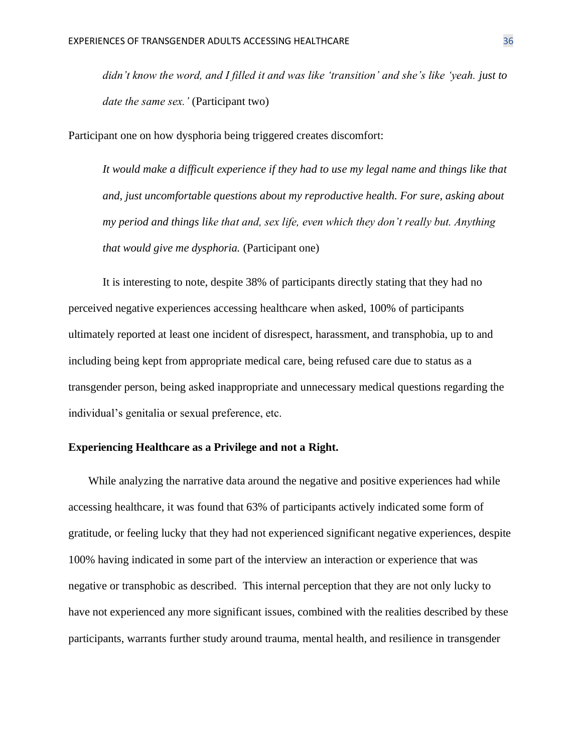*didn't know the word, and I filled it and was like 'transition' and she's like 'yeah. just to date the same sex.'* (Participant two)

Participant one on how dysphoria being triggered creates discomfort:

> *It would make a difficult experience if they had to use my legal name and things like that and, just uncomfortable questions about my reproductive health. For sure, asking about my period and things like that and, sex life, even which they don't really but. Anything that would give me dysphoria.* (Participant one)

It is interesting to note, despite 38% of participants directly stating that they had no perceived negative experiences accessing healthcare when asked, 100% of participants ultimately reported at least one incident of disrespect, harassment, and transphobia, up to and including being kept from appropriate medical care, being refused care due to status as a transgender person, being asked inappropriate and unnecessary medical questions regarding the individual's genitalia or sexual preference, etc.

**Experiencing Healthcare as a Privilege and not a Right.**

While analyzing the narrative data around the negative and positive experiences had while accessing healthcare, it was found that 63% of participants actively indicated some form of gratitude, or feeling lucky that they had not experienced significant negative experiences, despite 100% having indicated in some part of the interview an interaction or experience that was negative or transphobic as described. This internal perception that they are not only lucky to have not experienced any more significant issues, combined with the realities described by these participants, warrants further study around trauma, mental health, and resilience in transgender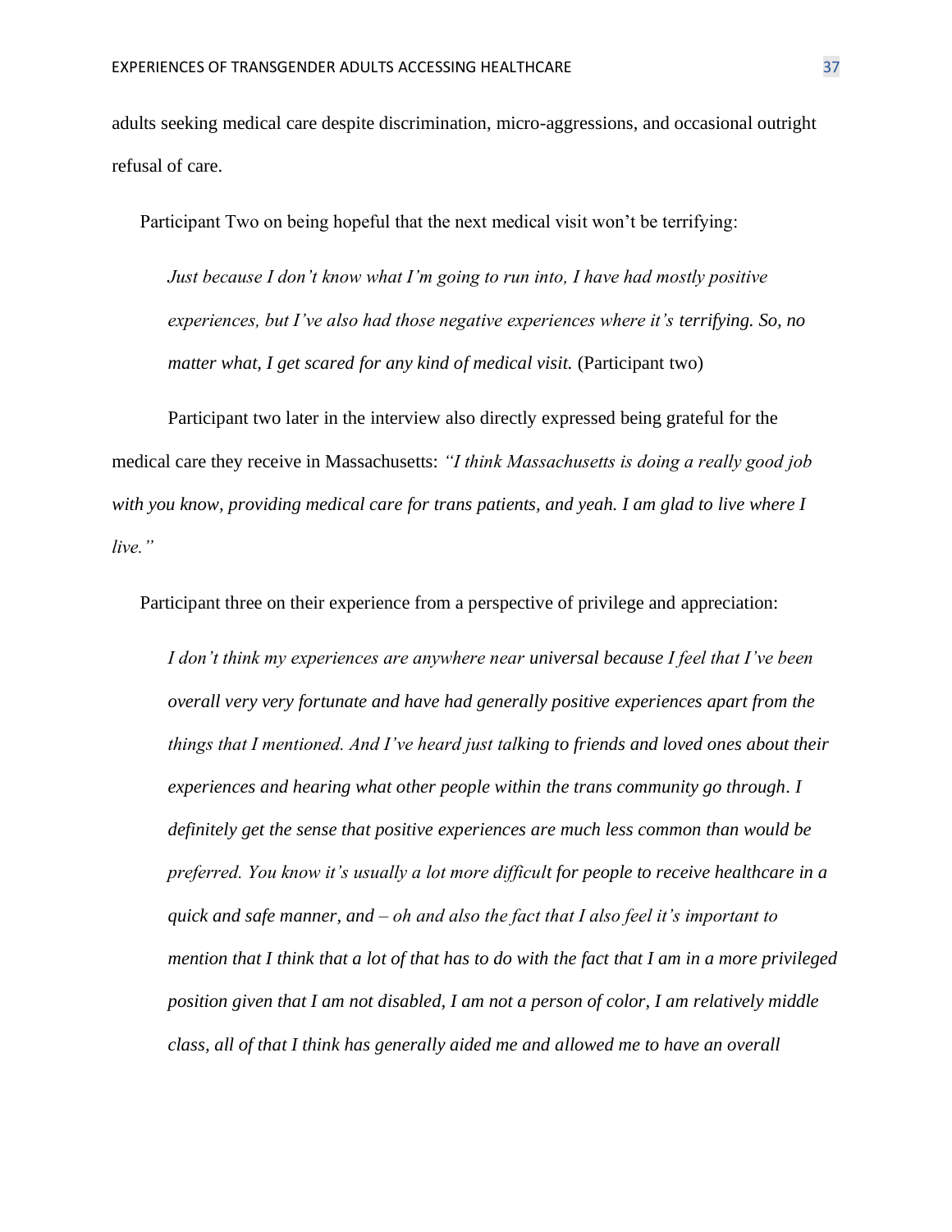adults seeking medical care despite discrimination, micro-aggressions, and occasional outright refusal of care.

Participant Two on being hopeful that the next medical visit won't be terrifying:

> *Just because I don't know what I'm going to run into, I have had mostly positive experiences, but I've also had those negative experiences where it's terrifying. So, no matter what, I get scared for any kind of medical visit.* (Participant two)

Participant two later in the interview also directly expressed being grateful for the medical care they receive in Massachusetts: *"I think Massachusetts is doing a really good job with you know, providing medical care for trans patients, and yeah. I am glad to live where I live."*

Participant three on their experience from a perspective of privilege and appreciation:

> *I don't think my experiences are anywhere near universal because I feel that I've been overall very very fortunate and have had generally positive experiences apart from the things that I mentioned. And I've heard just talking to friends and loved ones about their experiences and hearing what other people within the trans community go through. I definitely get the sense that positive experiences are much less common than would be preferred. You know it's usually a lot more difficult for people to receive healthcare in a quick and safe manner, and – oh and also the fact that I also feel it's important to mention that I think that a lot of that has to do with the fact that I am in a more privileged position given that I am not disabled, I am not a person of color, I am relatively middle class, all of that I think has generally aided me and allowed me to have an overall*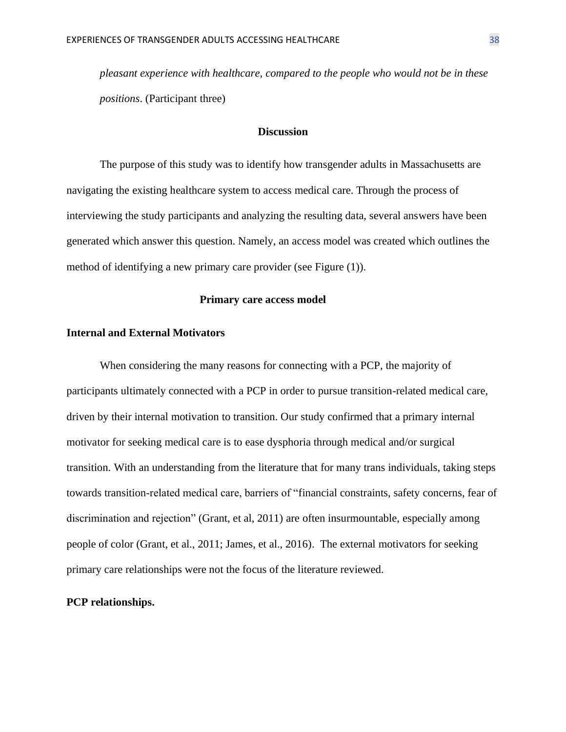*pleasant experience with healthcare, compared to the people who would not be in these positions*. (Participant three)

## Discussion

The purpose of this study was to identify how transgender adults in Massachusetts are navigating the existing healthcare system to access medical care. Through the process of interviewing the study participants and analyzing the resulting data, several answers have been generated which answer this question. Namely, an access model was created which outlines the method of identifying a new primary care provider (see Figure (1)).

## Primary care access model

### Internal and External Motivators

When considering the many reasons for connecting with a PCP, the majority of participants ultimately connected with a PCP in order to pursue transition-related medical care, driven by their internal motivation to transition. Our study confirmed that a primary internal motivator for seeking medical care is to ease dysphoria through medical and/or surgical transition. With an understanding from the literature that for many trans individuals, taking steps towards transition-related medical care, barriers of "financial constraints, safety concerns, fear of discrimination and rejection" (Grant, et al, 2011) are often insurmountable, especially among people of color (Grant, et al., 2011; James, et al., 2016). The external motivators for seeking primary care relationships were not the focus of the literature reviewed.

### PCP relationships.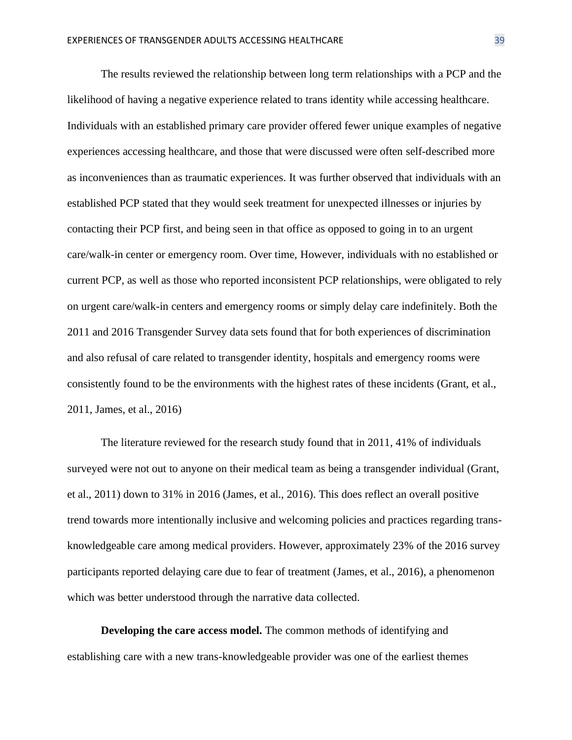The results reviewed the relationship between long term relationships with a PCP and the likelihood of having a negative experience related to trans identity while accessing healthcare. Individuals with an established primary care provider offered fewer unique examples of negative experiences accessing healthcare, and those that were discussed were often self-described more as inconveniences than as traumatic experiences. It was further observed that individuals with an established PCP stated that they would seek treatment for unexpected illnesses or injuries by contacting their PCP first, and being seen in that office as opposed to going in to an urgent care/walk-in center or emergency room. Over time, However, individuals with no established or current PCP, as well as those who reported inconsistent PCP relationships, were obligated to rely on urgent care/walk-in centers and emergency rooms or simply delay care indefinitely. Both the 2011 and 2016 Transgender Survey data sets found that for both experiences of discrimination and also refusal of care related to transgender identity, hospitals and emergency rooms were consistently found to be the environments with the highest rates of these incidents (Grant, et al., 2011, James, et al., 2016)

The literature reviewed for the research study found that in 2011, 41% of individuals surveyed were not out to anyone on their medical team as being a transgender individual (Grant, et al., 2011) down to 31% in 2016 (James, et al., 2016). This does reflect an overall positive trend towards more intentionally inclusive and welcoming policies and practices regarding trans-knowledgeable care among medical providers. However, approximately 23% of the 2016 survey participants reported delaying care due to fear of treatment (James, et al., 2016), a phenomenon which was better understood through the narrative data collected.

**Developing the care access model.** The common methods of identifying and establishing care with a new trans-knowledgeable provider was one of the earliest themes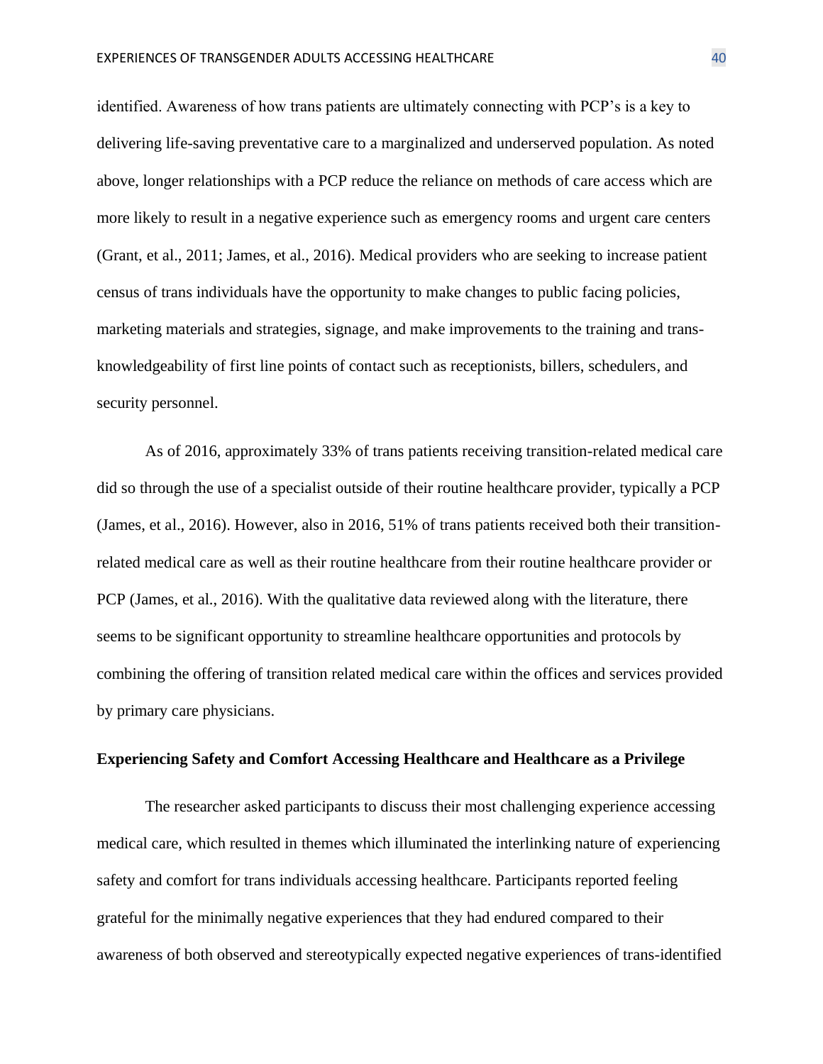identified. Awareness of how trans patients are ultimately connecting with PCP's is a key to delivering life-saving preventative care to a marginalized and underserved population. As noted above, longer relationships with a PCP reduce the reliance on methods of care access which are more likely to result in a negative experience such as emergency rooms and urgent care centers (Grant, et al., 2011; James, et al., 2016). Medical providers who are seeking to increase patient census of trans individuals have the opportunity to make changes to public facing policies, marketing materials and strategies, signage, and make improvements to the training and trans-knowledgeability of first line points of contact such as receptionists, billers, schedulers, and security personnel.

As of 2016, approximately 33% of trans patients receiving transition-related medical care did so through the use of a specialist outside of their routine healthcare provider, typically a PCP (James, et al., 2016). However, also in 2016, 51% of trans patients received both their transition-related medical care as well as their routine healthcare from their routine healthcare provider or PCP (James, et al., 2016). With the qualitative data reviewed along with the literature, there seems to be significant opportunity to streamline healthcare opportunities and protocols by combining the offering of transition related medical care within the offices and services provided by primary care physicians.

**Experiencing Safety and Comfort Accessing Healthcare and Healthcare as a Privilege**

The researcher asked participants to discuss their most challenging experience accessing medical care, which resulted in themes which illuminated the interlinking nature of experiencing safety and comfort for trans individuals accessing healthcare. Participants reported feeling grateful for the minimally negative experiences that they had endured compared to their awareness of both observed and stereotypically expected negative experiences of trans-identified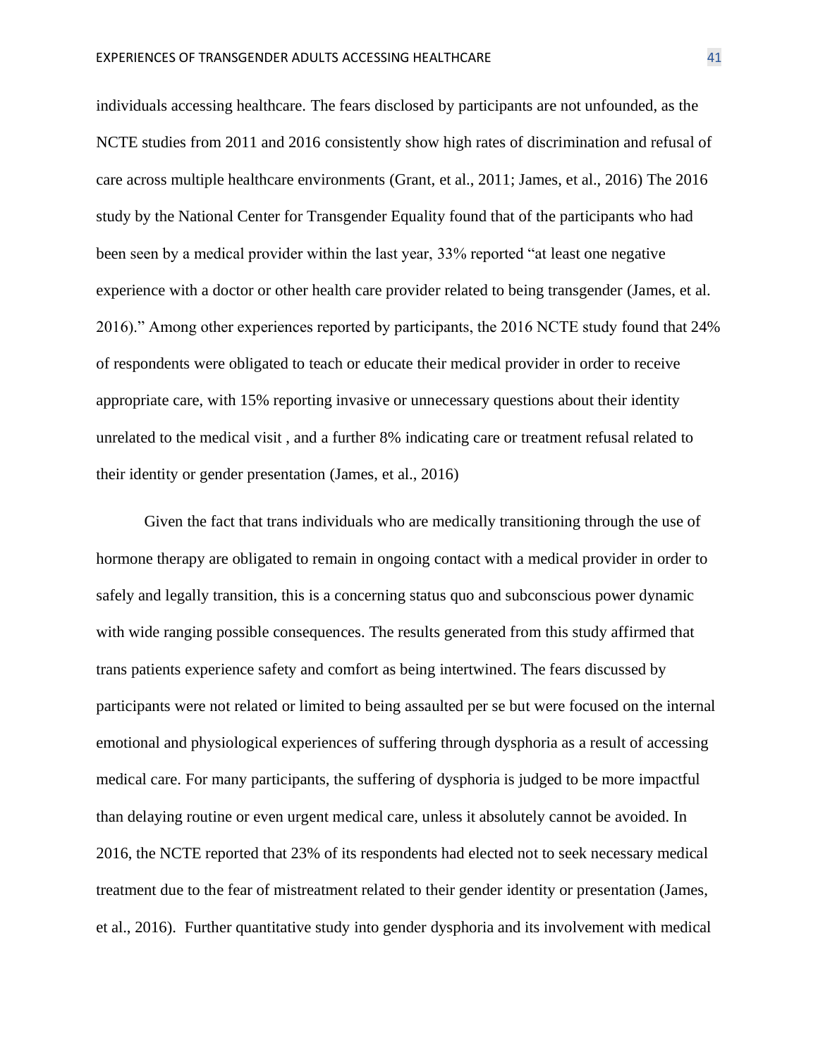individuals accessing healthcare. The fears disclosed by participants are not unfounded, as the NCTE studies from 2011 and 2016 consistently show high rates of discrimination and refusal of care across multiple healthcare environments (Grant, et al., 2011; James, et al., 2016) The 2016 study by the National Center for Transgender Equality found that of the participants who had been seen by a medical provider within the last year, 33% reported "at least one negative experience with a doctor or other health care provider related to being transgender (James, et al. 2016)." Among other experiences reported by participants, the 2016 NCTE study found that 24% of respondents were obligated to teach or educate their medical provider in order to receive appropriate care, with 15% reporting invasive or unnecessary questions about their identity unrelated to the medical visit , and a further 8% indicating care or treatment refusal related to their identity or gender presentation (James, et al., 2016)

Given the fact that trans individuals who are medically transitioning through the use of hormone therapy are obligated to remain in ongoing contact with a medical provider in order to safely and legally transition, this is a concerning status quo and subconscious power dynamic with wide ranging possible consequences. The results generated from this study affirmed that trans patients experience safety and comfort as being intertwined. The fears discussed by participants were not related or limited to being assaulted per se but were focused on the internal emotional and physiological experiences of suffering through dysphoria as a result of accessing medical care. For many participants, the suffering of dysphoria is judged to be more impactful than delaying routine or even urgent medical care, unless it absolutely cannot be avoided. In 2016, the NCTE reported that 23% of its respondents had elected not to seek necessary medical treatment due to the fear of mistreatment related to their gender identity or presentation (James, et al., 2016). Further quantitative study into gender dysphoria and its involvement with medical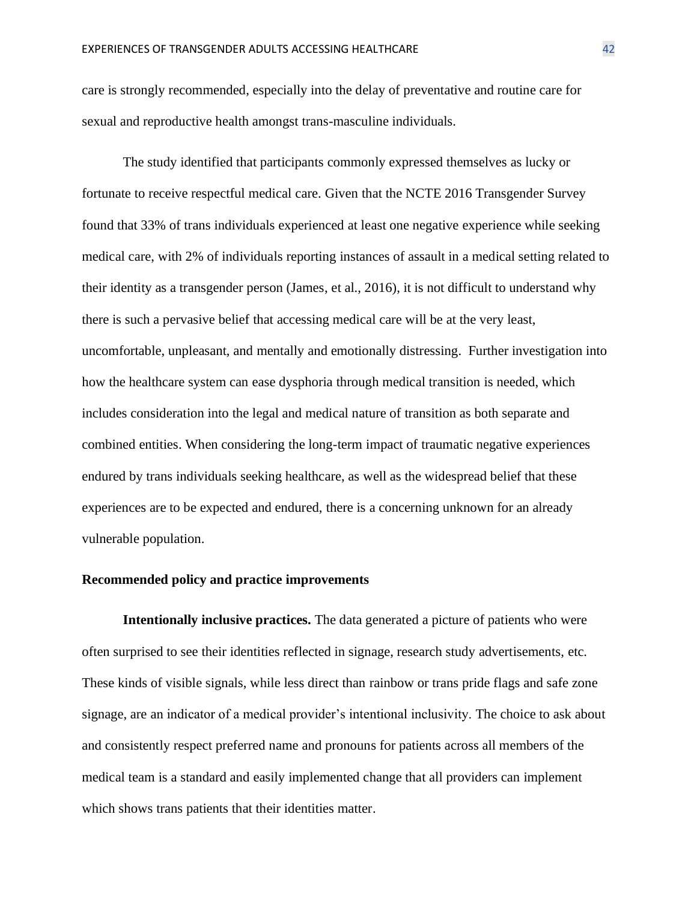care is strongly recommended, especially into the delay of preventative and routine care for sexual and reproductive health amongst trans-masculine individuals.

The study identified that participants commonly expressed themselves as lucky or fortunate to receive respectful medical care. Given that the NCTE 2016 Transgender Survey found that 33% of trans individuals experienced at least one negative experience while seeking medical care, with 2% of individuals reporting instances of assault in a medical setting related to their identity as a transgender person (James, et al., 2016), it is not difficult to understand why there is such a pervasive belief that accessing medical care will be at the very least, uncomfortable, unpleasant, and mentally and emotionally distressing. Further investigation into how the healthcare system can ease dysphoria through medical transition is needed, which includes consideration into the legal and medical nature of transition as both separate and combined entities. When considering the long-term impact of traumatic negative experiences endured by trans individuals seeking healthcare, as well as the widespread belief that these experiences are to be expected and endured, there is a concerning unknown for an already vulnerable population.

## Recommended policy and practice improvements

**Intentionally inclusive practices.** The data generated a picture of patients who were often surprised to see their identities reflected in signage, research study advertisements, etc. These kinds of visible signals, while less direct than rainbow or trans pride flags and safe zone signage, are an indicator of a medical provider's intentional inclusivity. The choice to ask about and consistently respect preferred name and pronouns for patients across all members of the medical team is a standard and easily implemented change that all providers can implement which shows trans patients that their identities matter.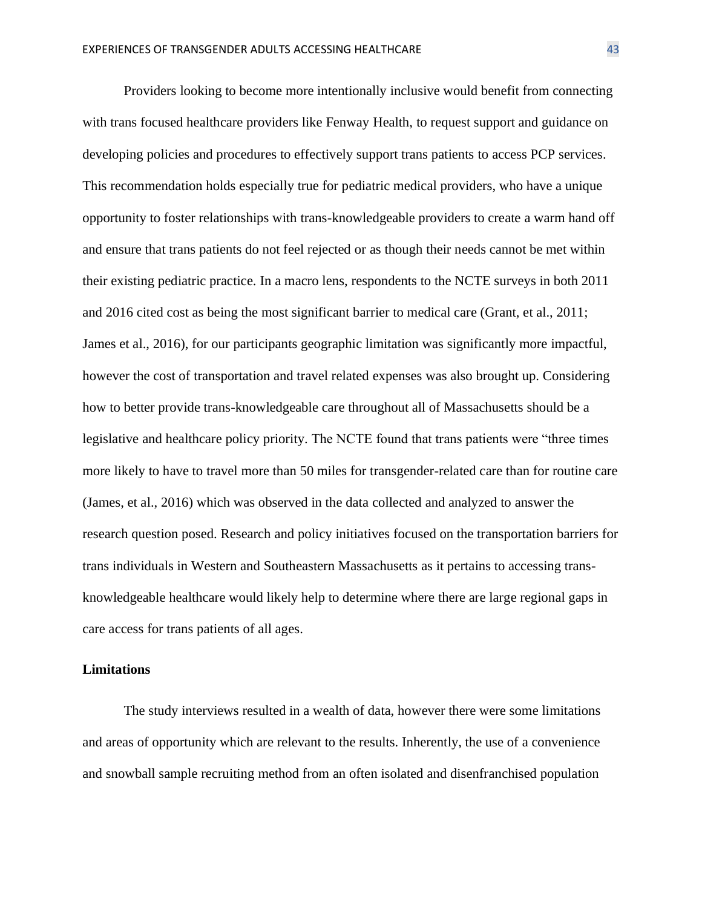Providers looking to become more intentionally inclusive would benefit from connecting with trans focused healthcare providers like Fenway Health, to request support and guidance on developing policies and procedures to effectively support trans patients to access PCP services. This recommendation holds especially true for pediatric medical providers, who have a unique opportunity to foster relationships with trans-knowledgeable providers to create a warm hand off and ensure that trans patients do not feel rejected or as though their needs cannot be met within their existing pediatric practice. In a macro lens, respondents to the NCTE surveys in both 2011 and 2016 cited cost as being the most significant barrier to medical care (Grant, et al., 2011; James et al., 2016), for our participants geographic limitation was significantly more impactful, however the cost of transportation and travel related expenses was also brought up. Considering how to better provide trans-knowledgeable care throughout all of Massachusetts should be a legislative and healthcare policy priority. The NCTE found that trans patients were "three times more likely to have to travel more than 50 miles for transgender-related care than for routine care (James, et al., 2016) which was observed in the data collected and analyzed to answer the research question posed. Research and policy initiatives focused on the transportation barriers for trans individuals in Western and Southeastern Massachusetts as it pertains to accessing trans-knowledgeable healthcare would likely help to determine where there are large regional gaps in care access for trans patients of all ages.

## Limitations

The study interviews resulted in a wealth of data, however there were some limitations and areas of opportunity which are relevant to the results. Inherently, the use of a convenience and snowball sample recruiting method from an often isolated and disenfranchised population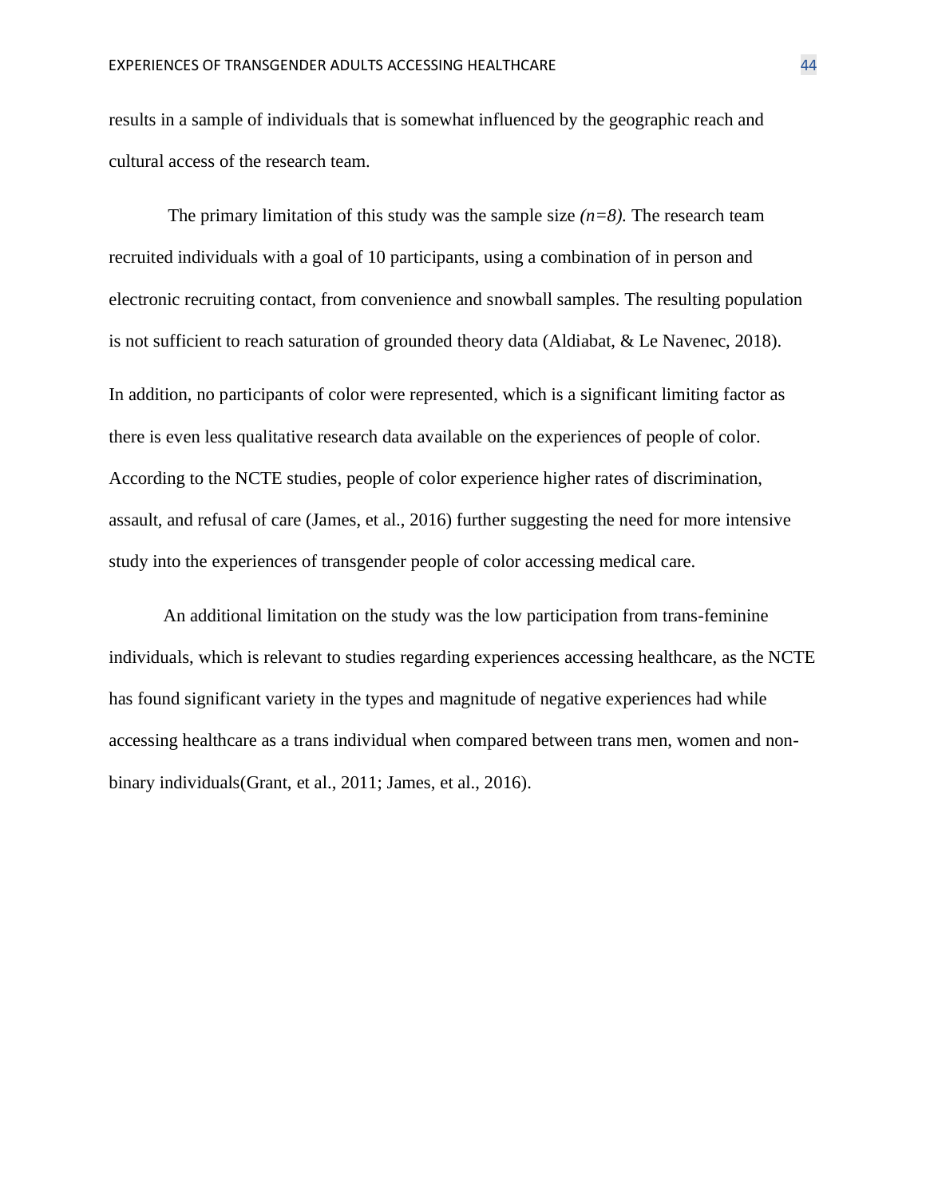results in a sample of individuals that is somewhat influenced by the geographic reach and cultural access of the research team.

The primary limitation of this study was the sample size *(n=8).* The research team recruited individuals with a goal of 10 participants, using a combination of in person and electronic recruiting contact, from convenience and snowball samples. The resulting population is not sufficient to reach saturation of grounded theory data (Aldiabat, & Le Navenec, 2018).

In addition, no participants of color were represented, which is a significant limiting factor as there is even less qualitative research data available on the experiences of people of color. According to the NCTE studies, people of color experience higher rates of discrimination, assault, and refusal of care (James, et al., 2016) further suggesting the need for more intensive study into the experiences of transgender people of color accessing medical care.

An additional limitation on the study was the low participation from trans-feminine individuals, which is relevant to studies regarding experiences accessing healthcare, as the NCTE has found significant variety in the types and magnitude of negative experiences had while accessing healthcare as a trans individual when compared between trans men, women and non-binary individuals(Grant, et al., 2011; James, et al., 2016).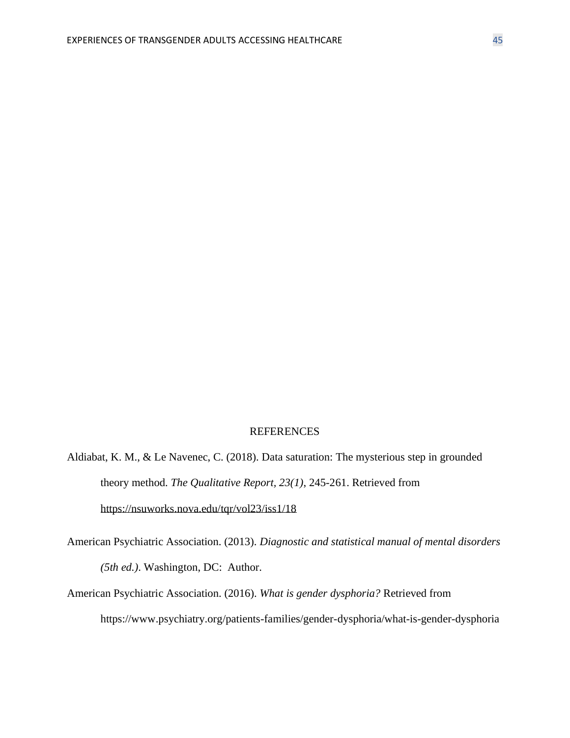# REFERENCES

Aldiabat, K. M., & Le Navenec, C. (2018). Data saturation: The mysterious step in grounded theory method. *The Qualitative Report, 23(1)*, 245-261. Retrieved from https://nsuworks.nova.edu/tqr/vol23/iss1/18

American Psychiatric Association. (2013). *Diagnostic and statistical manual of mental disorders (5th ed.)*. Washington, DC: Author.

American Psychiatric Association. (2016). *What is gender dysphoria?* Retrieved from https://www.psychiatry.org/patients-families/gender-dysphoria/what-is-gender-dysphoria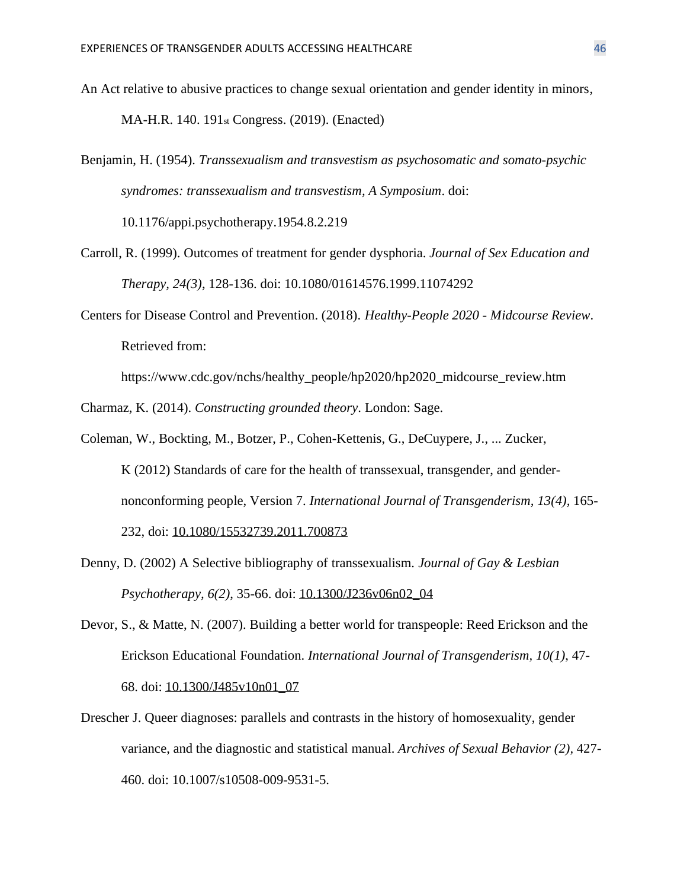An Act relative to abusive practices to change sexual orientation and gender identity in minors, MA-H.R. 140. 191st Congress. (2019). (Enacted)

Benjamin, H. (1954). *Transsexualism and transvestism as psychosomatic and somato-psychic syndromes: transsexualism and transvestism, A Symposium*. doi: 10.1176/appi.psychotherapy.1954.8.2.219

Carroll, R. (1999). Outcomes of treatment for gender dysphoria. *Journal of Sex Education and Therapy, 24(3),* 128-136. doi: 10.1080/01614576.1999.11074292

Centers for Disease Control and Prevention. (2018). *Healthy-People 2020 - Midcourse Review*. Retrieved from: https://www.cdc.gov/nchs/healthy_people/hp2020/hp2020_midcourse_review.htm

Charmaz, K. (2014). *Constructing grounded theory*. London: Sage.

Coleman, W., Bockting, M., Botzer, P., Cohen-Kettenis, G., DeCuypere, J., ... Zucker, K (2012) Standards of care for the health of transsexual, transgender, and gender-nonconforming people, Version 7. *International Journal of Transgenderism, 13(4),* 165-232, doi: 10.1080/15532739.2011.700873

Denny, D. (2002) A Selective bibliography of transsexualism. *Journal of Gay & Lesbian Psychotherapy, 6(2),* 35-66. doi: 10.1300/J236v06n02_04

Devor, S., & Matte, N. (2007). Building a better world for transpeople: Reed Erickson and the Erickson Educational Foundation. *International Journal of Transgenderism, 10(1),* 47-68. doi: 10.1300/J485v10n01_07

Drescher J. Queer diagnoses: parallels and contrasts in the history of homosexuality, gender variance, and the diagnostic and statistical manual. *Archives of Sexual Behavior (2),* 427-460. doi: 10.1007/s10508-009-9531-5.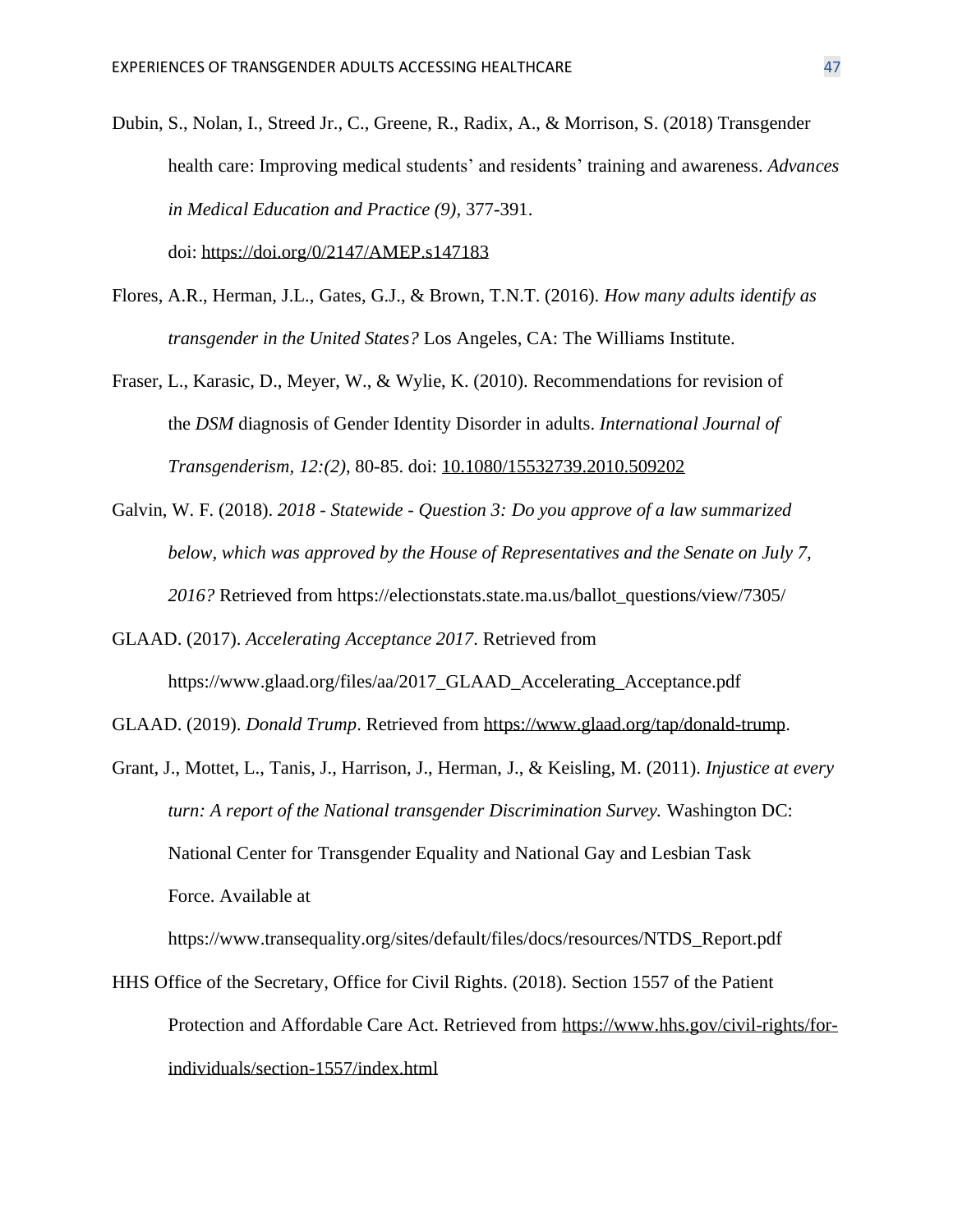Dubin, S., Nolan, I., Streed Jr., C., Greene, R., Radix, A., & Morrison, S. (2018) Transgender health care: Improving medical students' and residents' training and awareness. *Advances in Medical Education and Practice (9),* 377-391. doi: https://doi.org/0/2147/AMEP.s147183

Flores, A.R., Herman, J.L., Gates, G.J., & Brown, T.N.T. (2016). *How many adults identify as transgender in the United States?* Los Angeles, CA: The Williams Institute.

Fraser, L., Karasic, D., Meyer, W., & Wylie, K. (2010). Recommendations for revision of the *DSM* diagnosis of Gender Identity Disorder in adults. *International Journal of Transgenderism, 12:(2),* 80-85. doi: 10.1080/15532739.2010.509202

Galvin, W. F. (2018). *2018 - Statewide - Question 3: Do you approve of a law summarized below, which was approved by the House of Representatives and the Senate on July 7, 2016?* Retrieved from https://electionstats.state.ma.us/ballot_questions/view/7305/

GLAAD. (2017). *Accelerating Acceptance 2017*. Retrieved from https://www.glaad.org/files/aa/2017_GLAAD_Accelerating_Acceptance.pdf

GLAAD. (2019). *Donald Trump*. Retrieved from https://www.glaad.org/tap/donald-trump.

Grant, J., Mottet, L., Tanis, J., Harrison, J., Herman, J., & Keisling, M. (2011). *Injustice at every turn: A report of the National transgender Discrimination Survey.* Washington DC: National Center for Transgender Equality and National Gay and Lesbian Task Force. Available at https://www.transequality.org/sites/default/files/docs/resources/NTDS_Report.pdf

HHS Office of the Secretary, Office for Civil Rights. (2018). Section 1557 of the Patient Protection and Affordable Care Act. Retrieved from https://www.hhs.gov/civil-rights/for-individuals/section-1557/index.html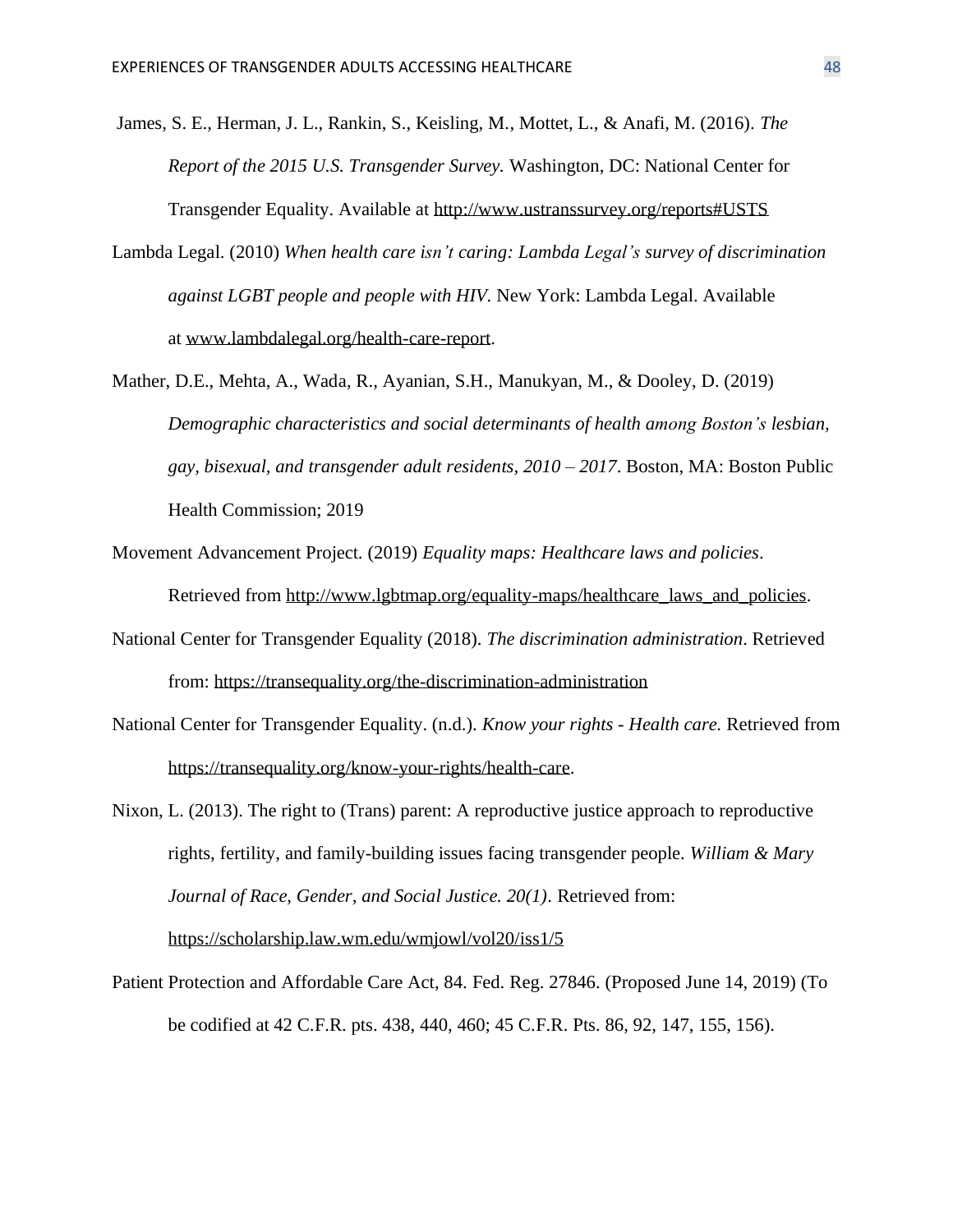James, S. E., Herman, J. L., Rankin, S., Keisling, M., Mottet, L., & Anafi, M. (2016). *The Report of the 2015 U.S. Transgender Survey.* Washington, DC: National Center for Transgender Equality. Available at http://www.ustranssurvey.org/reports#USTS

Lambda Legal. (2010) *When health care isn't caring: Lambda Legal's survey of discrimination against LGBT people and people with HIV*. New York: Lambda Legal. Available at www.lambdalegal.org/health-care-report.

Mather, D.E., Mehta, A., Wada, R., Ayanian, S.H., Manukyan, M., & Dooley, D. (2019) *Demographic characteristics and social determinants of health among Boston's lesbian, gay, bisexual, and transgender adult residents, 2010 – 2017*. Boston, MA: Boston Public Health Commission; 2019

Movement Advancement Project. (2019) *Equality maps: Healthcare laws and policies*. Retrieved from http://www.lgbtmap.org/equality-maps/healthcare_laws_and_policies.

National Center for Transgender Equality (2018). *The discrimination administration*. Retrieved from: https://transequality.org/the-discrimination-administration

National Center for Transgender Equality. (n.d.). *Know your rights - Health care.* Retrieved from https://transequality.org/know-your-rights/health-care.

Nixon, L. (2013). The right to (Trans) parent: A reproductive justice approach to reproductive rights, fertility, and family-building issues facing transgender people. *William & Mary Journal of Race, Gender, and Social Justice. 20(1)*. Retrieved from: https://scholarship.law.wm.edu/wmjowl/vol20/iss1/5

Patient Protection and Affordable Care Act, 84. Fed. Reg. 27846. (Proposed June 14, 2019) (To be codified at 42 C.F.R. pts. 438, 440, 460; 45 C.F.R. Pts. 86, 92, 147, 155, 156).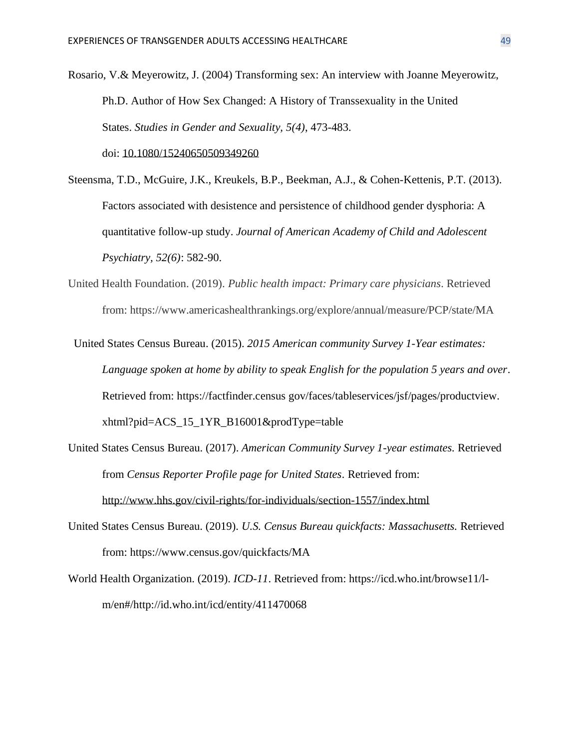Rosario, V.& Meyerowitz, J. (2004) Transforming sex: An interview with Joanne Meyerowitz, Ph.D. Author of How Sex Changed: A History of Transsexuality in the United States. *Studies in Gender and Sexuality*, *5(4)*, 473-483. doi: 10.1080/15240650509349260

Steensma, T.D., McGuire, J.K., Kreukels, B.P., Beekman, A.J., & Cohen-Kettenis, P.T. (2013). Factors associated with desistence and persistence of childhood gender dysphoria: A quantitative follow-up study. *Journal of American Academy of Child and Adolescent Psychiatry, 52(6)*: 582-90.

United Health Foundation. (2019). *Public health impact: Primary care physicians*. Retrieved from: https://www.americashealthrankings.org/explore/annual/measure/PCP/state/MA

United States Census Bureau. (2015). *2015 American community Survey 1-Year estimates: Language spoken at home by ability to speak English for the population 5 years and over*. Retrieved from: https://factfinder.census gov/faces/tableservices/jsf/pages/productview.xhtml?pid=ACS_15_1YR_B16001&prodType=table

United States Census Bureau. (2017). *American Community Survey 1-year estimates.* Retrieved from *Census Reporter Profile page for United States*. Retrieved from: http://www.hhs.gov/civil-rights/for-individuals/section-1557/index.html

United States Census Bureau. (2019). *U.S. Census Bureau quickfacts: Massachusetts.* Retrieved from: https://www.census.gov/quickfacts/MA

World Health Organization. (2019). *ICD-11*. Retrieved from: https://icd.who.int/browse11/l-m/en#/http://id.who.int/icd/entity/411470068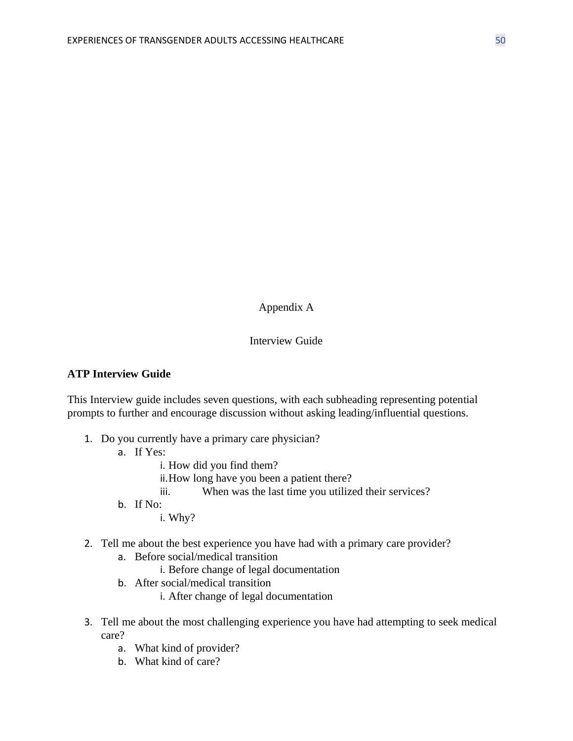Appendix A

Interview Guide

**ATP Interview Guide**

This Interview guide includes seven questions, with each subheading representing potential prompts to further and encourage discussion without asking leading/influential questions.

1. Do you currently have a primary care physician?
   a. If Yes:
      i. How did you find them?
      ii. How long have you been a patient there?
      iii. When was the last time you utilized their services?
   b. If No:
      i. Why?

2. Tell me about the best experience you have had with a primary care provider?
   a. Before social/medical transition
      i. Before change of legal documentation
   b. After social/medical transition
      i. After change of legal documentation

3. Tell me about the most challenging experience you have had attempting to seek medical care?
   a. What kind of provider?
   b. What kind of care?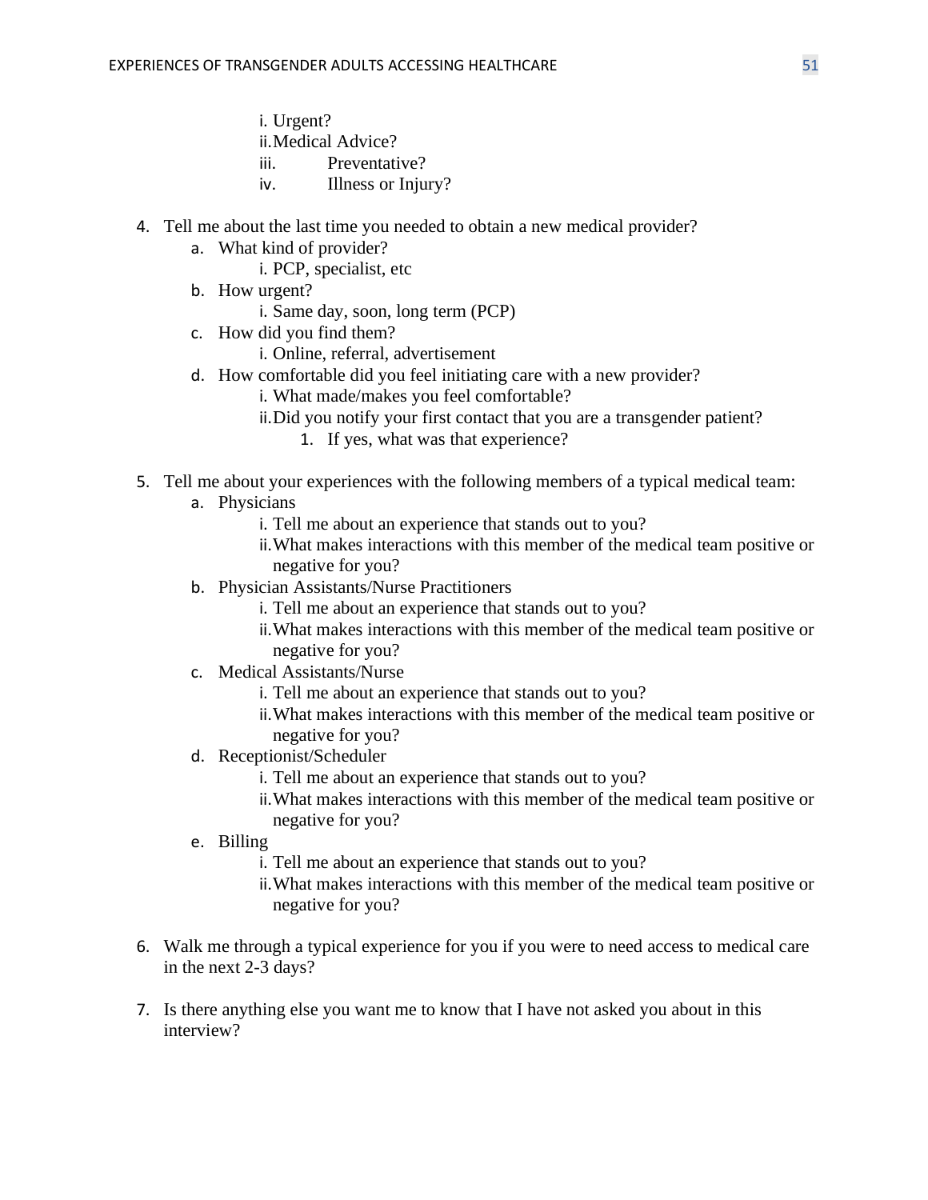- i. Urgent?
   - ii. Medical Advice?
   - iii. Preventative?
   - iv. Illness or Injury?

4. Tell me about the last time you needed to obtain a new medical provider?
   - a. What kind of provider?
     - i. PCP, specialist, etc
   - b. How urgent?
     - i. Same day, soon, long term (PCP)
   - c. How did you find them?
     - i. Online, referral, advertisement
   - d. How comfortable did you feel initiating care with a new provider?
     - i. What made/makes you feel comfortable?
     - ii. Did you notify your first contact that you are a transgender patient?
       1. If yes, what was that experience?

5. Tell me about your experiences with the following members of a typical medical team:
   - a. Physicians
     - i. Tell me about an experience that stands out to you?
     - ii. What makes interactions with this member of the medical team positive or negative for you?
   - b. Physician Assistants/Nurse Practitioners
     - i. Tell me about an experience that stands out to you?
     - ii. What makes interactions with this member of the medical team positive or negative for you?
   - c. Medical Assistants/Nurse
     - i. Tell me about an experience that stands out to you?
     - ii. What makes interactions with this member of the medical team positive or negative for you?
   - d. Receptionist/Scheduler
     - i. Tell me about an experience that stands out to you?
     - ii. What makes interactions with this member of the medical team positive or negative for you?
   - e. Billing
     - i. Tell me about an experience that stands out to you?
     - ii. What makes interactions with this member of the medical team positive or negative for you?

6. Walk me through a typical experience for you if you were to need access to medical care in the next 2-3 days?

7. Is there anything else you want me to know that I have not asked you about in this interview?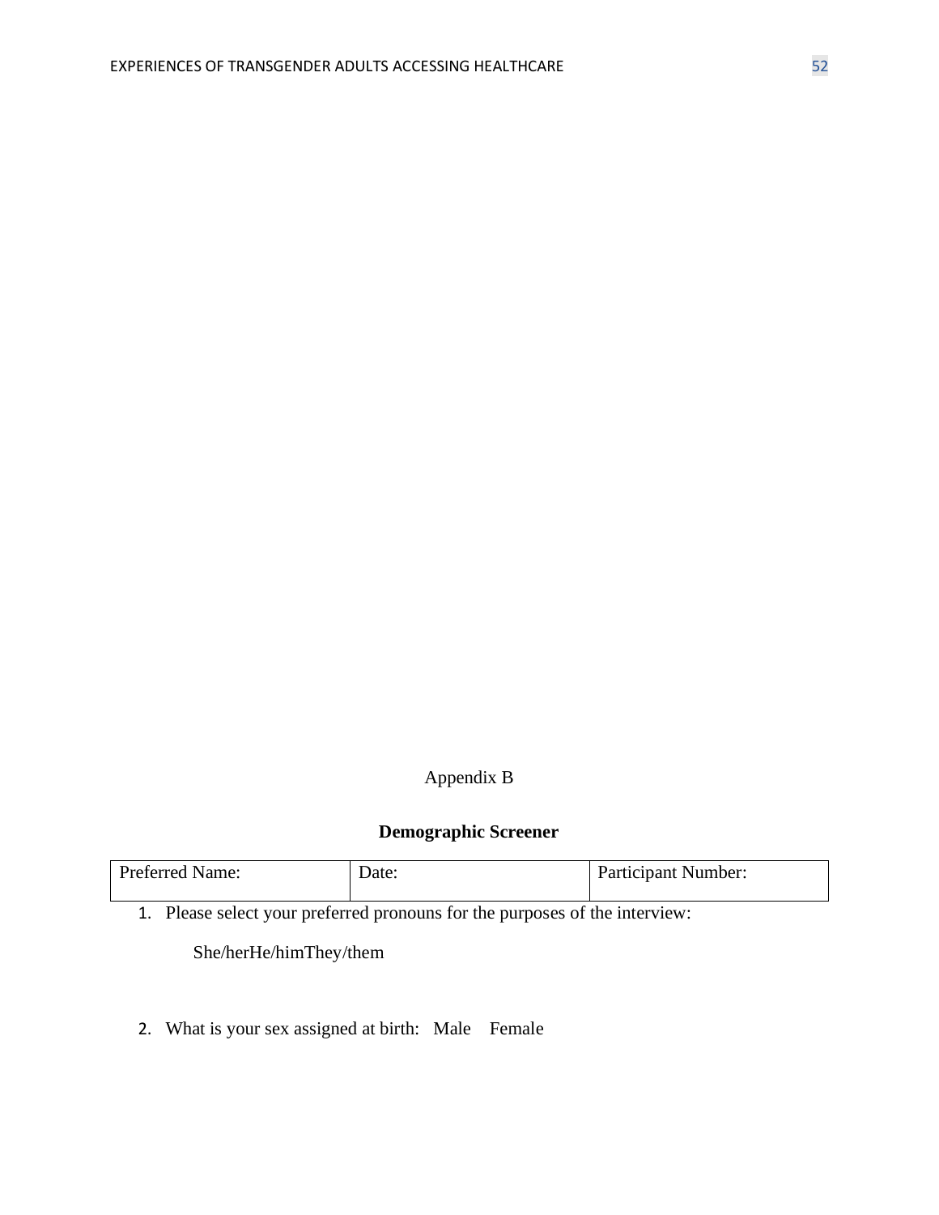Appendix B

**Demographic Screener**

| Preferred Name: | Date: | Participant Number: |
|---|---|---|

1. Please select your preferred pronouns for the purposes of the interview:

    She/herHe/himThey/them

2. What is your sex assigned at birth:   Male    Female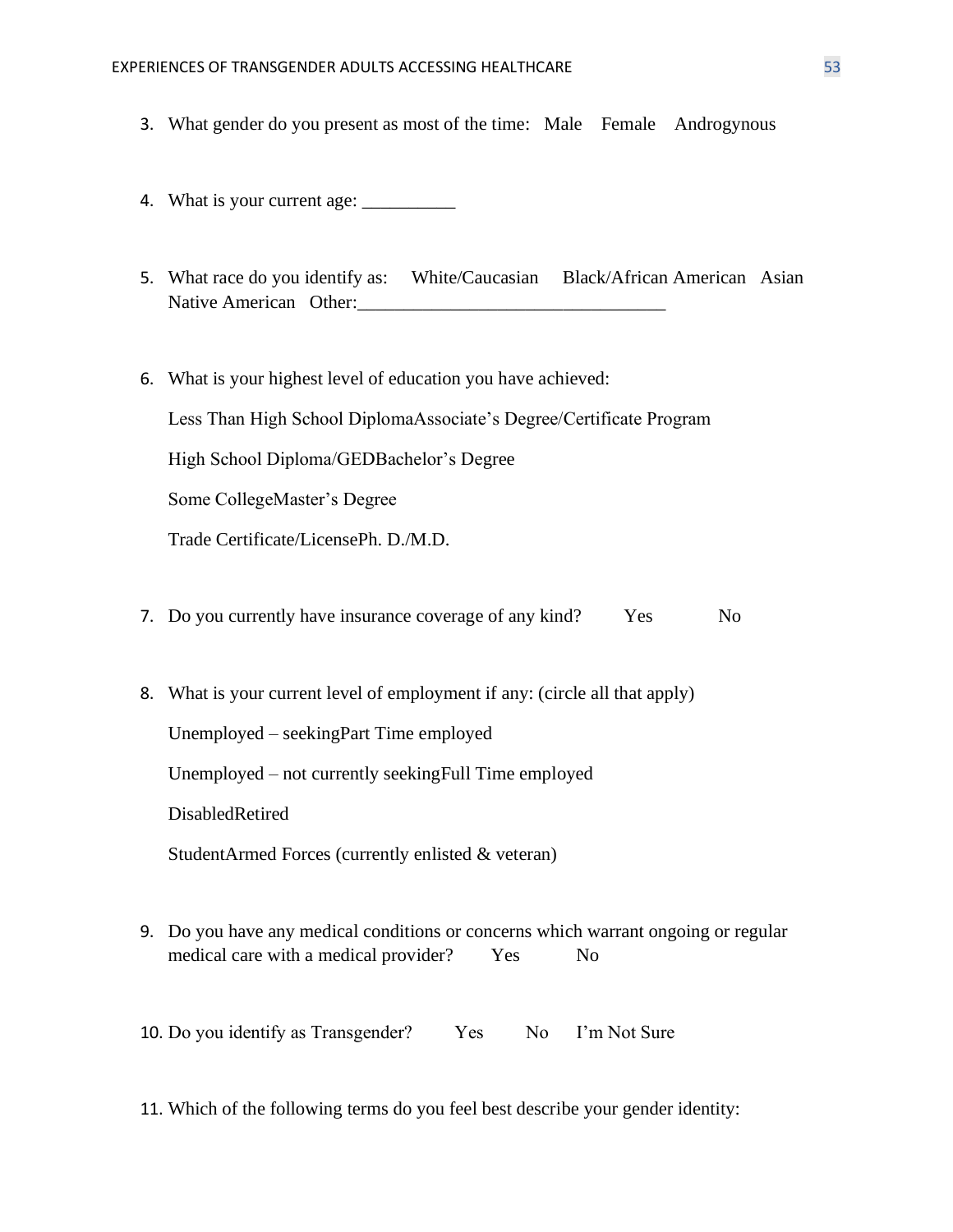3. What gender do you present as most of the time:   Male    Female    Androgynous

4. What is your current age: __________

5. What race do you identify as:     White/Caucasian     Black/African American   Asian   Native American   Other:_________________________________

6. What is your highest level of education you have achieved:

   Less Than High School DiplomaAssociate's Degree/Certificate Program

   High School Diploma/GEDBachelor's Degree

   Some CollegeMaster's Degree

   Trade Certificate/LicensePh. D./M.D.

7. Do you currently have insurance coverage of any kind?        Yes            No

8. What is your current level of employment if any: (circle all that apply)

   Unemployed – seekingPart Time employed

   Unemployed – not currently seekingFull Time employed

   DisabledRetired

   StudentArmed Forces (currently enlisted & veteran)

9. Do you have any medical conditions or concerns which warrant ongoing or regular medical care with a medical provider?       Yes          No

10. Do you identify as Transgender?        Yes        No      I'm Not Sure

11. Which of the following terms do you feel best describe your gender identity: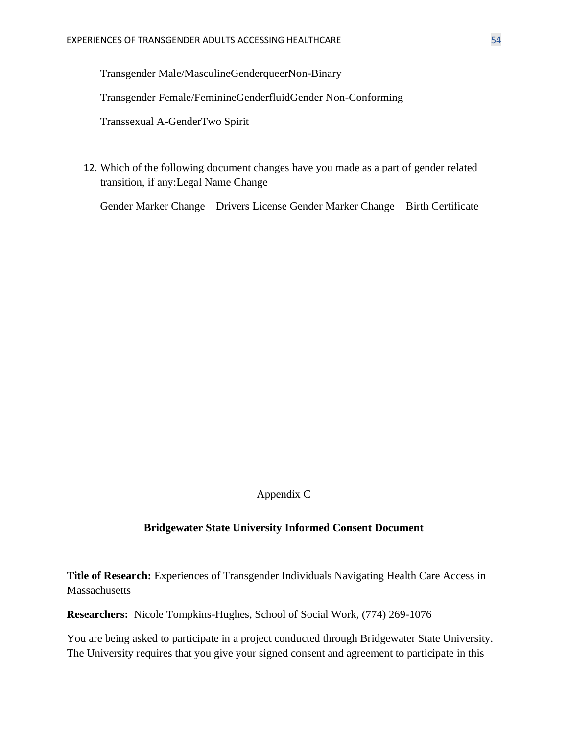Transgender Male/MasculineGenderqueerNon-Binary

Transgender Female/FeminineGenderfluidGender Non-Conforming

Transsexual A-GenderTwo Spirit

12. Which of the following document changes have you made as a part of gender related transition, if any:Legal Name Change

    Gender Marker Change – Drivers License Gender Marker Change – Birth Certificate

Appendix C

**Bridgewater State University Informed Consent Document**

**Title of Research:** Experiences of Transgender Individuals Navigating Health Care Access in Massachusetts

**Researchers:** Nicole Tompkins-Hughes, School of Social Work, (774) 269-1076

You are being asked to participate in a project conducted through Bridgewater State University. The University requires that you give your signed consent and agreement to participate in this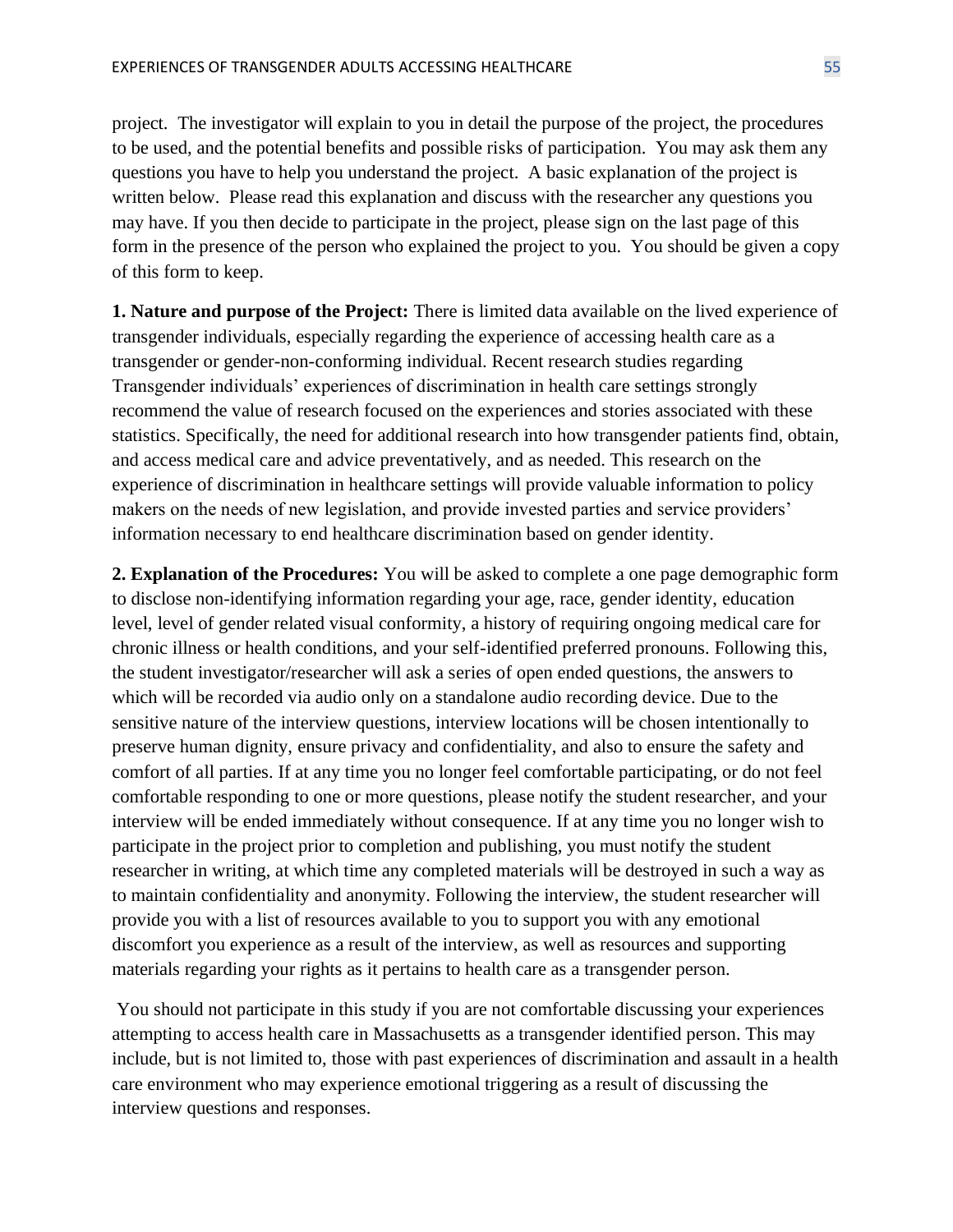project. The investigator will explain to you in detail the purpose of the project, the procedures to be used, and the potential benefits and possible risks of participation. You may ask them any questions you have to help you understand the project. A basic explanation of the project is written below. Please read this explanation and discuss with the researcher any questions you may have. If you then decide to participate in the project, please sign on the last page of this form in the presence of the person who explained the project to you. You should be given a copy of this form to keep.

**1. Nature and purpose of the Project:** There is limited data available on the lived experience of transgender individuals, especially regarding the experience of accessing health care as a transgender or gender-non-conforming individual. Recent research studies regarding Transgender individuals' experiences of discrimination in health care settings strongly recommend the value of research focused on the experiences and stories associated with these statistics. Specifically, the need for additional research into how transgender patients find, obtain, and access medical care and advice preventatively, and as needed. This research on the experience of discrimination in healthcare settings will provide valuable information to policy makers on the needs of new legislation, and provide invested parties and service providers' information necessary to end healthcare discrimination based on gender identity.

**2. Explanation of the Procedures:** You will be asked to complete a one page demographic form to disclose non-identifying information regarding your age, race, gender identity, education level, level of gender related visual conformity, a history of requiring ongoing medical care for chronic illness or health conditions, and your self-identified preferred pronouns. Following this, the student investigator/researcher will ask a series of open ended questions, the answers to which will be recorded via audio only on a standalone audio recording device. Due to the sensitive nature of the interview questions, interview locations will be chosen intentionally to preserve human dignity, ensure privacy and confidentiality, and also to ensure the safety and comfort of all parties. If at any time you no longer feel comfortable participating, or do not feel comfortable responding to one or more questions, please notify the student researcher, and your interview will be ended immediately without consequence. If at any time you no longer wish to participate in the project prior to completion and publishing, you must notify the student researcher in writing, at which time any completed materials will be destroyed in such a way as to maintain confidentiality and anonymity. Following the interview, the student researcher will provide you with a list of resources available to you to support you with any emotional discomfort you experience as a result of the interview, as well as resources and supporting materials regarding your rights as it pertains to health care as a transgender person.

You should not participate in this study if you are not comfortable discussing your experiences attempting to access health care in Massachusetts as a transgender identified person. This may include, but is not limited to, those with past experiences of discrimination and assault in a health care environment who may experience emotional triggering as a result of discussing the interview questions and responses.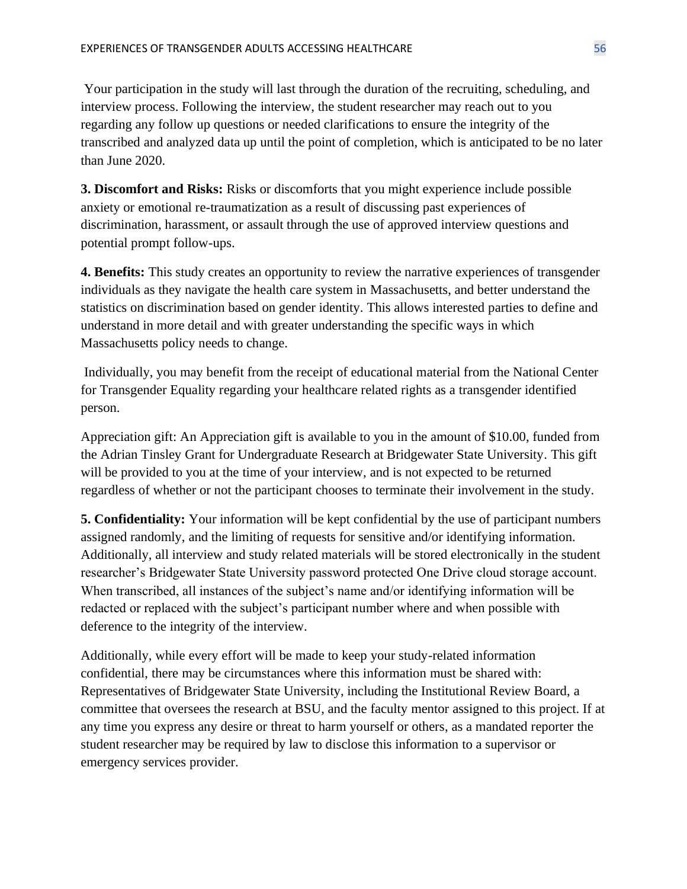Your participation in the study will last through the duration of the recruiting, scheduling, and interview process. Following the interview, the student researcher may reach out to you regarding any follow up questions or needed clarifications to ensure the integrity of the transcribed and analyzed data up until the point of completion, which is anticipated to be no later than June 2020.

**3. Discomfort and Risks:** Risks or discomforts that you might experience include possible anxiety or emotional re-traumatization as a result of discussing past experiences of discrimination, harassment, or assault through the use of approved interview questions and potential prompt follow-ups.

**4. Benefits:** This study creates an opportunity to review the narrative experiences of transgender individuals as they navigate the health care system in Massachusetts, and better understand the statistics on discrimination based on gender identity. This allows interested parties to define and understand in more detail and with greater understanding the specific ways in which Massachusetts policy needs to change.

Individually, you may benefit from the receipt of educational material from the National Center for Transgender Equality regarding your healthcare related rights as a transgender identified person.

Appreciation gift: An Appreciation gift is available to you in the amount of $10.00, funded from the Adrian Tinsley Grant for Undergraduate Research at Bridgewater State University. This gift will be provided to you at the time of your interview, and is not expected to be returned regardless of whether or not the participant chooses to terminate their involvement in the study.

**5. Confidentiality:** Your information will be kept confidential by the use of participant numbers assigned randomly, and the limiting of requests for sensitive and/or identifying information. Additionally, all interview and study related materials will be stored electronically in the student researcher's Bridgewater State University password protected One Drive cloud storage account. When transcribed, all instances of the subject's name and/or identifying information will be redacted or replaced with the subject's participant number where and when possible with deference to the integrity of the interview.

Additionally, while every effort will be made to keep your study-related information confidential, there may be circumstances where this information must be shared with: Representatives of Bridgewater State University, including the Institutional Review Board, a committee that oversees the research at BSU, and the faculty mentor assigned to this project. If at any time you express any desire or threat to harm yourself or others, as a mandated reporter the student researcher may be required by law to disclose this information to a supervisor or emergency services provider.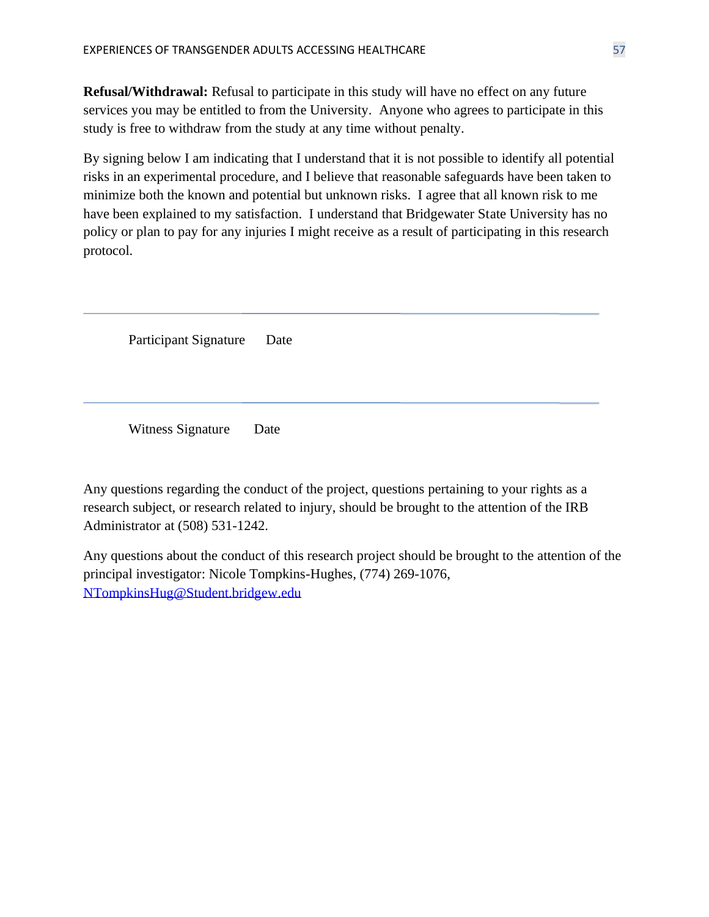**Refusal/Withdrawal:** Refusal to participate in this study will have no effect on any future services you may be entitled to from the University. Anyone who agrees to participate in this study is free to withdraw from the study at any time without penalty.

By signing below I am indicating that I understand that it is not possible to identify all potential risks in an experimental procedure, and I believe that reasonable safeguards have been taken to minimize both the known and potential but unknown risks. I agree that all known risk to me have been explained to my satisfaction. I understand that Bridgewater State University has no policy or plan to pay for any injuries I might receive as a result of participating in this research protocol.

---

Participant Signature Date

---

Witness Signature Date

Any questions regarding the conduct of the project, questions pertaining to your rights as a research subject, or research related to injury, should be brought to the attention of the IRB Administrator at (508) 531-1242.

Any questions about the conduct of this research project should be brought to the attention of the principal investigator: Nicole Tompkins-Hughes, (774) 269-1076, NTompkinsHug@Student.bridgew.edu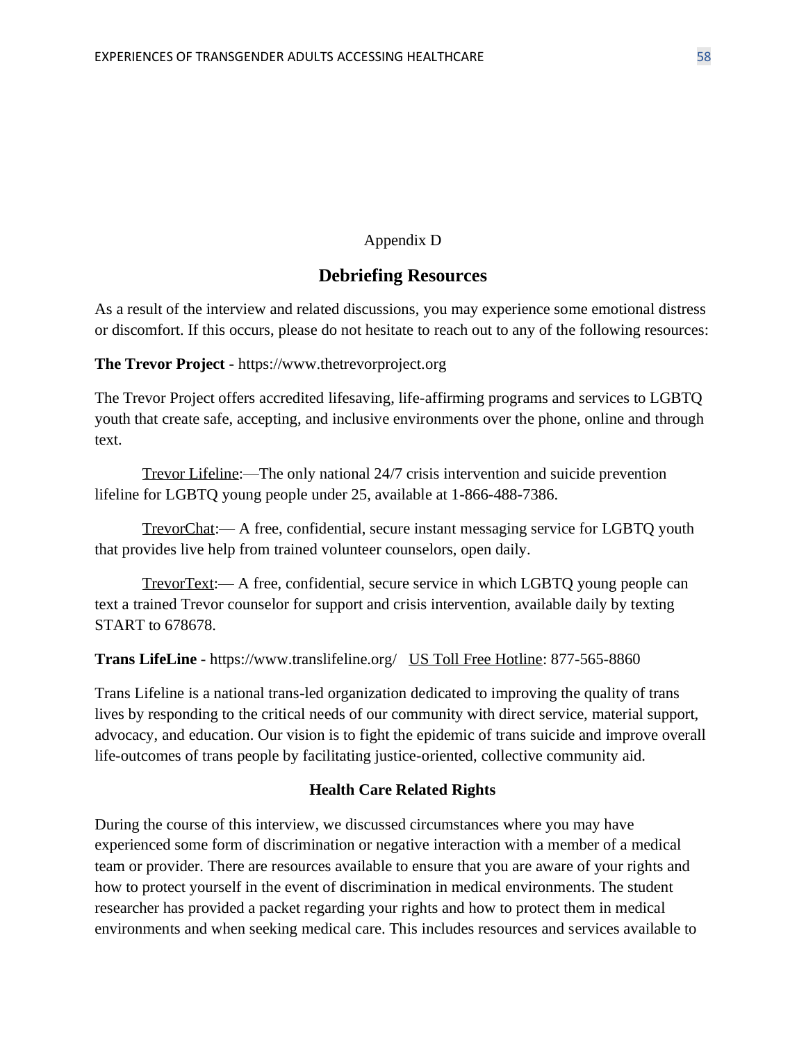Appendix D

## Debriefing Resources

As a result of the interview and related discussions, you may experience some emotional distress or discomfort. If this occurs, please do not hesitate to reach out to any of the following resources:

**The Trevor Project -** https://www.thetrevorproject.org

The Trevor Project offers accredited lifesaving, life-affirming programs and services to LGBTQ youth that create safe, accepting, and inclusive environments over the phone, online and through text.

Trevor Lifeline:—The only national 24/7 crisis intervention and suicide prevention lifeline for LGBTQ young people under 25, available at 1-866-488-7386.

TrevorChat:— A free, confidential, secure instant messaging service for LGBTQ youth that provides live help from trained volunteer counselors, open daily.

TrevorText:— A free, confidential, secure service in which LGBTQ young people can text a trained Trevor counselor for support and crisis intervention, available daily by texting START to 678678.

**Trans LifeLine -** https://www.translifeline.org/ US Toll Free Hotline: 877-565-8860

Trans Lifeline is a national trans-led organization dedicated to improving the quality of trans lives by responding to the critical needs of our community with direct service, material support, advocacy, and education. Our vision is to fight the epidemic of trans suicide and improve overall life-outcomes of trans people by facilitating justice-oriented, collective community aid.

### Health Care Related Rights

During the course of this interview, we discussed circumstances where you may have experienced some form of discrimination or negative interaction with a member of a medical team or provider. There are resources available to ensure that you are aware of your rights and how to protect yourself in the event of discrimination in medical environments. The student researcher has provided a packet regarding your rights and how to protect them in medical environments and when seeking medical care. This includes resources and services available to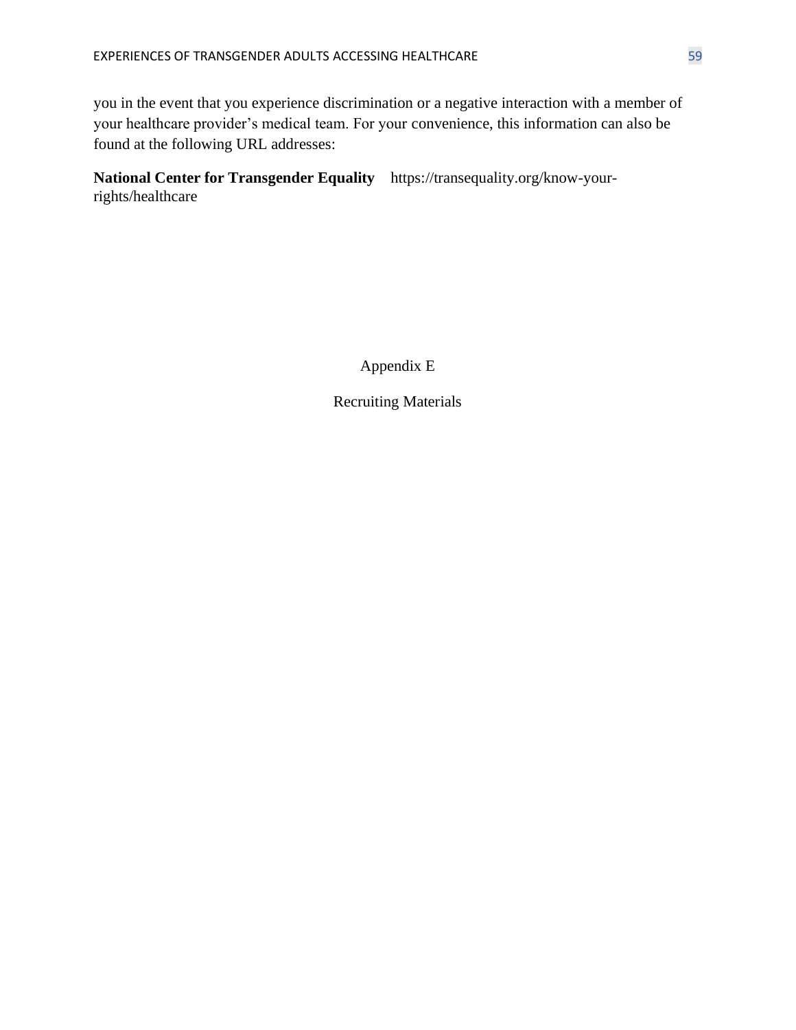you in the event that you experience discrimination or a negative interaction with a member of your healthcare provider's medical team. For your convenience, this information can also be found at the following URL addresses:

**National Center for Transgender Equality** https://transequality.org/know-your-rights/healthcare

# Appendix E

## Recruiting Materials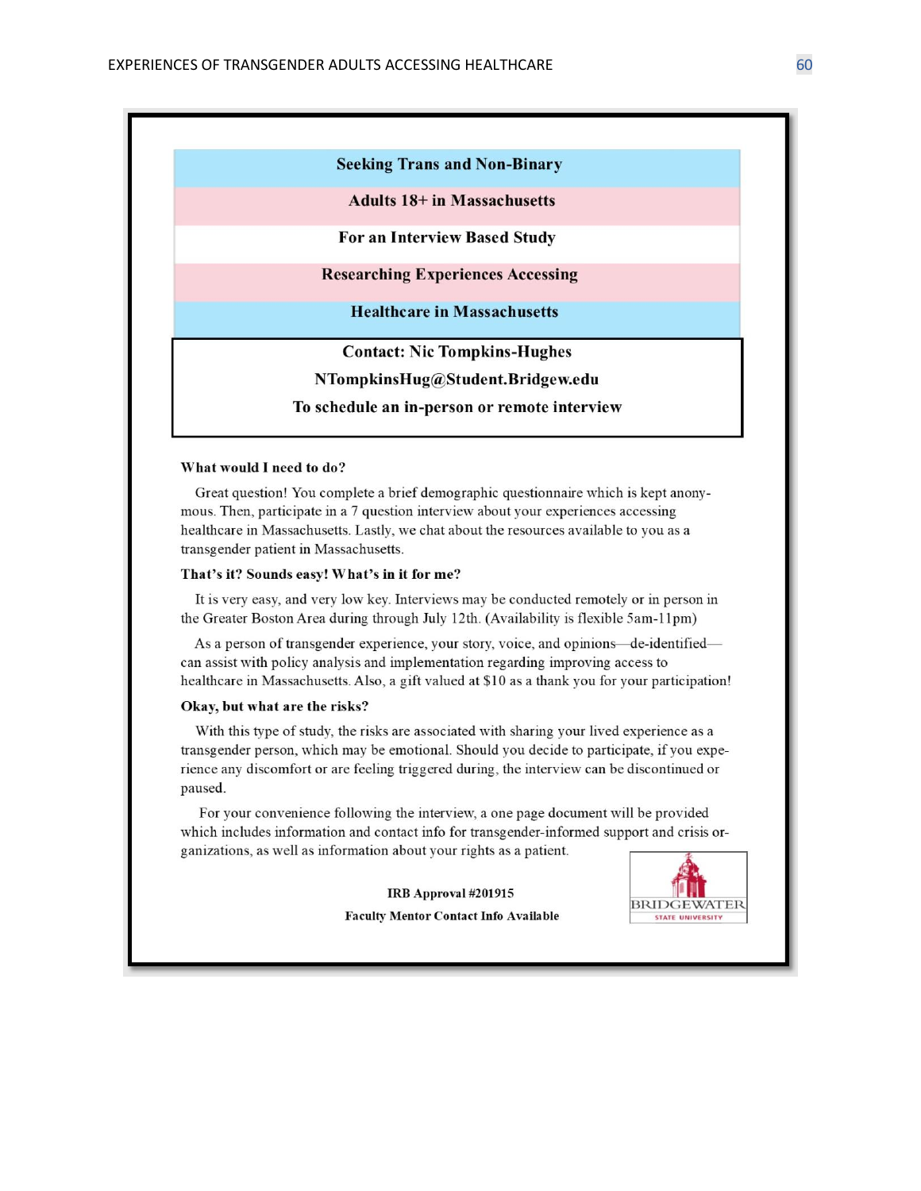**Seeking Trans and Non-Binary**

**Adults 18+ in Massachusetts**

**For an Interview Based Study**

**Researching Experiences Accessing**

**Healthcare in Massachusetts**

**Contact: Nic Tompkins-Hughes**

**NTompkinsHug@Student.Bridgew.edu**

**To schedule an in-person or remote interview**

**What would I need to do?**

Great question! You complete a brief demographic questionnaire which is kept anonymous. Then, participate in a 7 question interview about your experiences accessing healthcare in Massachusetts. Lastly, we chat about the resources available to you as a transgender patient in Massachusetts.

**That's it? Sounds easy! What's in it for me?**

It is very easy, and very low key. Interviews may be conducted remotely or in person in the Greater Boston Area during through July 12th. (Availability is flexible 5am-11pm)

As a person of transgender experience, your story, voice, and opinions—de-identified—can assist with policy analysis and implementation regarding improving access to healthcare in Massachusetts. Also, a gift valued at $10 as a thank you for your participation!

**Okay, but what are the risks?**

With this type of study, the risks are associated with sharing your lived experience as a transgender person, which may be emotional. Should you decide to participate, if you experience any discomfort or are feeling triggered during, the interview can be discontinued or paused.

For your convenience following the interview, a one page document will be provided which includes information and contact info for transgender-informed support and crisis organizations, as well as information about your rights as a patient.

**IRB Approval #201915**

**Faculty Mentor Contact Info Available**

BRIDGEWATER STATE UNIVERSITY